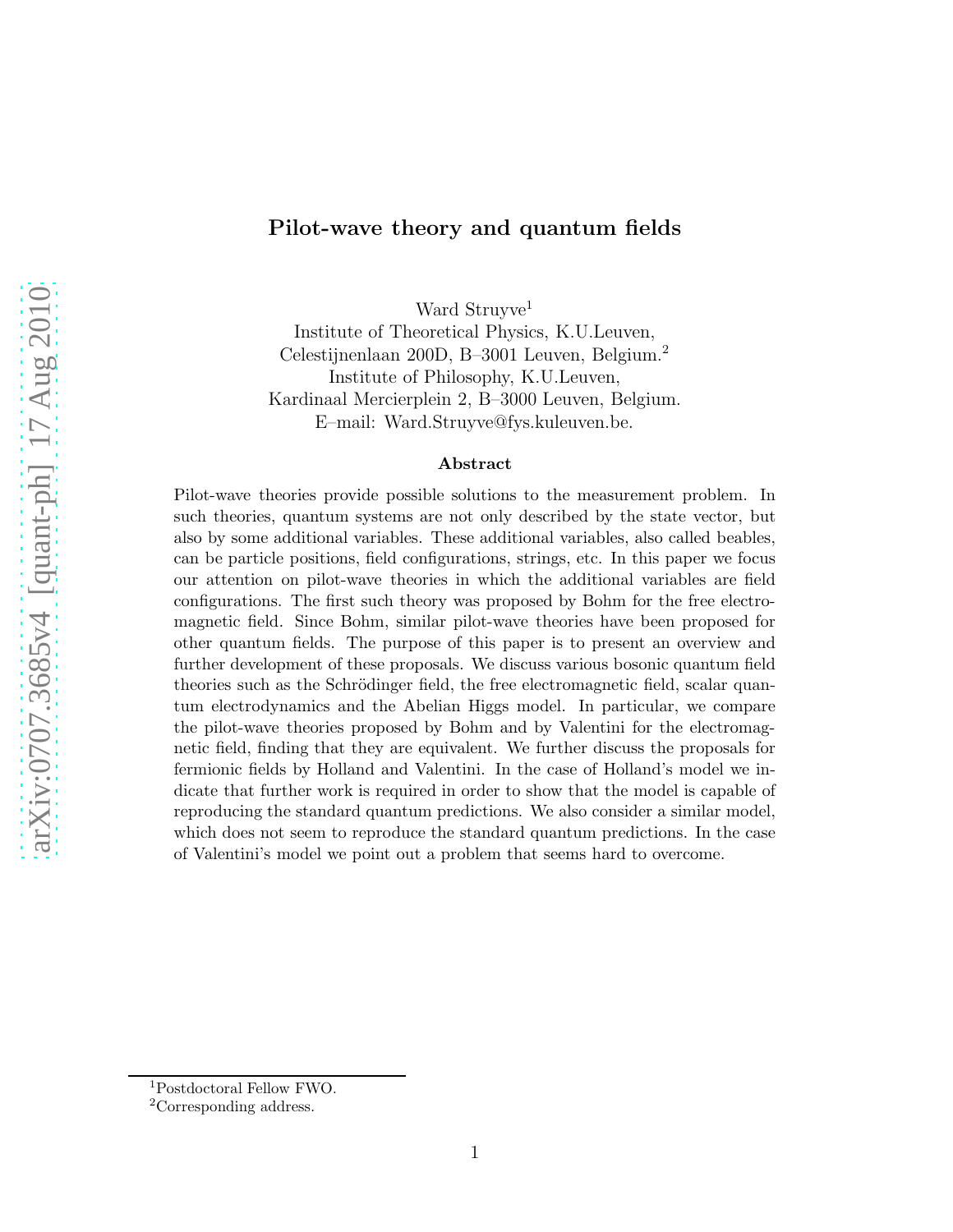# Pilot-wave theory and quantum fields

Ward Struyve[1]
Institute of Theoretical Physics, K.U.Leuven,
Celestijnenlaan 200D, B–3001 Leuven, Belgium.[2]
Institute of Philosophy, K.U.Leuven,
Kardinaal Mercierplein 2, B–3000 Leuven, Belgium.
E–mail: Ward.Struyve@fys.kuleuven.be.

### Abstract

Pilot-wave theories provide possible solutions to the measurement problem. In such theories, quantum systems are not only described by the state vector, but also by some additional variables. These additional variables, also called beables, can be particle positions, field configurations, strings, etc. In this paper we focus our attention on pilot-wave theories in which the additional variables are field configurations. The first such theory was proposed by Bohm for the free electromagnetic field. Since Bohm, similar pilot-wave theories have been proposed for other quantum fields. The purpose of this paper is to present an overview and further development of these proposals. We discuss various bosonic quantum field theories such as the Schrödinger field, the free electromagnetic field, scalar quantum electrodynamics and the Abelian Higgs model. In particular, we compare the pilot-wave theories proposed by Bohm and by Valentini for the electromagnetic field, finding that they are equivalent. We further discuss the proposals for fermionic fields by Holland and Valentini. In the case of Holland's model we indicate that further work is required in order to show that the model is capable of reproducing the standard quantum predictions. We also consider a similar model, which does not seem to reproduce the standard quantum predictions. In the case of Valentini's model we point out a problem that seems hard to overcome.

[1] Postdoctoral Fellow FWO.
[2] Corresponding address.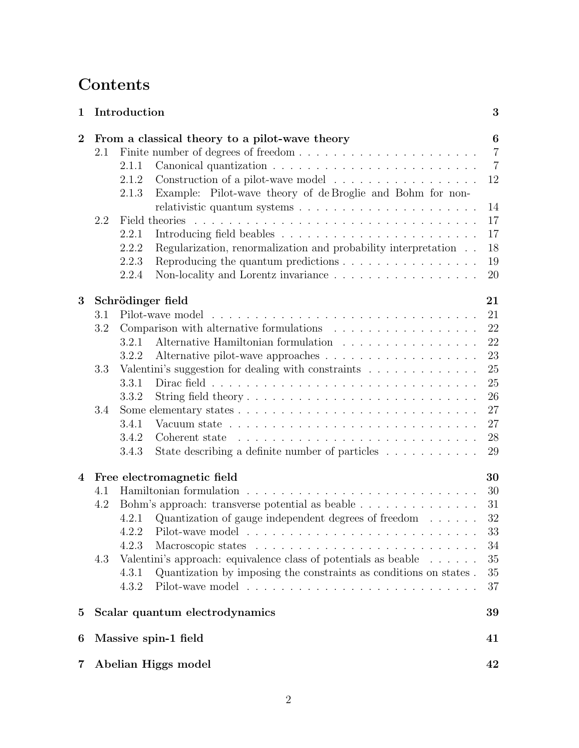# Contents

**1 Introduction** **3**

**2 From a classical theory to a pilot-wave theory** **6**

- 2.1 Finite number of degrees of freedom . . . 7
  - 2.1.1 Canonical quantization . . . 7
  - 2.1.2 Construction of a pilot-wave model . . . 12
  - 2.1.3 Example: Pilot-wave theory of de Broglie and Bohm for non-relativistic quantum systems . . . 14
- 2.2 Field theories . . . 17
  - 2.2.1 Introducing field beables . . . 17
  - 2.2.2 Regularization, renormalization and probability interpretation . . . 18
  - 2.2.3 Reproducing the quantum predictions . . . 19
  - 2.2.4 Non-locality and Lorentz invariance . . . 20

**3 Schrödinger field** **21**

- 3.1 Pilot-wave model . . . 21
- 3.2 Comparison with alternative formulations . . . 22
  - 3.2.1 Alternative Hamiltonian formulation . . . 22
  - 3.2.2 Alternative pilot-wave approaches . . . 23
- 3.3 Valentini's suggestion for dealing with constraints . . . 25
  - 3.3.1 Dirac field . . . 25
  - 3.3.2 String field theory . . . 26
- 3.4 Some elementary states . . . 27
  - 3.4.1 Vacuum state . . . 27
  - 3.4.2 Coherent state . . . 28
  - 3.4.3 State describing a definite number of particles . . . 29

**4 Free electromagnetic field** **30**

- 4.1 Hamiltonian formulation . . . 30
- 4.2 Bohm's approach: transverse potential as beable . . . 31
  - 4.2.1 Quantization of gauge independent degrees of freedom . . . 32
  - 4.2.2 Pilot-wave model . . . 33
  - 4.2.3 Macroscopic states . . . 34
- 4.3 Valentini's approach: equivalence class of potentials as beable . . . 35
  - 4.3.1 Quantization by imposing the constraints as conditions on states . . . 35
  - 4.3.2 Pilot-wave model . . . 37

**5 Scalar quantum electrodynamics** **39**

**6 Massive spin-1 field** **41**

**7 Abelian Higgs model** **42**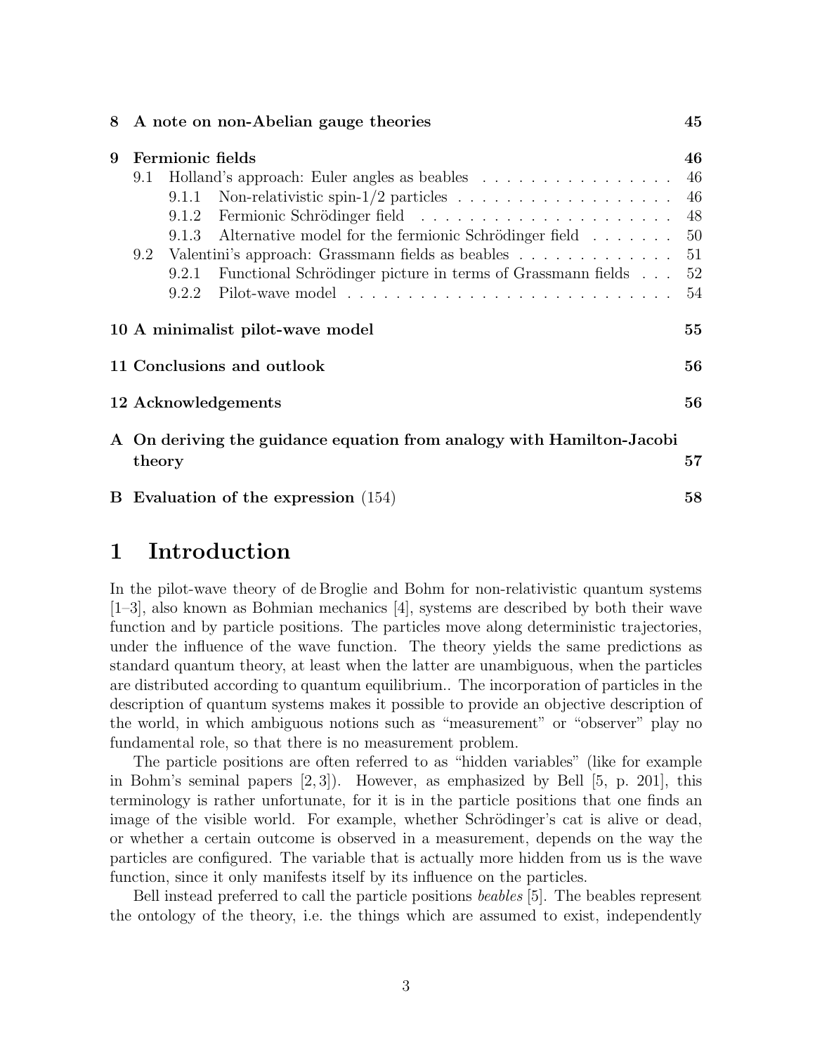8 **A note on non-Abelian gauge theories** 45

9 **Fermionic fields** 46
- 9.1 Holland's approach: Euler angles as beables . . . . . . . . . . . . . . . . 46
  - 9.1.1 Non-relativistic spin-1/2 particles . . . . . . . . . . . . . . . . . . 46
  - 9.1.2 Fermionic Schrödinger field . . . . . . . . . . . . . . . . . . . . . 48
  - 9.1.3 Alternative model for the fermionic Schrödinger field . . . . . . . 50
- 9.2 Valentini's approach: Grassmann fields as beables . . . . . . . . . . . . . 51
  - 9.2.1 Functional Schrödinger picture in terms of Grassmann fields . . . 52
  - 9.2.2 Pilot-wave model . . . . . . . . . . . . . . . . . . . . . . . . . . . 54

10 **A minimalist pilot-wave model** 55

11 **Conclusions and outlook** 56

12 **Acknowledgements** 56

A **On deriving the guidance equation from analogy with Hamilton-Jacobi theory** 57

B **Evaluation of the expression** (154) 58

# 1 Introduction

In the pilot-wave theory of de Broglie and Bohm for non-relativistic quantum systems [1–3], also known as Bohmian mechanics [4], systems are described by both their wave function and by particle positions. The particles move along deterministic trajectories, under the influence of the wave function. The theory yields the same predictions as standard quantum theory, at least when the latter are unambiguous, when the particles are distributed according to quantum equilibrium.. The incorporation of particles in the description of quantum systems makes it possible to provide an objective description of the world, in which ambiguous notions such as "measurement" or "observer" play no fundamental role, so that there is no measurement problem.

The particle positions are often referred to as "hidden variables" (like for example in Bohm's seminal papers [2, 3]). However, as emphasized by Bell [5, p. 201], this terminology is rather unfortunate, for it is in the particle positions that one finds an image of the visible world. For example, whether Schrödinger's cat is alive or dead, or whether a certain outcome is observed in a measurement, depends on the way the particles are configured. The variable that is actually more hidden from us is the wave function, since it only manifests itself by its influence on the particles.

Bell instead preferred to call the particle positions *beables* [5]. The beables represent the ontology of the theory, i.e. the things which are assumed to exist, independently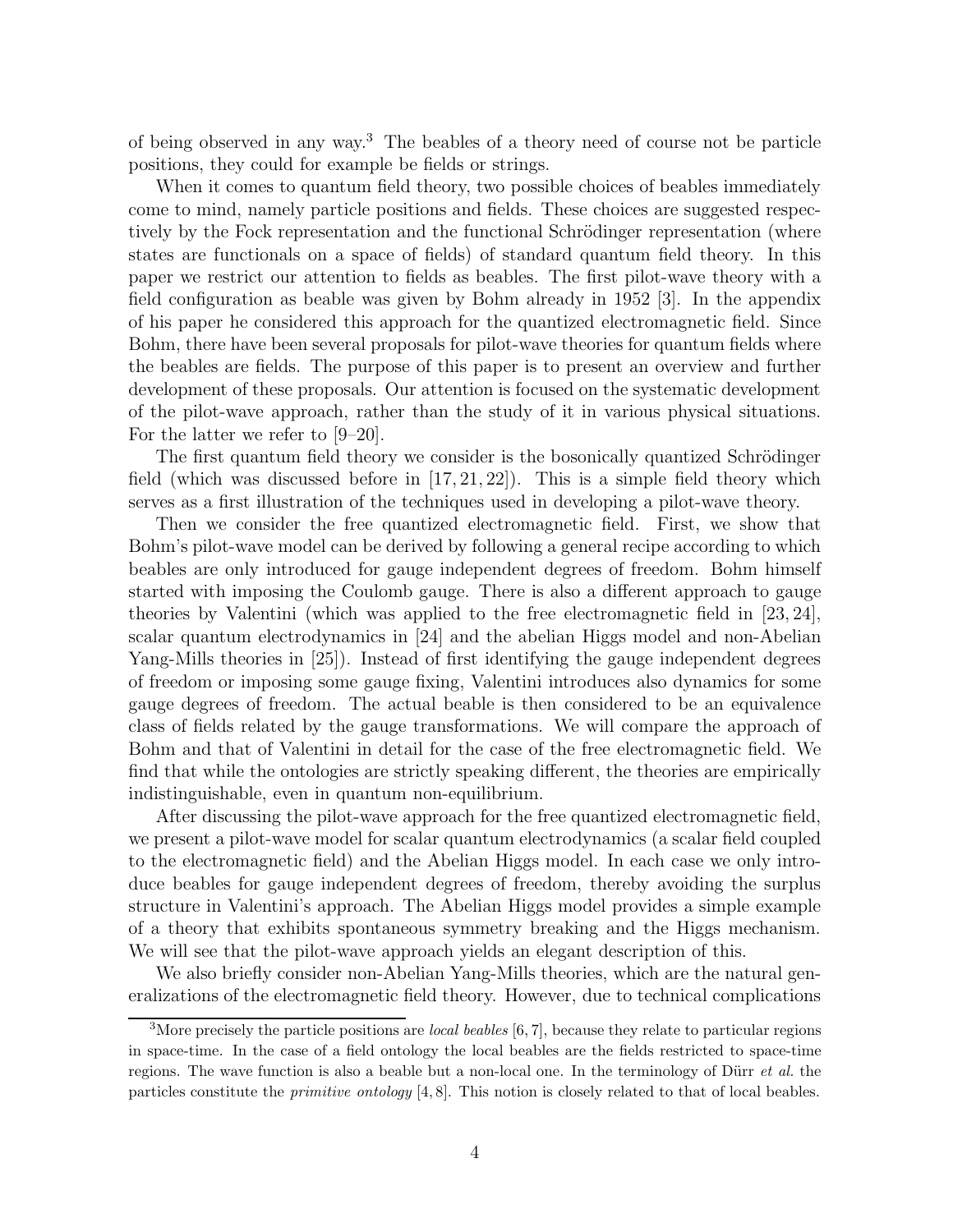of being observed in any way.[3] The beables of a theory need of course not be particle positions, they could for example be fields or strings.

When it comes to quantum field theory, two possible choices of beables immediately come to mind, namely particle positions and fields. These choices are suggested respectively by the Fock representation and the functional Schrödinger representation (where states are functionals on a space of fields) of standard quantum field theory. In this paper we restrict our attention to fields as beables. The first pilot-wave theory with a field configuration as beable was given by Bohm already in 1952 [3]. In the appendix of his paper he considered this approach for the quantized electromagnetic field. Since Bohm, there have been several proposals for pilot-wave theories for quantum fields where the beables are fields. The purpose of this paper is to present an overview and further development of these proposals. Our attention is focused on the systematic development of the pilot-wave approach, rather than the study of it in various physical situations. For the latter we refer to [9–20].

The first quantum field theory we consider is the bosonically quantized Schrödinger field (which was discussed before in [17, 21, 22]). This is a simple field theory which serves as a first illustration of the techniques used in developing a pilot-wave theory.

Then we consider the free quantized electromagnetic field. First, we show that Bohm's pilot-wave model can be derived by following a general recipe according to which beables are only introduced for gauge independent degrees of freedom. Bohm himself started with imposing the Coulomb gauge. There is also a different approach to gauge theories by Valentini (which was applied to the free electromagnetic field in [23, 24], scalar quantum electrodynamics in [24] and the abelian Higgs model and non-Abelian Yang-Mills theories in [25]). Instead of first identifying the gauge independent degrees of freedom or imposing some gauge fixing, Valentini introduces also dynamics for some gauge degrees of freedom. The actual beable is then considered to be an equivalence class of fields related by the gauge transformations. We will compare the approach of Bohm and that of Valentini in detail for the case of the free electromagnetic field. We find that while the ontologies are strictly speaking different, the theories are empirically indistinguishable, even in quantum non-equilibrium.

After discussing the pilot-wave approach for the free quantized electromagnetic field, we present a pilot-wave model for scalar quantum electrodynamics (a scalar field coupled to the electromagnetic field) and the Abelian Higgs model. In each case we only introduce beables for gauge independent degrees of freedom, thereby avoiding the surplus structure in Valentini's approach. The Abelian Higgs model provides a simple example of a theory that exhibits spontaneous symmetry breaking and the Higgs mechanism. We will see that the pilot-wave approach yields an elegant description of this.

We also briefly consider non-Abelian Yang-Mills theories, which are the natural generalizations of the electromagnetic field theory. However, due to technical complications

[3] More precisely the particle positions are *local beables* [6, 7], because they relate to particular regions in space-time. In the case of a field ontology the local beables are the fields restricted to space-time regions. The wave function is also a beable but a non-local one. In the terminology of Dürr *et al.* the particles constitute the *primitive ontology* [4, 8]. This notion is closely related to that of local beables.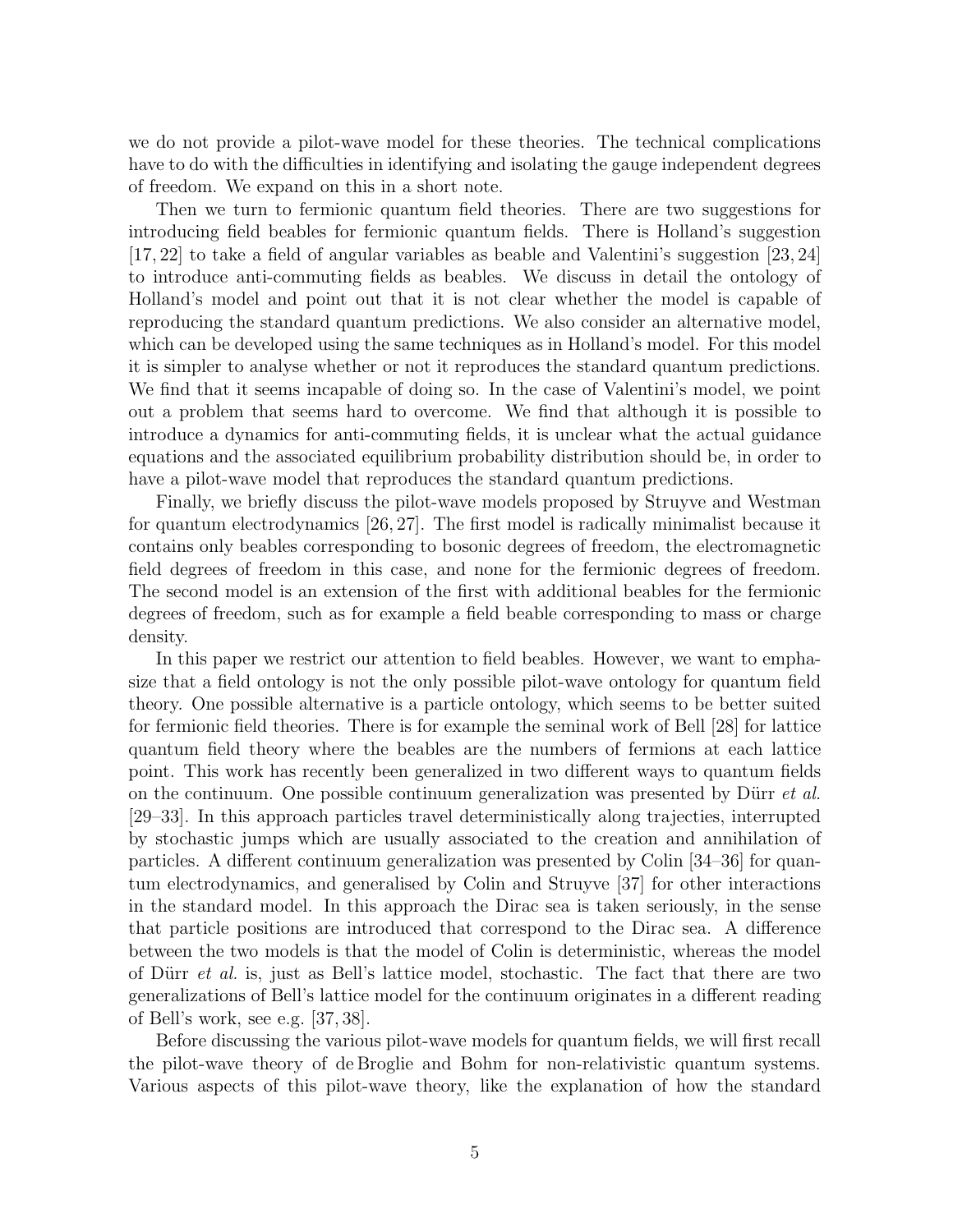we do not provide a pilot-wave model for these theories. The technical complications have to do with the difficulties in identifying and isolating the gauge independent degrees of freedom. We expand on this in a short note.

Then we turn to fermionic quantum field theories. There are two suggestions for introducing field beables for fermionic quantum fields. There is Holland's suggestion [17, 22] to take a field of angular variables as beable and Valentini's suggestion [23, 24] to introduce anti-commuting fields as beables. We discuss in detail the ontology of Holland's model and point out that it is not clear whether the model is capable of reproducing the standard quantum predictions. We also consider an alternative model, which can be developed using the same techniques as in Holland's model. For this model it is simpler to analyse whether or not it reproduces the standard quantum predictions. We find that it seems incapable of doing so. In the case of Valentini's model, we point out a problem that seems hard to overcome. We find that although it is possible to introduce a dynamics for anti-commuting fields, it is unclear what the actual guidance equations and the associated equilibrium probability distribution should be, in order to have a pilot-wave model that reproduces the standard quantum predictions.

Finally, we briefly discuss the pilot-wave models proposed by Struyve and Westman for quantum electrodynamics [26, 27]. The first model is radically minimalist because it contains only beables corresponding to bosonic degrees of freedom, the electromagnetic field degrees of freedom in this case, and none for the fermionic degrees of freedom. The second model is an extension of the first with additional beables for the fermionic degrees of freedom, such as for example a field beable corresponding to mass or charge density.

In this paper we restrict our attention to field beables. However, we want to emphasize that a field ontology is not the only possible pilot-wave ontology for quantum field theory. One possible alternative is a particle ontology, which seems to be better suited for fermionic field theories. There is for example the seminal work of Bell [28] for lattice quantum field theory where the beables are the numbers of fermions at each lattice point. This work has recently been generalized in two different ways to quantum fields on the continuum. One possible continuum generalization was presented by Dürr *et al.* [29–33]. In this approach particles travel deterministically along trajecties, interrupted by stochastic jumps which are usually associated to the creation and annihilation of particles. A different continuum generalization was presented by Colin [34–36] for quantum electrodynamics, and generalised by Colin and Struyve [37] for other interactions in the standard model. In this approach the Dirac sea is taken seriously, in the sense that particle positions are introduced that correspond to the Dirac sea. A difference between the two models is that the model of Colin is deterministic, whereas the model of Dürr *et al.* is, just as Bell's lattice model, stochastic. The fact that there are two generalizations of Bell's lattice model for the continuum originates in a different reading of Bell's work, see e.g. [37, 38].

Before discussing the various pilot-wave models for quantum fields, we will first recall the pilot-wave theory of de Broglie and Bohm for non-relativistic quantum systems. Various aspects of this pilot-wave theory, like the explanation of how the standard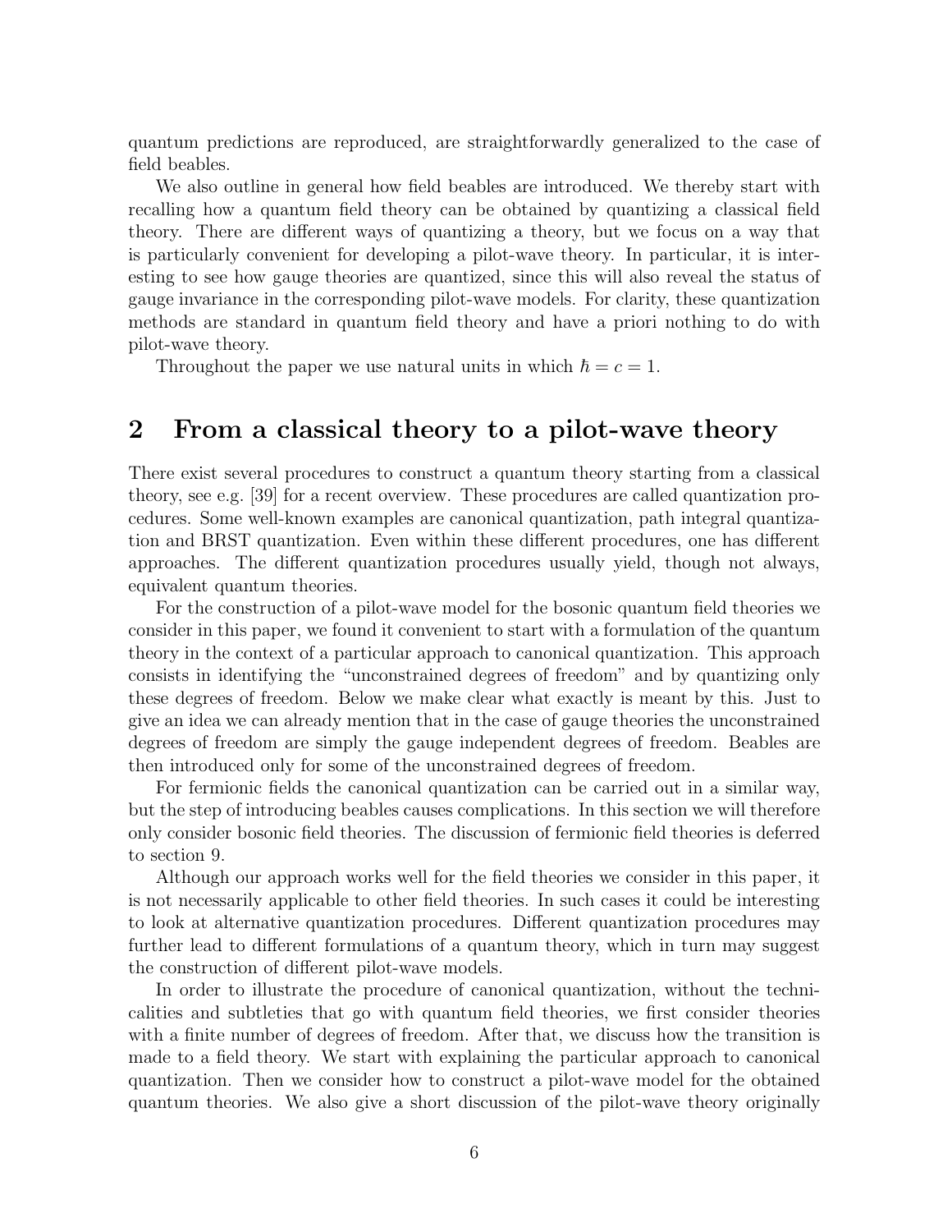quantum predictions are reproduced, are straightforwardly generalized to the case of field beables.

We also outline in general how field beables are introduced. We thereby start with recalling how a quantum field theory can be obtained by quantizing a classical field theory. There are different ways of quantizing a theory, but we focus on a way that is particularly convenient for developing a pilot-wave theory. In particular, it is interesting to see how gauge theories are quantized, since this will also reveal the status of gauge invariance in the corresponding pilot-wave models. For clarity, these quantization methods are standard in quantum field theory and have a priori nothing to do with pilot-wave theory.

Throughout the paper we use natural units in which $\hbar = c = 1$.

## 2 From a classical theory to a pilot-wave theory

There exist several procedures to construct a quantum theory starting from a classical theory, see e.g. [39] for a recent overview. These procedures are called quantization procedures. Some well-known examples are canonical quantization, path integral quantization and BRST quantization. Even within these different procedures, one has different approaches. The different quantization procedures usually yield, though not always, equivalent quantum theories.

For the construction of a pilot-wave model for the bosonic quantum field theories we consider in this paper, we found it convenient to start with a formulation of the quantum theory in the context of a particular approach to canonical quantization. This approach consists in identifying the "unconstrained degrees of freedom" and by quantizing only these degrees of freedom. Below we make clear what exactly is meant by this. Just to give an idea we can already mention that in the case of gauge theories the unconstrained degrees of freedom are simply the gauge independent degrees of freedom. Beables are then introduced only for some of the unconstrained degrees of freedom.

For fermionic fields the canonical quantization can be carried out in a similar way, but the step of introducing beables causes complications. In this section we will therefore only consider bosonic field theories. The discussion of fermionic field theories is deferred to section 9.

Although our approach works well for the field theories we consider in this paper, it is not necessarily applicable to other field theories. In such cases it could be interesting to look at alternative quantization procedures. Different quantization procedures may further lead to different formulations of a quantum theory, which in turn may suggest the construction of different pilot-wave models.

In order to illustrate the procedure of canonical quantization, without the technicalities and subtleties that go with quantum field theories, we first consider theories with a finite number of degrees of freedom. After that, we discuss how the transition is made to a field theory. We start with explaining the particular approach to canonical quantization. Then we consider how to construct a pilot-wave model for the obtained quantum theories. We also give a short discussion of the pilot-wave theory originally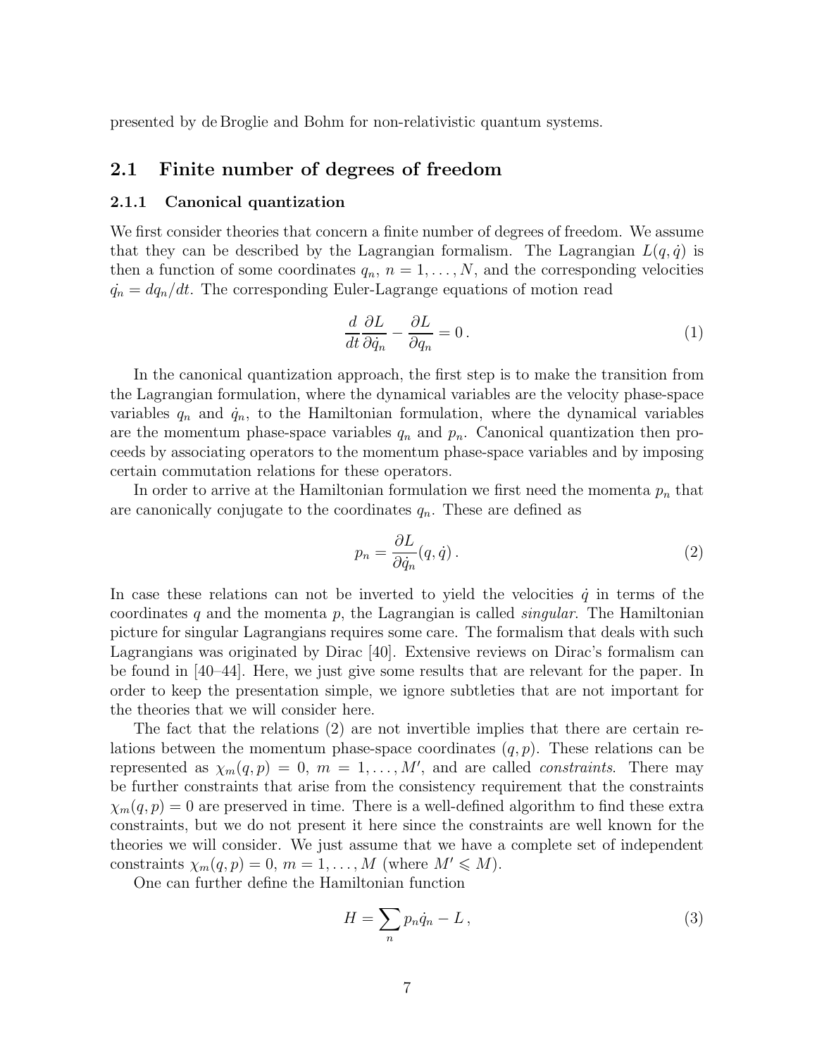presented by de Broglie and Bohm for non-relativistic quantum systems.

## 2.1 Finite number of degrees of freedom

### 2.1.1 Canonical quantization

We first consider theories that concern a finite number of degrees of freedom. We assume that they can be described by the Lagrangian formalism. The Lagrangian $L(q, \dot{q})$ is then a function of some coordinates $q_n$, $n = 1, \dots, N$, and the corresponding velocities $\dot{q}_n = dq_n/dt$. The corresponding Euler-Lagrange equations of motion read

$$\frac{d}{dt}\frac{\partial L}{\partial \dot{q}_n} - \frac{\partial L}{\partial q_n} = 0 \,. \tag{1}$$

In the canonical quantization approach, the first step is to make the transition from the Lagrangian formulation, where the dynamical variables are the velocity phase-space variables $q_n$ and $\dot{q}_n$, to the Hamiltonian formulation, where the dynamical variables are the momentum phase-space variables $q_n$ and $p_n$. Canonical quantization then proceeds by associating operators to the momentum phase-space variables and by imposing certain commutation relations for these operators.

In order to arrive at the Hamiltonian formulation we first need the momenta $p_n$ that are canonically conjugate to the coordinates $q_n$. These are defined as

$$p_n = \frac{\partial L}{\partial \dot{q}_n}(q, \dot{q}) \,. \tag{2}$$

In case these relations can not be inverted to yield the velocities $\dot{q}$ in terms of the coordinates $q$ and the momenta $p$, the Lagrangian is called *singular*. The Hamiltonian picture for singular Lagrangians requires some care. The formalism that deals with such Lagrangians was originated by Dirac [40]. Extensive reviews on Dirac's formalism can be found in [40–44]. Here, we just give some results that are relevant for the paper. In order to keep the presentation simple, we ignore subtleties that are not important for the theories that we will consider here.

The fact that the relations (2) are not invertible implies that there are certain relations between the momentum phase-space coordinates $(q, p)$. These relations can be represented as $\chi_m(q, p) = 0$, $m = 1, \dots, M'$, and are called *constraints*. There may be further constraints that arise from the consistency requirement that the constraints $\chi_m(q, p) = 0$ are preserved in time. There is a well-defined algorithm to find these extra constraints, but we do not present it here since the constraints are well known for the theories we will consider. We just assume that we have a complete set of independent constraints $\chi_m(q, p) = 0$, $m = 1, \dots, M$ (where $M' \leqslant M$).

One can further define the Hamiltonian function

$$H = \sum_n p_n \dot{q}_n - L \,, \tag{3}$$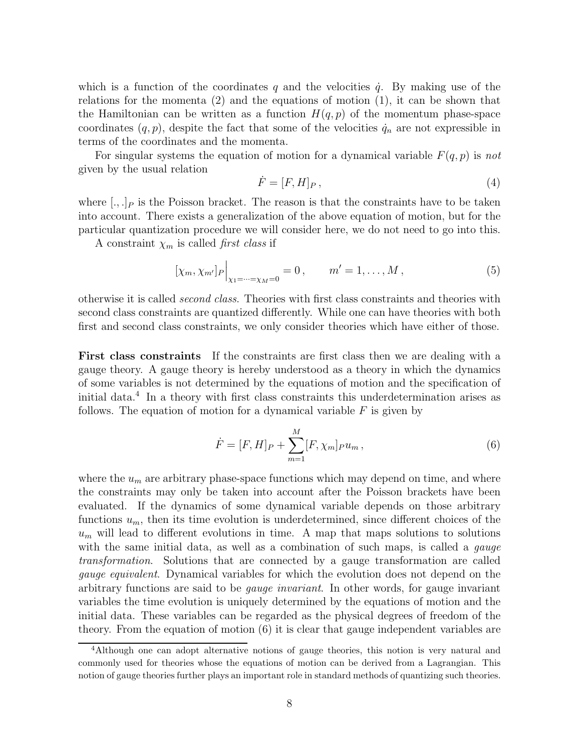which is a function of the coordinates $q$ and the velocities $\dot{q}$. By making use of the relations for the momenta (2) and the equations of motion (1), it can be shown that the Hamiltonian can be written as a function $H(q, p)$ of the momentum phase-space coordinates $(q, p)$, despite the fact that some of the velocities $\dot{q}_n$ are not expressible in terms of the coordinates and the momenta.

For singular systems the equation of motion for a dynamical variable $F(q, p)$ is *not* given by the usual relation

$$\dot{F} = [F, H]_P \,, \tag{4}$$

where $[.,.]_P$ is the Poisson bracket. The reason is that the constraints have to be taken into account. There exists a generalization of the above equation of motion, but for the particular quantization procedure we will consider here, we do not need to go into this.

A constraint $\chi_m$ is called *first class* if

$$[\chi_m, \chi_{m'}]_P \Big|_{\chi_1 = \cdots = \chi_M = 0} = 0 \,, \qquad m' = 1, \ldots, M \,, \tag{5}$$

otherwise it is called *second class*. Theories with first class constraints and theories with second class constraints are quantized differently. While one can have theories with both first and second class constraints, we only consider theories which have either of those.

**First class constraints** If the constraints are first class then we are dealing with a gauge theory. A gauge theory is hereby understood as a theory in which the dynamics of some variables is not determined by the equations of motion and the specification of initial data.[4] In a theory with first class constraints this underdetermination arises as follows. The equation of motion for a dynamical variable $F$ is given by

$$\dot{F} = [F, H]_P + \sum_{m=1}^{M} [F, \chi_m]_P u_m \,, \tag{6}$$

where the $u_m$ are arbitrary phase-space functions which may depend on time, and where the constraints may only be taken into account after the Poisson brackets have been evaluated. If the dynamics of some dynamical variable depends on those arbitrary functions $u_m$, then its time evolution is underdetermined, since different choices of the $u_m$ will lead to different evolutions in time. A map that maps solutions to solutions with the same initial data, as well as a combination of such maps, is called a *gauge transformation*. Solutions that are connected by a gauge transformation are called *gauge equivalent*. Dynamical variables for which the evolution does not depend on the arbitrary functions are said to be *gauge invariant*. In other words, for gauge invariant variables the time evolution is uniquely determined by the equations of motion and the initial data. These variables can be regarded as the physical degrees of freedom of the theory. From the equation of motion (6) it is clear that gauge independent variables are

[4]Although one can adopt alternative notions of gauge theories, this notion is very natural and commonly used for theories whose the equations of motion can be derived from a Lagrangian. This notion of gauge theories further plays an important role in standard methods of quantizing such theories.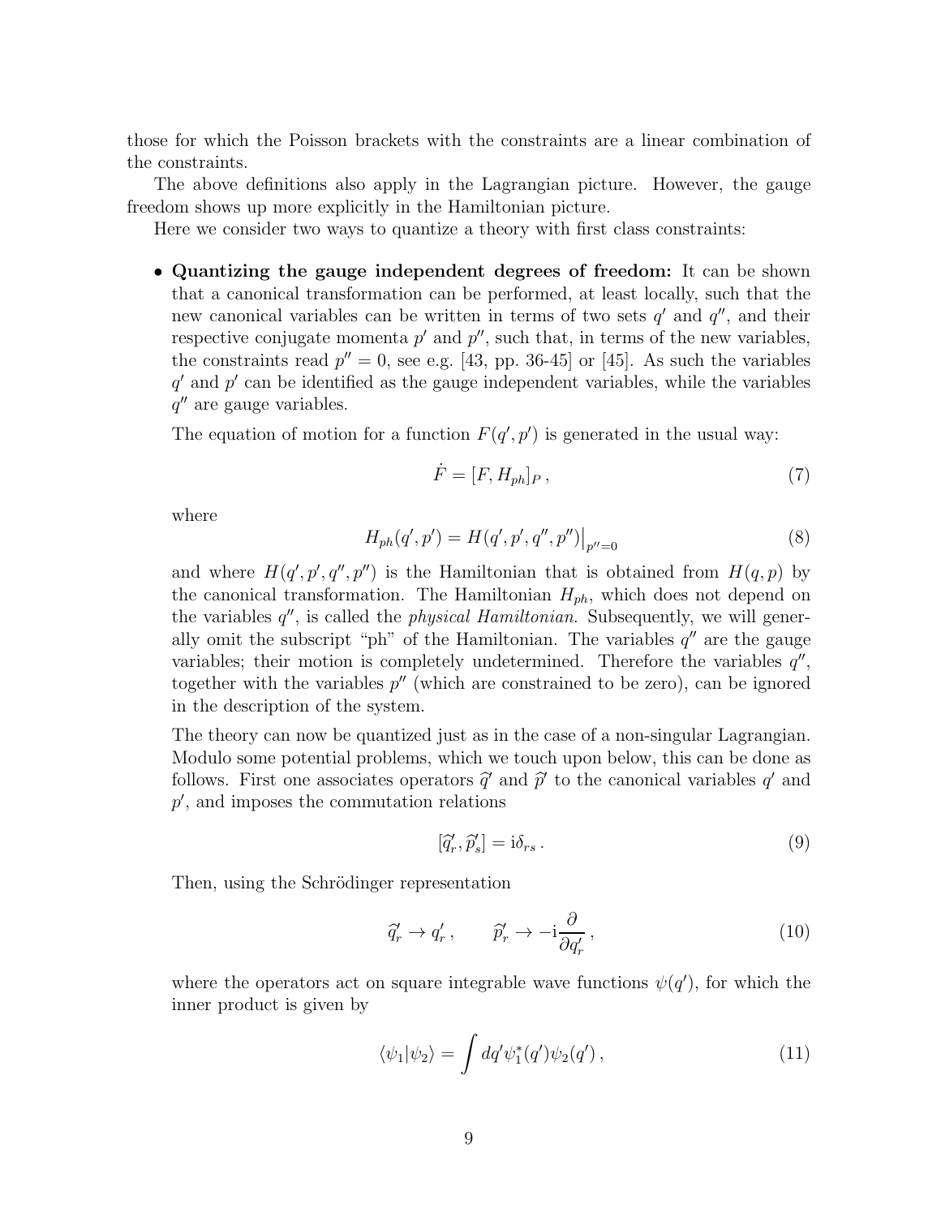those for which the Poisson brackets with the constraints are a linear combination of the constraints.

The above definitions also apply in the Lagrangian picture. However, the gauge freedom shows up more explicitly in the Hamiltonian picture.

Here we consider two ways to quantize a theory with first class constraints:

- **Quantizing the gauge independent degrees of freedom:** It can be shown that a canonical transformation can be performed, at least locally, such that the new canonical variables can be written in terms of two sets $q'$ and $q''$, and their respective conjugate momenta $p'$ and $p''$, such that, in terms of the new variables, the constraints read $p'' = 0$, see e.g. [43, pp. 36-45] or [45]. As such the variables $q'$ and $p'$ can be identified as the gauge independent variables, while the variables $q''$ are gauge variables.

  The equation of motion for a function $F(q', p')$ is generated in the usual way:

  $$\dot{F} = [F, H_{ph}]_P \,, \tag{7}$$

  where

  $$H_{ph}(q', p') = H(q', p', q'', p'')\big|_{p''=0} \tag{8}$$

  and where $H(q', p', q'', p'')$ is the Hamiltonian that is obtained from $H(q, p)$ by the canonical transformation. The Hamiltonian $H_{ph}$, which does not depend on the variables $q''$, is called the *physical Hamiltonian*. Subsequently, we will generally omit the subscript "ph" of the Hamiltonian. The variables $q''$ are the gauge variables; their motion is completely undetermined. Therefore the variables $q''$, together with the variables $p''$ (which are constrained to be zero), can be ignored in the description of the system.

  The theory can now be quantized just as in the case of a non-singular Lagrangian. Modulo some potential problems, which we touch upon below, this can be done as follows. First one associates operators $\widehat{q}'$ and $\widehat{p}'$ to the canonical variables $q'$ and $p'$, and imposes the commutation relations

  $$[\widehat{q}'_r, \widehat{p}'_s] = \mathrm{i}\delta_{rs} \,. \tag{9}$$

  Then, using the Schrödinger representation

  $$\widehat{q}'_r \to q'_r \,, \qquad \widehat{p}'_r \to -\mathrm{i}\frac{\partial}{\partial q'_r} \,, \tag{10}$$

  where the operators act on square integrable wave functions $\psi(q')$, for which the inner product is given by

  $$\langle \psi_1 | \psi_2 \rangle = \int dq' \psi_1^*(q') \psi_2(q') \,, \tag{11}$$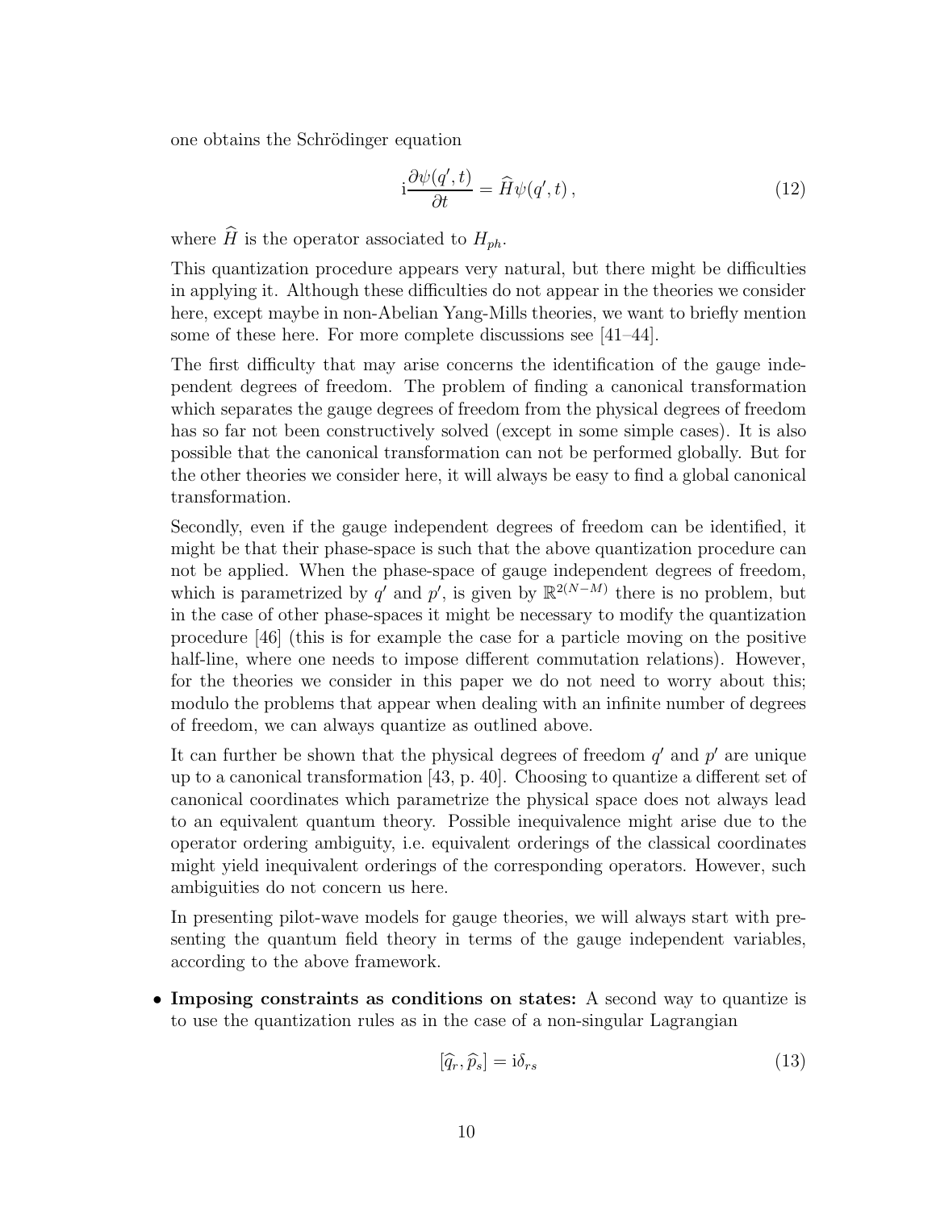one obtains the Schrödinger equation

$$\mathrm{i}\frac{\partial \psi(q',t)}{\partial t} = \widehat{H}\psi(q',t)\,, \tag{12}$$

where $\widehat{H}$ is the operator associated to $H_{ph}$.

This quantization procedure appears very natural, but there might be difficulties in applying it. Although these difficulties do not appear in the theories we consider here, except maybe in non-Abelian Yang-Mills theories, we want to briefly mention some of these here. For more complete discussions see [41–44].

The first difficulty that may arise concerns the identification of the gauge independent degrees of freedom. The problem of finding a canonical transformation which separates the gauge degrees of freedom from the physical degrees of freedom has so far not been constructively solved (except in some simple cases). It is also possible that the canonical transformation can not be performed globally. But for the other theories we consider here, it will always be easy to find a global canonical transformation.

Secondly, even if the gauge independent degrees of freedom can be identified, it might be that their phase-space is such that the above quantization procedure can not be applied. When the phase-space of gauge independent degrees of freedom, which is parametrized by $q'$ and $p'$, is given by $\mathbb{R}^{2(N-M)}$ there is no problem, but in the case of other phase-spaces it might be necessary to modify the quantization procedure [46] (this is for example the case for a particle moving on the positive half-line, where one needs to impose different commutation relations). However, for the theories we consider in this paper we do not need to worry about this; modulo the problems that appear when dealing with an infinite number of degrees of freedom, we can always quantize as outlined above.

It can further be shown that the physical degrees of freedom $q'$ and $p'$ are unique up to a canonical transformation [43, p. 40]. Choosing to quantize a different set of canonical coordinates which parametrize the physical space does not always lead to an equivalent quantum theory. Possible inequivalence might arise due to the operator ordering ambiguity, i.e. equivalent orderings of the classical coordinates might yield inequivalent orderings of the corresponding operators. However, such ambiguities do not concern us here.

In presenting pilot-wave models for gauge theories, we will always start with presenting the quantum field theory in terms of the gauge independent variables, according to the above framework.

- **Imposing constraints as conditions on states:** A second way to quantize is to use the quantization rules as in the case of a non-singular Lagrangian

$$[\widehat{q}_r, \widehat{p}_s] = \mathrm{i}\delta_{rs} \tag{13}$$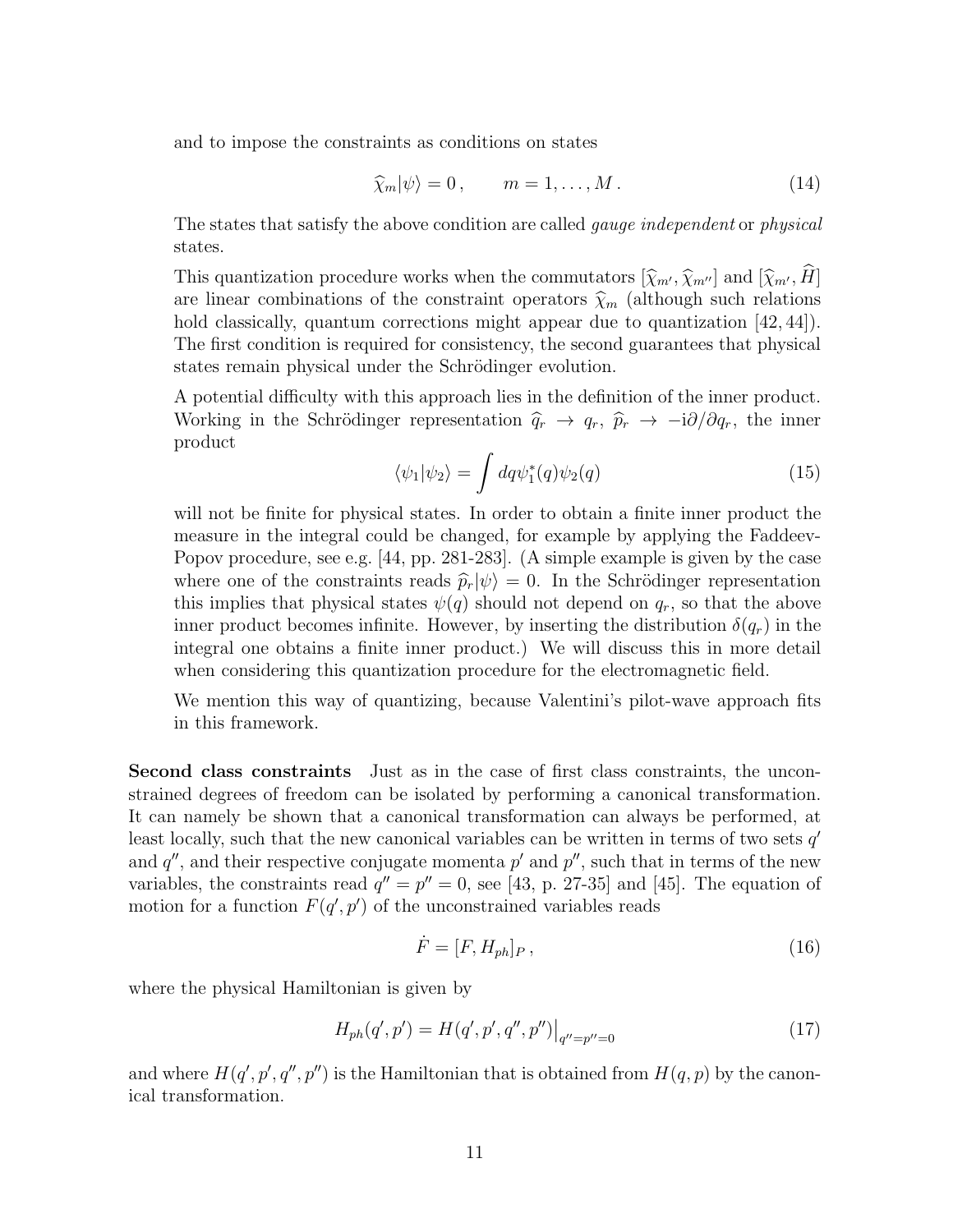and to impose the constraints as conditions on states

$$\widehat{\chi}_m|\psi\rangle = 0\,, \qquad m = 1, \ldots, M\,. \tag{14}$$

The states that satisfy the above condition are called *gauge independent* or *physical* states.

This quantization procedure works when the commutators $[\widehat{\chi}_{m'}, \widehat{\chi}_{m''}]$ and $[\widehat{\chi}_{m'}, \widehat{H}]$ are linear combinations of the constraint operators $\widehat{\chi}_m$ (although such relations hold classically, quantum corrections might appear due to quantization [42, 44]). The first condition is required for consistency, the second guarantees that physical states remain physical under the Schrödinger evolution.

A potential difficulty with this approach lies in the definition of the inner product. Working in the Schrödinger representation $\widehat{q}_r \to q_r$, $\widehat{p}_r \to -\mathrm{i}\partial/\partial q_r$, the inner product

$$\langle\psi_1|\psi_2\rangle = \int dq \psi_1^*(q)\psi_2(q) \tag{15}$$

will not be finite for physical states. In order to obtain a finite inner product the measure in the integral could be changed, for example by applying the Faddeev-Popov procedure, see e.g. [44, pp. 281-283]. (A simple example is given by the case where one of the constraints reads $\widehat{p}_r|\psi\rangle = 0$. In the Schrödinger representation this implies that physical states $\psi(q)$ should not depend on $q_r$, so that the above inner product becomes infinite. However, by inserting the distribution $\delta(q_r)$ in the integral one obtains a finite inner product.) We will discuss this in more detail when considering this quantization procedure for the electromagnetic field.

We mention this way of quantizing, because Valentini's pilot-wave approach fits in this framework.

**Second class constraints** Just as in the case of first class constraints, the unconstrained degrees of freedom can be isolated by performing a canonical transformation. It can namely be shown that a canonical transformation can always be performed, at least locally, such that the new canonical variables can be written in terms of two sets $q'$ and $q''$, and their respective conjugate momenta $p'$ and $p''$, such that in terms of the new variables, the constraints read $q'' = p'' = 0$, see [43, p. 27-35] and [45]. The equation of motion for a function $F(q', p')$ of the unconstrained variables reads

$$\dot{F} = [F, H_{ph}]_P\,, \tag{16}$$

where the physical Hamiltonian is given by

$$H_{ph}(q', p') = H(q', p', q'', p'')\big|_{q''=p''=0} \tag{17}$$

and where $H(q', p', q'', p'')$ is the Hamiltonian that is obtained from $H(q, p)$ by the canonical transformation.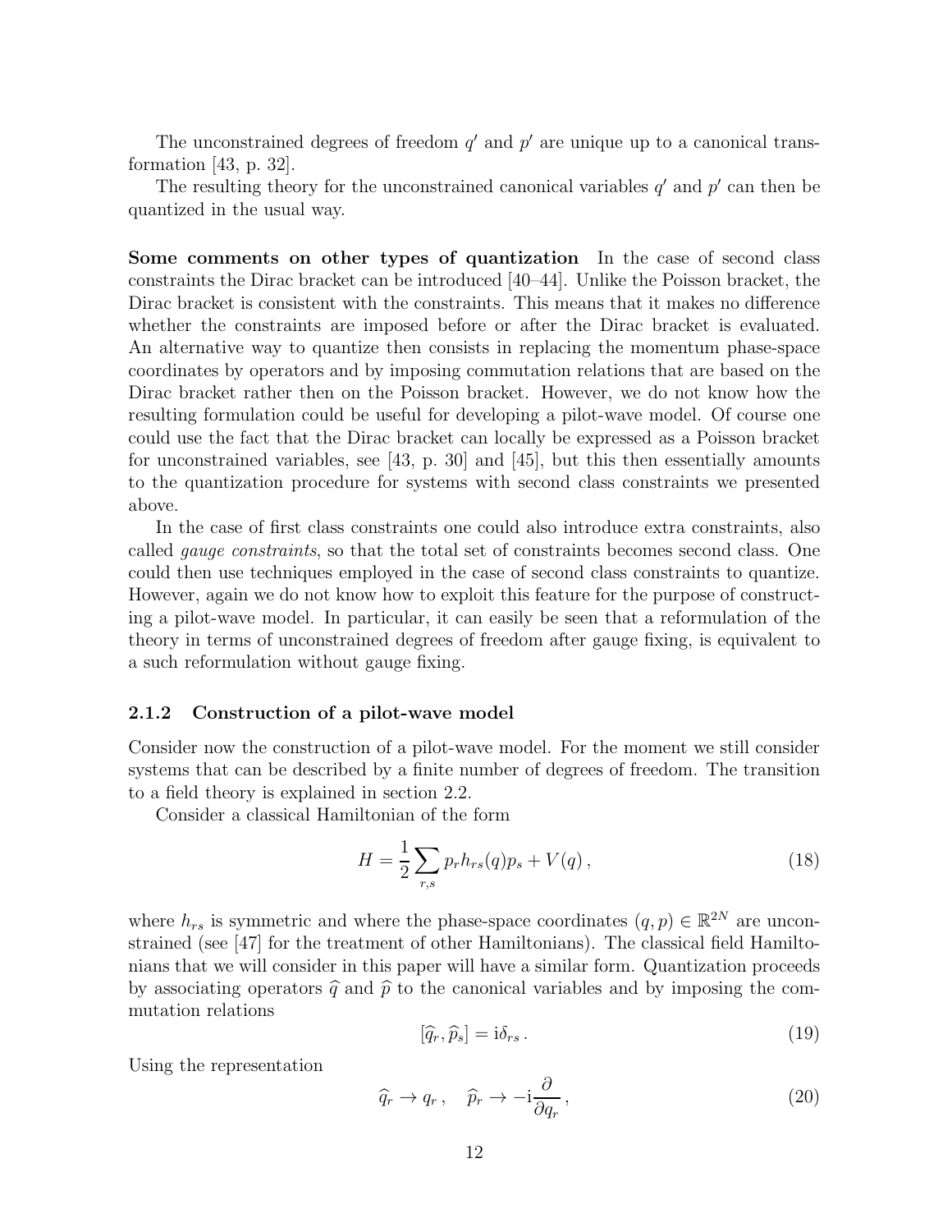The unconstrained degrees of freedom $q'$ and $p'$ are unique up to a canonical transformation [43, p. 32].

The resulting theory for the unconstrained canonical variables $q'$ and $p'$ can then be quantized in the usual way.

**Some comments on other types of quantization** In the case of second class constraints the Dirac bracket can be introduced [40–44]. Unlike the Poisson bracket, the Dirac bracket is consistent with the constraints. This means that it makes no difference whether the constraints are imposed before or after the Dirac bracket is evaluated. An alternative way to quantize then consists in replacing the momentum phase-space coordinates by operators and by imposing commutation relations that are based on the Dirac bracket rather then on the Poisson bracket. However, we do not know how the resulting formulation could be useful for developing a pilot-wave model. Of course one could use the fact that the Dirac bracket can locally be expressed as a Poisson bracket for unconstrained variables, see [43, p. 30] and [45], but this then essentially amounts to the quantization procedure for systems with second class constraints we presented above.

In the case of first class constraints one could also introduce extra constraints, also called *gauge constraints*, so that the total set of constraints becomes second class. One could then use techniques employed in the case of second class constraints to quantize. However, again we do not know how to exploit this feature for the purpose of constructing a pilot-wave model. In particular, it can easily be seen that a reformulation of the theory in terms of unconstrained degrees of freedom after gauge fixing, is equivalent to a such reformulation without gauge fixing.

### 2.1.2 Construction of a pilot-wave model

Consider now the construction of a pilot-wave model. For the moment we still consider systems that can be described by a finite number of degrees of freedom. The transition to a field theory is explained in section 2.2.

Consider a classical Hamiltonian of the form

$$H = \frac{1}{2}\sum_{r,s} p_r h_{rs}(q) p_s + V(q)\,, \tag{18}$$

where $h_{rs}$ is symmetric and where the phase-space coordinates $(q,p) \in \mathbb{R}^{2N}$ are unconstrained (see [47] for the treatment of other Hamiltonians). The classical field Hamiltonians that we will consider in this paper will have a similar form. Quantization proceeds by associating operators $\widehat{q}$ and $\widehat{p}$ to the canonical variables and by imposing the commutation relations

$$[\widehat{q}_r, \widehat{p}_s] = \mathrm{i}\delta_{rs}\,. \tag{19}$$

Using the representation

$$\widehat{q}_r \to q_r\,, \quad \widehat{p}_r \to -\mathrm{i}\frac{\partial}{\partial q_r}\,, \tag{20}$$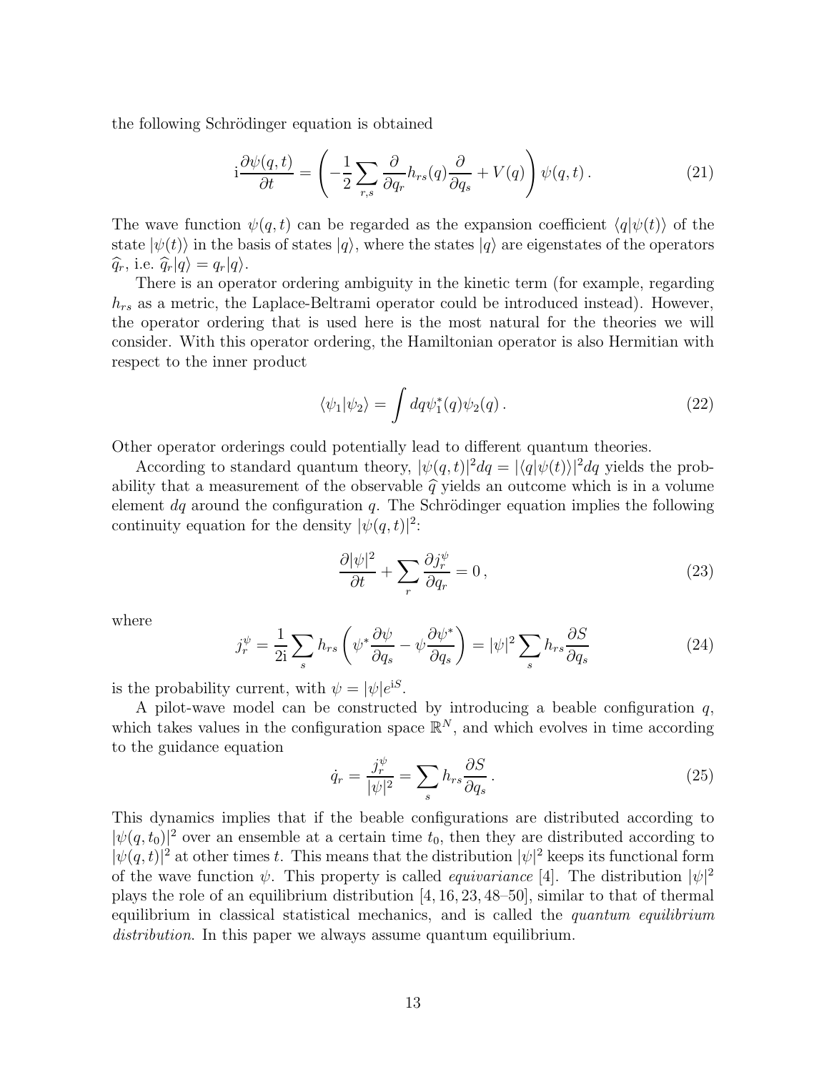the following Schrödinger equation is obtained

$$\mathrm{i}\frac{\partial \psi(q,t)}{\partial t} = \left( -\frac{1}{2} \sum_{r,s} \frac{\partial}{\partial q_r} h_{rs}(q) \frac{\partial}{\partial q_s} + V(q) \right) \psi(q,t)\,. \tag{21}$$

The wave function $\psi(q,t)$ can be regarded as the expansion coefficient $\langle q|\psi(t)\rangle$ of the state $|\psi(t)\rangle$ in the basis of states $|q\rangle$, where the states $|q\rangle$ are eigenstates of the operators $\widehat{q}_r$, i.e. $\widehat{q}_r|q\rangle = q_r|q\rangle$.

There is an operator ordering ambiguity in the kinetic term (for example, regarding $h_{rs}$ as a metric, the Laplace-Beltrami operator could be introduced instead). However, the operator ordering that is used here is the most natural for the theories we will consider. With this operator ordering, the Hamiltonian operator is also Hermitian with respect to the inner product

$$\langle \psi_1|\psi_2\rangle = \int dq \psi_1^*(q)\psi_2(q)\,. \tag{22}$$

Other operator orderings could potentially lead to different quantum theories.

According to standard quantum theory, $|\psi(q,t)|^2 dq = |\langle q|\psi(t)\rangle|^2 dq$ yields the probability that a measurement of the observable $\widehat{q}$ yields an outcome which is in a volume element $dq$ around the configuration $q$. The Schrödinger equation implies the following continuity equation for the density $|\psi(q,t)|^2$:

$$\frac{\partial |\psi|^2}{\partial t} + \sum_r \frac{\partial j^\psi_r}{\partial q_r} = 0\,, \tag{23}$$

where

$$j^\psi_r = \frac{1}{2\mathrm{i}} \sum_s h_{rs} \left( \psi^* \frac{\partial \psi}{\partial q_s} - \psi \frac{\partial \psi^*}{\partial q_s} \right) = |\psi|^2 \sum_s h_{rs} \frac{\partial S}{\partial q_s} \tag{24}$$

is the probability current, with $\psi = |\psi|e^{\mathrm{i}S}$.

A pilot-wave model can be constructed by introducing a beable configuration $q$, which takes values in the configuration space $\mathbb{R}^N$, and which evolves in time according to the guidance equation

$$\dot{q}_r = \frac{j^\psi_r}{|\psi|^2} = \sum_s h_{rs} \frac{\partial S}{\partial q_s}\,. \tag{25}$$

This dynamics implies that if the beable configurations are distributed according to $|\psi(q,t_0)|^2$ over an ensemble at a certain time $t_0$, then they are distributed according to $|\psi(q,t)|^2$ at other times $t$. This means that the distribution $|\psi|^2$ keeps its functional form of the wave function $\psi$. This property is called *equivariance* [4]. The distribution $|\psi|^2$ plays the role of an equilibrium distribution [4, 16, 23, 48–50], similar to that of thermal equilibrium in classical statistical mechanics, and is called the *quantum equilibrium distribution*. In this paper we always assume quantum equilibrium.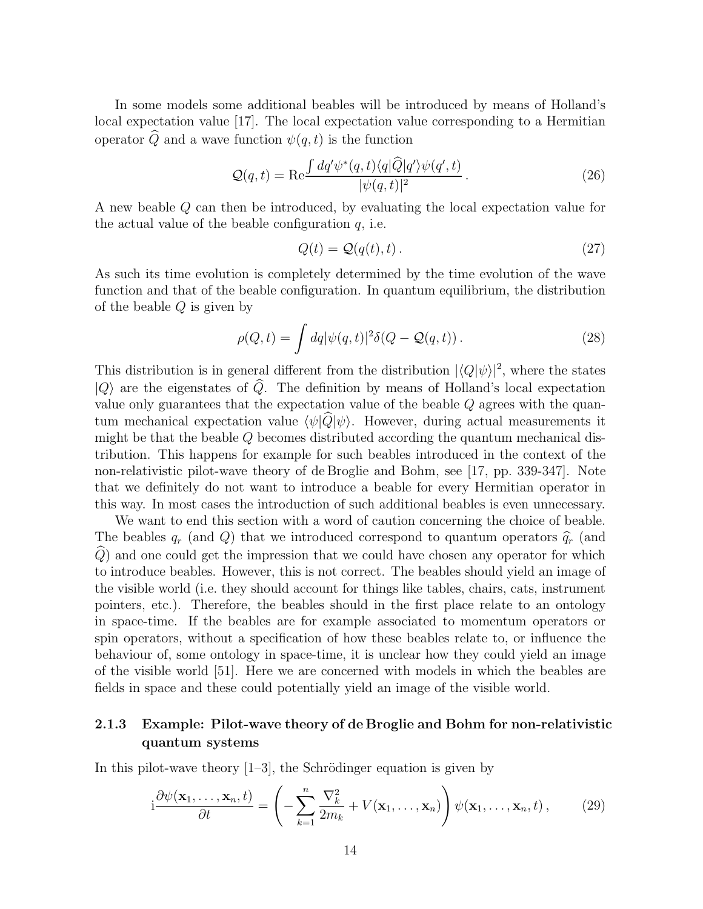In some models some additional beables will be introduced by means of Holland's local expectation value [17]. The local expectation value corresponding to a Hermitian operator $\widehat{Q}$ and a wave function $\psi(q,t)$ is the function

$$\mathcal{Q}(q,t) = \text{Re}\frac{\int dq' \psi^*(q,t)\langle q|\widehat{Q}|q'\rangle\psi(q',t)}{|\psi(q,t)|^2}\,. \tag{26}$$

A new beable $Q$ can then be introduced, by evaluating the local expectation value for the actual value of the beable configuration $q$, i.e.

$$Q(t) = \mathcal{Q}(q(t),t)\,. \tag{27}$$

As such its time evolution is completely determined by the time evolution of the wave function and that of the beable configuration. In quantum equilibrium, the distribution of the beable $Q$ is given by

$$\rho(Q,t) = \int dq |\psi(q,t)|^2 \delta(Q - \mathcal{Q}(q,t))\,. \tag{28}$$

This distribution is in general different from the distribution $|\langle Q|\psi\rangle|^2$, where the states $|Q\rangle$ are the eigenstates of $\widehat{Q}$. The definition by means of Holland's local expectation value only guarantees that the expectation value of the beable $Q$ agrees with the quantum mechanical expectation value $\langle\psi|\widehat{Q}|\psi\rangle$. However, during actual measurements it might be that the beable $Q$ becomes distributed according the quantum mechanical distribution. This happens for example for such beables introduced in the context of the non-relativistic pilot-wave theory of de Broglie and Bohm, see [17, pp. 339-347]. Note that we definitely do not want to introduce a beable for every Hermitian operator in this way. In most cases the introduction of such additional beables is even unnecessary.

We want to end this section with a word of caution concerning the choice of beable. The beables $q_r$ (and $Q$) that we introduced correspond to quantum operators $\widehat{q}_r$ (and $\widehat{Q}$) and one could get the impression that we could have chosen any operator for which to introduce beables. However, this is not correct. The beables should yield an image of the visible world (i.e. they should account for things like tables, chairs, cats, instrument pointers, etc.). Therefore, the beables should in the first place relate to an ontology in space-time. If the beables are for example associated to momentum operators or spin operators, without a specification of how these beables relate to, or influence the behaviour of, some ontology in space-time, it is unclear how they could yield an image of the visible world [51]. Here we are concerned with models in which the beables are fields in space and these could potentially yield an image of the visible world.

### 2.1.3 Example: Pilot-wave theory of de Broglie and Bohm for non-relativistic quantum systems

In this pilot-wave theory [1–3], the Schrödinger equation is given by

$$\mathrm{i}\frac{\partial\psi(\mathbf{x}_1,\dots,\mathbf{x}_n,t)}{\partial t} = \left(-\sum_{k=1}^{n}\frac{\nabla_k^2}{2m_k} + V(\mathbf{x}_1,\dots,\mathbf{x}_n)\right)\psi(\mathbf{x}_1,\dots,\mathbf{x}_n,t)\,, \tag{29}$$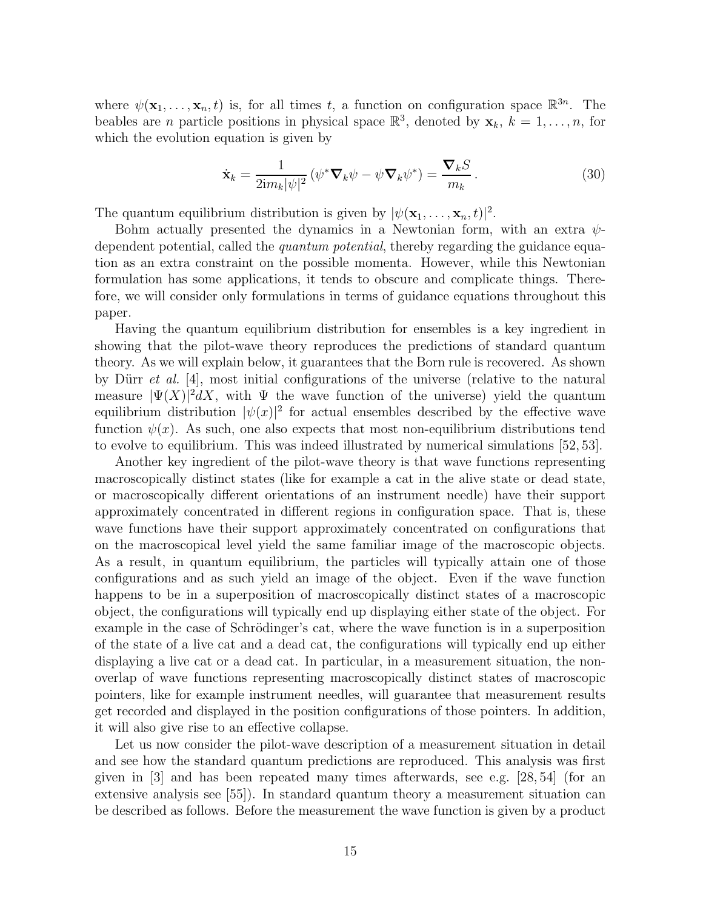where $\psi(\mathbf{x}_1, \dots, \mathbf{x}_n, t)$ is, for all times $t$, a function on configuration space $\mathbb{R}^{3n}$. The beables are $n$ particle positions in physical space $\mathbb{R}^3$, denoted by $\mathbf{x}_k$, $k = 1, \dots, n$, for which the evolution equation is given by

$$\dot{\mathbf{x}}_k = \frac{1}{2\mathrm{i}m_k|\psi|^2} \left(\psi^* \boldsymbol{\nabla}_k \psi - \psi \boldsymbol{\nabla}_k \psi^*\right) = \frac{\boldsymbol{\nabla}_k S}{m_k} \, . \tag{30}$$

The quantum equilibrium distribution is given by $|\psi(\mathbf{x}_1, \dots, \mathbf{x}_n, t)|^2$.

Bohm actually presented the dynamics in a Newtonian form, with an extra $\psi$-dependent potential, called the *quantum potential*, thereby regarding the guidance equation as an extra constraint on the possible momenta. However, while this Newtonian formulation has some applications, it tends to obscure and complicate things. Therefore, we will consider only formulations in terms of guidance equations throughout this paper.

Having the quantum equilibrium distribution for ensembles is a key ingredient in showing that the pilot-wave theory reproduces the predictions of standard quantum theory. As we will explain below, it guarantees that the Born rule is recovered. As shown by Dürr *et al.* [4], most initial configurations of the universe (relative to the natural measure $|\Psi(X)|^2 dX$, with $\Psi$ the wave function of the universe) yield the quantum equilibrium distribution $|\psi(x)|^2$ for actual ensembles described by the effective wave function $\psi(x)$. As such, one also expects that most non-equilibrium distributions tend to evolve to equilibrium. This was indeed illustrated by numerical simulations [52, 53].

Another key ingredient of the pilot-wave theory is that wave functions representing macroscopically distinct states (like for example a cat in the alive state or dead state, or macroscopically different orientations of an instrument needle) have their support approximately concentrated in different regions in configuration space. That is, these wave functions have their support approximately concentrated on configurations that on the macroscopical level yield the same familiar image of the macroscopic objects. As a result, in quantum equilibrium, the particles will typically attain one of those configurations and as such yield an image of the object. Even if the wave function happens to be in a superposition of macroscopically distinct states of a macroscopic object, the configurations will typically end up displaying either state of the object. For example in the case of Schrödinger's cat, where the wave function is in a superposition of the state of a live cat and a dead cat, the configurations will typically end up either displaying a live cat or a dead cat. In particular, in a measurement situation, the non-overlap of wave functions representing macroscopically distinct states of macroscopic pointers, like for example instrument needles, will guarantee that measurement results get recorded and displayed in the position configurations of those pointers. In addition, it will also give rise to an effective collapse.

Let us now consider the pilot-wave description of a measurement situation in detail and see how the standard quantum predictions are reproduced. This analysis was first given in [3] and has been repeated many times afterwards, see e.g. [28, 54] (for an extensive analysis see [55]). In standard quantum theory a measurement situation can be described as follows. Before the measurement the wave function is given by a product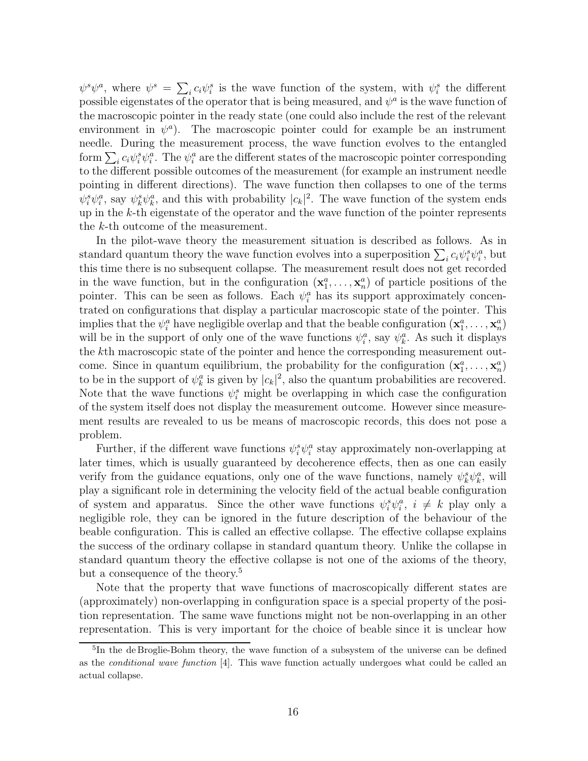$\psi^s\psi^a$, where $\psi^s = \sum_i c_i\psi_i^s$ is the wave function of the system, with $\psi_i^s$ the different possible eigenstates of the operator that is being measured, and $\psi^a$ is the wave function of the macroscopic pointer in the ready state (one could also include the rest of the relevant environment in $\psi^a$). The macroscopic pointer could for example be an instrument needle. During the measurement process, the wave function evolves to the entangled form $\sum_i c_i\psi_i^s\psi_i^a$. The $\psi_i^a$ are the different states of the macroscopic pointer corresponding to the different possible outcomes of the measurement (for example an instrument needle pointing in different directions). The wave function then collapses to one of the terms $\psi_i^s\psi_i^a$, say $\psi_k^s\psi_k^a$, and this with probability $|c_k|^2$. The wave function of the system ends up in the $k$-th eigenstate of the operator and the wave function of the pointer represents the $k$-th outcome of the measurement.

In the pilot-wave theory the measurement situation is described as follows. As in standard quantum theory the wave function evolves into a superposition $\sum_i c_i\psi_i^s\psi_i^a$, but this time there is no subsequent collapse. The measurement result does not get recorded in the wave function, but in the configuration $(\mathbf{x}_1^a, \dots, \mathbf{x}_n^a)$ of particle positions of the pointer. This can be seen as follows. Each $\psi_i^a$ has its support approximately concentrated on configurations that display a particular macroscopic state of the pointer. This implies that the $\psi_i^a$ have negligible overlap and that the beable configuration $(\mathbf{x}_1^a, \dots, \mathbf{x}_n^a)$ will be in the support of only one of the wave functions $\psi_i^a$, say $\psi_k^a$. As such it displays the $k$th macroscopic state of the pointer and hence the corresponding measurement outcome. Since in quantum equilibrium, the probability for the configuration $(\mathbf{x}_1^a, \dots, \mathbf{x}_n^a)$ to be in the support of $\psi_k^a$ is given by $|c_k|^2$, also the quantum probabilities are recovered. Note that the wave functions $\psi_i^s$ might be overlapping in which case the configuration of the system itself does not display the measurement outcome. However since measurement results are revealed to us be means of macroscopic records, this does not pose a problem.

Further, if the different wave functions $\psi_i^s\psi_i^a$ stay approximately non-overlapping at later times, which is usually guaranteed by decoherence effects, then as one can easily verify from the guidance equations, only one of the wave functions, namely $\psi_k^s\psi_k^a$, will play a significant role in determining the velocity field of the actual beable configuration of system and apparatus. Since the other wave functions $\psi_i^s\psi_i^a$, $i \neq k$ play only a negligible role, they can be ignored in the future description of the behaviour of the beable configuration. This is called an effective collapse. The effective collapse explains the success of the ordinary collapse in standard quantum theory. Unlike the collapse in standard quantum theory the effective collapse is not one of the axioms of the theory, but a consequence of the theory.[5]

Note that the property that wave functions of macroscopically different states are (approximately) non-overlapping in configuration space is a special property of the position representation. The same wave functions might not be non-overlapping in an other representation. This is very important for the choice of beable since it is unclear how

[5] In the de Broglie-Bohm theory, the wave function of a subsystem of the universe can be defined as the *conditional wave function* [4]. This wave function actually undergoes what could be called an actual collapse.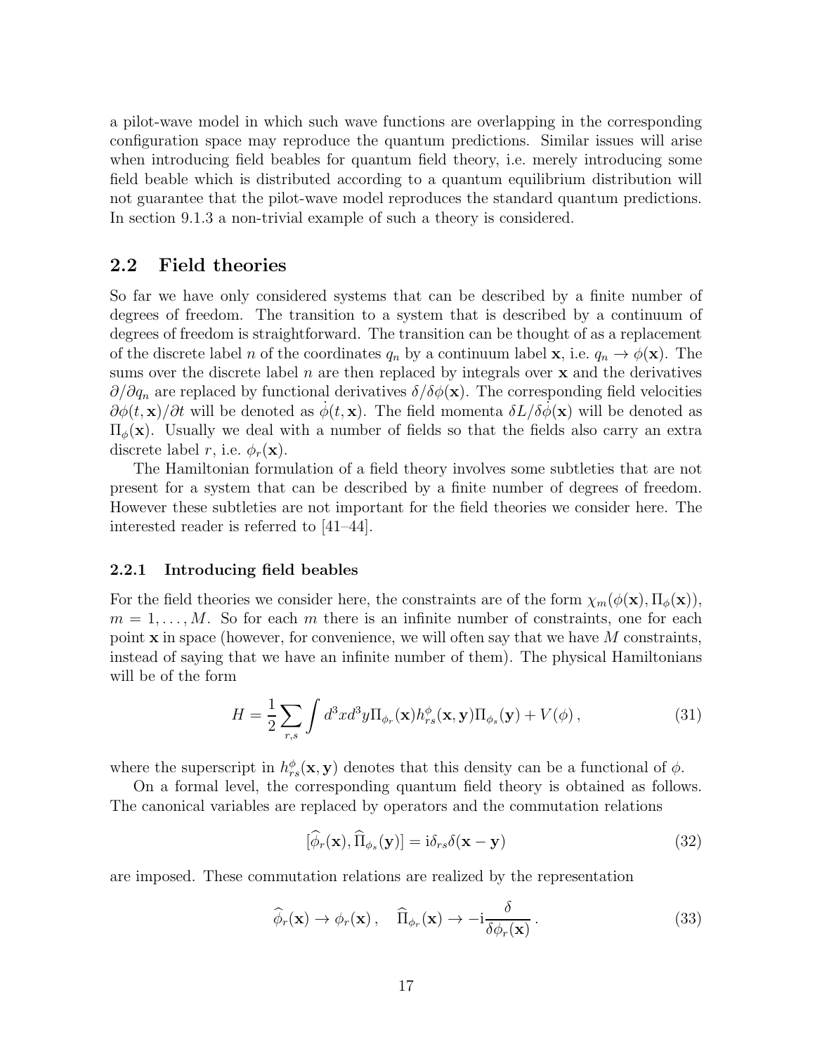a pilot-wave model in which such wave functions are overlapping in the corresponding configuration space may reproduce the quantum predictions. Similar issues will arise when introducing field beables for quantum field theory, i.e. merely introducing some field beable which is distributed according to a quantum equilibrium distribution will not guarantee that the pilot-wave model reproduces the standard quantum predictions. In section 9.1.3 a non-trivial example of such a theory is considered.

## 2.2 Field theories

So far we have only considered systems that can be described by a finite number of degrees of freedom. The transition to a system that is described by a continuum of degrees of freedom is straightforward. The transition can be thought of as a replacement of the discrete label $n$ of the coordinates $q_n$ by a continuum label $\mathbf{x}$, i.e. $q_n \to \phi(\mathbf{x})$. The sums over the discrete label $n$ are then replaced by integrals over $\mathbf{x}$ and the derivatives $\partial/\partial q_n$ are replaced by functional derivatives $\delta/\delta\phi(\mathbf{x})$. The corresponding field velocities $\partial\phi(t,\mathbf{x})/\partial t$ will be denoted as $\dot{\phi}(t,\mathbf{x})$. The field momenta $\delta L/\delta\dot{\phi}(\mathbf{x})$ will be denoted as $\Pi_\phi(\mathbf{x})$. Usually we deal with a number of fields so that the fields also carry an extra discrete label $r$, i.e. $\phi_r(\mathbf{x})$.

The Hamiltonian formulation of a field theory involves some subtleties that are not present for a system that can be described by a finite number of degrees of freedom. However these subtleties are not important for the field theories we consider here. The interested reader is referred to [41–44].

### 2.2.1 Introducing field beables

For the field theories we consider here, the constraints are of the form $\chi_m(\phi(\mathbf{x}), \Pi_\phi(\mathbf{x}))$, $m = 1, \dots, M$. So for each $m$ there is an infinite number of constraints, one for each point $\mathbf{x}$ in space (however, for convenience, we will often say that we have $M$ constraints, instead of saying that we have an infinite number of them). The physical Hamiltonians will be of the form

$$H = \frac{1}{2}\sum_{r,s}\int d^3x d^3y \Pi_{\phi_r}(\mathbf{x}) h^{\phi}_{rs}(\mathbf{x},\mathbf{y}) \Pi_{\phi_s}(\mathbf{y}) + V(\phi)\,, \tag{31}$$

where the superscript in $h^{\phi}_{rs}(\mathbf{x},\mathbf{y})$ denotes that this density can be a functional of $\phi$.

On a formal level, the corresponding quantum field theory is obtained as follows. The canonical variables are replaced by operators and the commutation relations

$$[\widehat{\phi}_r(\mathbf{x}), \widehat{\Pi}_{\phi_s}(\mathbf{y})] = \mathrm{i}\delta_{rs}\delta(\mathbf{x}-\mathbf{y}) \tag{32}$$

are imposed. These commutation relations are realized by the representation

$$\widehat{\phi}_r(\mathbf{x}) \to \phi_r(\mathbf{x})\,, \quad \widehat{\Pi}_{\phi_r}(\mathbf{x}) \to -\mathrm{i}\frac{\delta}{\delta\phi_r(\mathbf{x})}\,. \tag{33}$$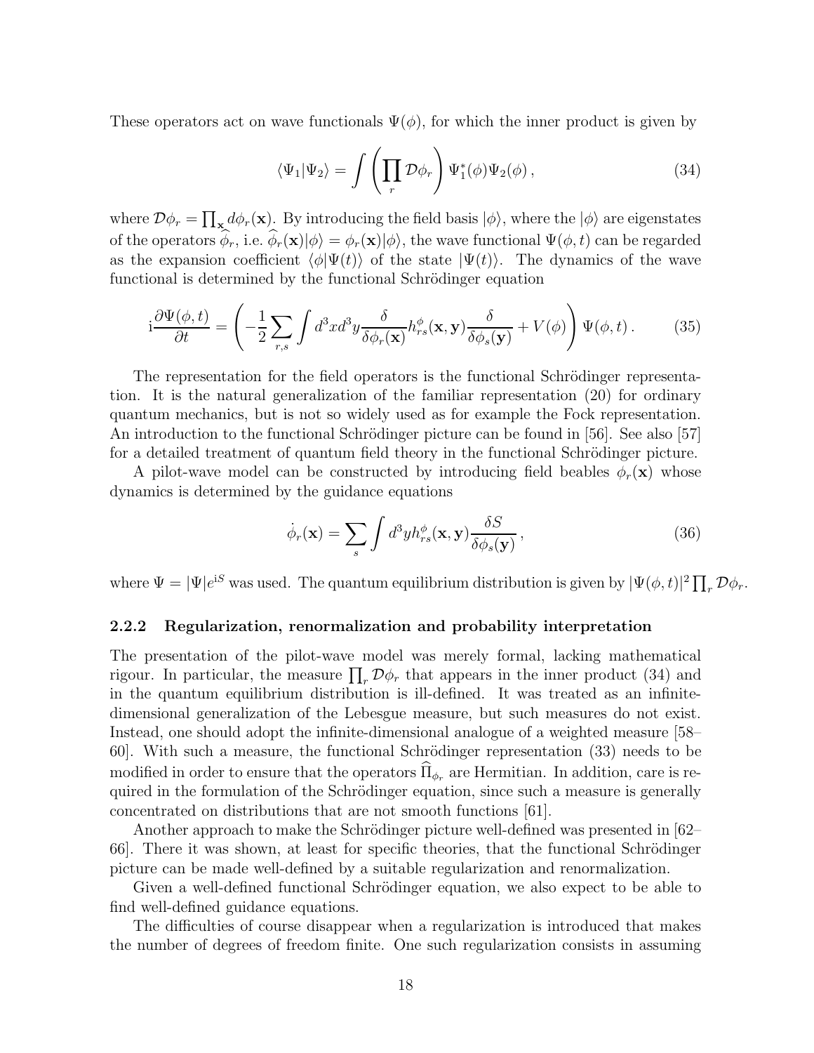These operators act on wave functionals $\Psi(\phi)$, for which the inner product is given by

$$\langle \Psi_1 | \Psi_2 \rangle = \int \left( \prod_r \mathcal{D}\phi_r \right) \Psi_1^*(\phi) \Psi_2(\phi) \,, \tag{34}$$

where $\mathcal{D}\phi_r = \prod_{\mathbf{x}} d\phi_r(\mathbf{x})$. By introducing the field basis $|\phi\rangle$, where the $|\phi\rangle$ are eigenstates of the operators $\widehat{\phi}_r$, i.e. $\widehat{\phi}_r(\mathbf{x})|\phi\rangle = \phi_r(\mathbf{x})|\phi\rangle$, the wave functional $\Psi(\phi, t)$ can be regarded as the expansion coefficient $\langle \phi | \Psi(t) \rangle$ of the state $|\Psi(t)\rangle$. The dynamics of the wave functional is determined by the functional Schrödinger equation

$$\mathrm{i}\frac{\partial \Psi(\phi, t)}{\partial t} = \left( -\frac{1}{2} \sum_{r,s} \int d^3x d^3y \frac{\delta}{\delta \phi_r(\mathbf{x})} h^{\phi}_{rs}(\mathbf{x}, \mathbf{y}) \frac{\delta}{\delta \phi_s(\mathbf{y})} + V(\phi) \right) \Psi(\phi, t) \,. \tag{35}$$

The representation for the field operators is the functional Schrödinger representation. It is the natural generalization of the familiar representation (20) for ordinary quantum mechanics, but is not so widely used as for example the Fock representation. An introduction to the functional Schrödinger picture can be found in [56]. See also [57] for a detailed treatment of quantum field theory in the functional Schrödinger picture.

A pilot-wave model can be constructed by introducing field beables $\phi_r(\mathbf{x})$ whose dynamics is determined by the guidance equations

$$\dot{\phi}_r(\mathbf{x}) = \sum_s \int d^3y h^{\phi}_{rs}(\mathbf{x}, \mathbf{y}) \frac{\delta S}{\delta \phi_s(\mathbf{y})} \,, \tag{36}$$

where $\Psi = |\Psi| e^{\mathrm{i}S}$ was used. The quantum equilibrium distribution is given by $|\Psi(\phi, t)|^2 \prod_r \mathcal{D}\phi_r$.

### 2.2.2 Regularization, renormalization and probability interpretation

The presentation of the pilot-wave model was merely formal, lacking mathematical rigour. In particular, the measure $\prod_r \mathcal{D}\phi_r$ that appears in the inner product (34) and in the quantum equilibrium distribution is ill-defined. It was treated as an infinite-dimensional generalization of the Lebesgue measure, but such measures do not exist. Instead, one should adopt the infinite-dimensional analogue of a weighted measure [58–60]. With such a measure, the functional Schrödinger representation (33) needs to be modified in order to ensure that the operators $\widehat{\Pi}_{\phi_r}$ are Hermitian. In addition, care is required in the formulation of the Schrödinger equation, since such a measure is generally concentrated on distributions that are not smooth functions [61].

Another approach to make the Schrödinger picture well-defined was presented in [62–66]. There it was shown, at least for specific theories, that the functional Schrödinger picture can be made well-defined by a suitable regularization and renormalization.

Given a well-defined functional Schrödinger equation, we also expect to be able to find well-defined guidance equations.

The difficulties of course disappear when a regularization is introduced that makes the number of degrees of freedom finite. One such regularization consists in assuming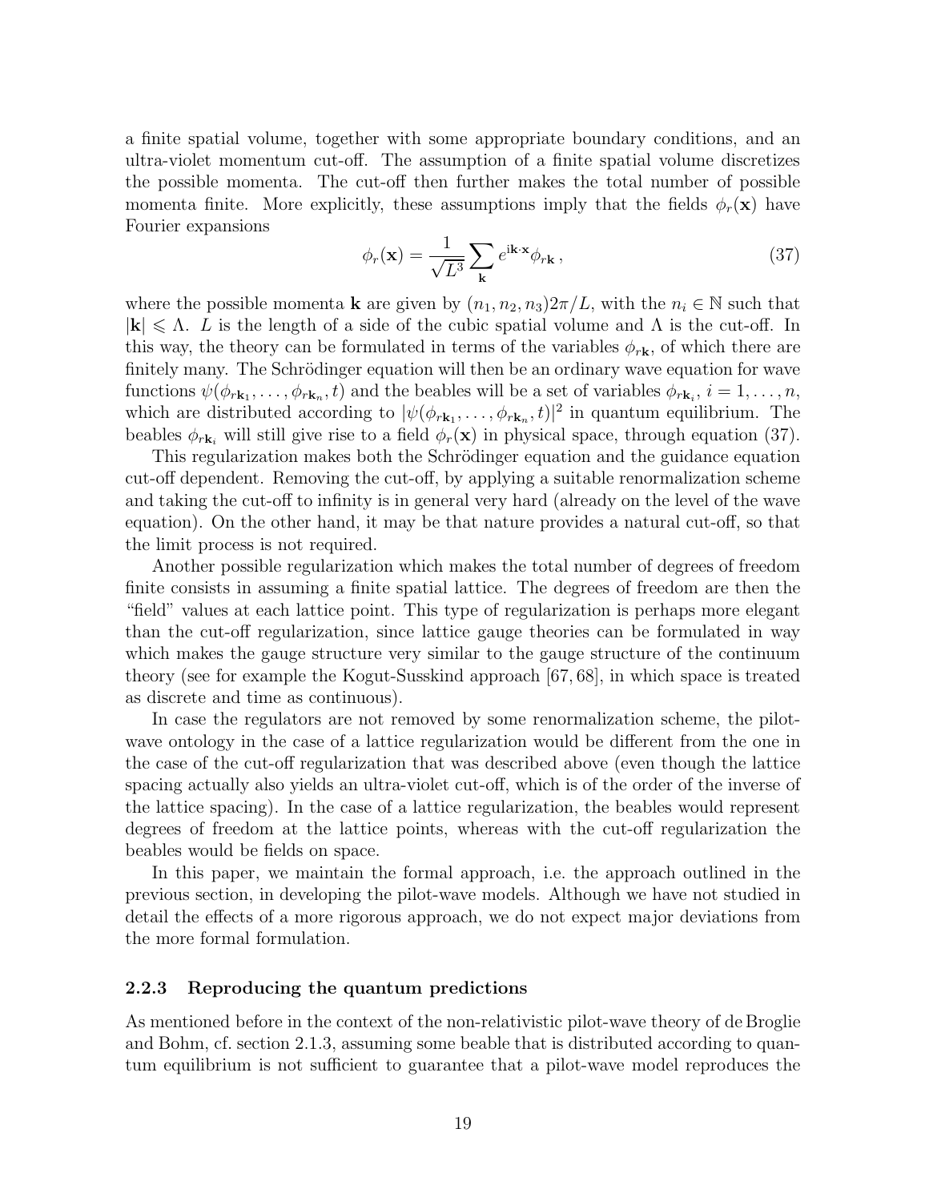a finite spatial volume, together with some appropriate boundary conditions, and an ultra-violet momentum cut-off. The assumption of a finite spatial volume discretizes the possible momenta. The cut-off then further makes the total number of possible momenta finite. More explicitly, these assumptions imply that the fields $\phi_r(\mathbf{x})$ have Fourier expansions

$$\phi_r(\mathbf{x}) = \frac{1}{\sqrt{L^3}} \sum_{\mathbf{k}} e^{\mathrm{i}\mathbf{k}\cdot\mathbf{x}} \phi_{r\mathbf{k}}\,, \tag{37}$$

where the possible momenta $\mathbf{k}$ are given by $(n_1, n_2, n_3)2\pi/L$, with the $n_i \in \mathbb{N}$ such that $|\mathbf{k}| \leqslant \Lambda$. $L$ is the length of a side of the cubic spatial volume and $\Lambda$ is the cut-off. In this way, the theory can be formulated in terms of the variables $\phi_{r\mathbf{k}}$, of which there are finitely many. The Schrödinger equation will then be an ordinary wave equation for wave functions $\psi(\phi_{r\mathbf{k}_1}, \dots, \phi_{r\mathbf{k}_n}, t)$ and the beables will be a set of variables $\phi_{r\mathbf{k}_i}$, $i = 1, \dots, n$, which are distributed according to $|\psi(\phi_{r\mathbf{k}_1}, \dots, \phi_{r\mathbf{k}_n}, t)|^2$ in quantum equilibrium. The beables $\phi_{r\mathbf{k}_i}$ will still give rise to a field $\phi_r(\mathbf{x})$ in physical space, through equation (37).

This regularization makes both the Schrödinger equation and the guidance equation cut-off dependent. Removing the cut-off, by applying a suitable renormalization scheme and taking the cut-off to infinity is in general very hard (already on the level of the wave equation). On the other hand, it may be that nature provides a natural cut-off, so that the limit process is not required.

Another possible regularization which makes the total number of degrees of freedom finite consists in assuming a finite spatial lattice. The degrees of freedom are then the "field" values at each lattice point. This type of regularization is perhaps more elegant than the cut-off regularization, since lattice gauge theories can be formulated in way which makes the gauge structure very similar to the gauge structure of the continuum theory (see for example the Kogut-Susskind approach [67, 68], in which space is treated as discrete and time as continuous).

In case the regulators are not removed by some renormalization scheme, the pilot-wave ontology in the case of a lattice regularization would be different from the one in the case of the cut-off regularization that was described above (even though the lattice spacing actually also yields an ultra-violet cut-off, which is of the order of the inverse of the lattice spacing). In the case of a lattice regularization, the beables would represent degrees of freedom at the lattice points, whereas with the cut-off regularization the beables would be fields on space.

In this paper, we maintain the formal approach, i.e. the approach outlined in the previous section, in developing the pilot-wave models. Although we have not studied in detail the effects of a more rigorous approach, we do not expect major deviations from the more formal formulation.

#### 2.2.3 Reproducing the quantum predictions

As mentioned before in the context of the non-relativistic pilot-wave theory of de Broglie and Bohm, cf. section 2.1.3, assuming some beable that is distributed according to quantum equilibrium is not sufficient to guarantee that a pilot-wave model reproduces the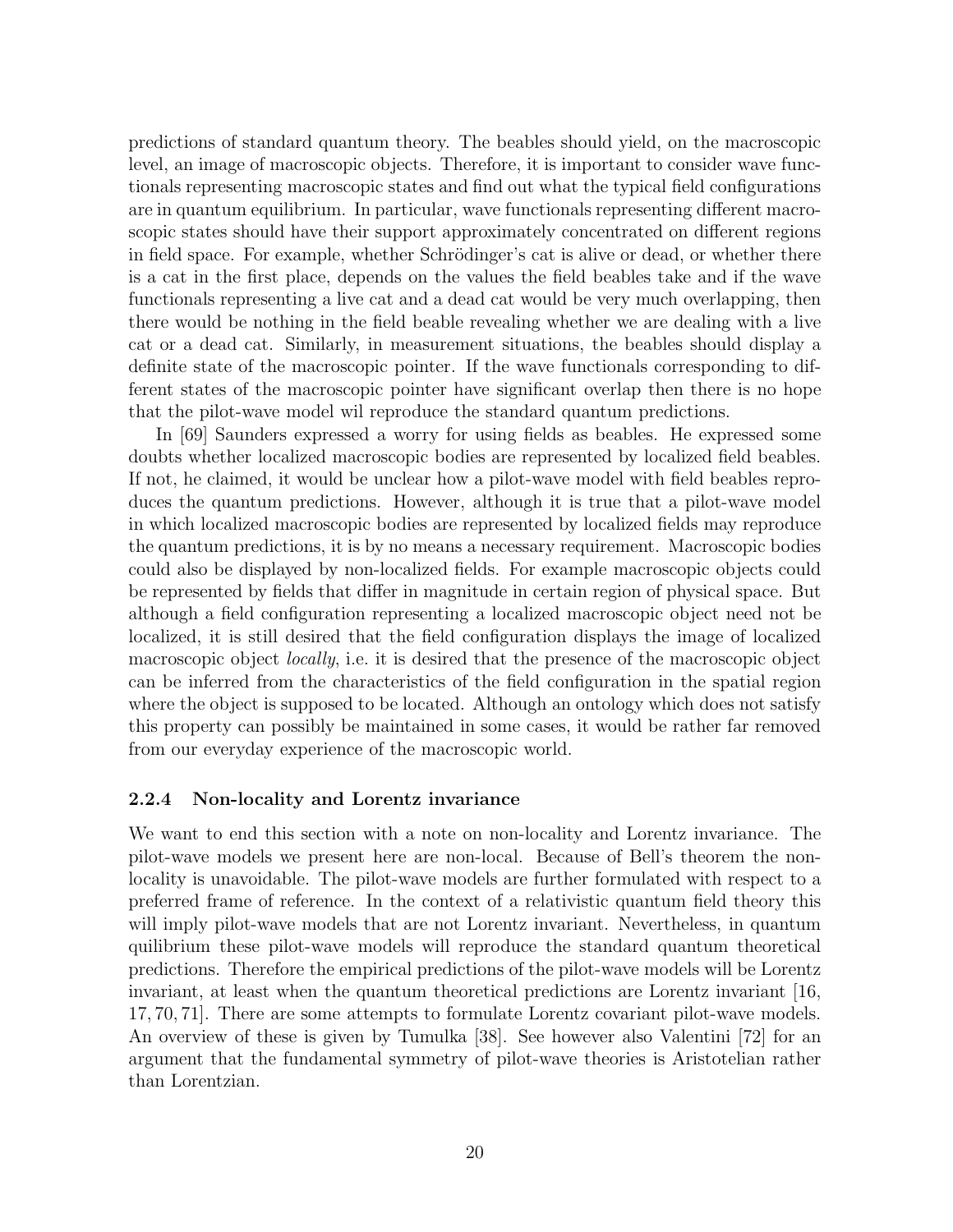predictions of standard quantum theory. The beables should yield, on the macroscopic level, an image of macroscopic objects. Therefore, it is important to consider wave functionals representing macroscopic states and find out what the typical field configurations are in quantum equilibrium. In particular, wave functionals representing different macroscopic states should have their support approximately concentrated on different regions in field space. For example, whether Schrödinger's cat is alive or dead, or whether there is a cat in the first place, depends on the values the field beables take and if the wave functionals representing a live cat and a dead cat would be very much overlapping, then there would be nothing in the field beable revealing whether we are dealing with a live cat or a dead cat. Similarly, in measurement situations, the beables should display a definite state of the macroscopic pointer. If the wave functionals corresponding to different states of the macroscopic pointer have significant overlap then there is no hope that the pilot-wave model wil reproduce the standard quantum predictions.

In [69] Saunders expressed a worry for using fields as beables. He expressed some doubts whether localized macroscopic bodies are represented by localized field beables. If not, he claimed, it would be unclear how a pilot-wave model with field beables reproduces the quantum predictions. However, although it is true that a pilot-wave model in which localized macroscopic bodies are represented by localized fields may reproduce the quantum predictions, it is by no means a necessary requirement. Macroscopic bodies could also be displayed by non-localized fields. For example macroscopic objects could be represented by fields that differ in magnitude in certain region of physical space. But although a field configuration representing a localized macroscopic object need not be localized, it is still desired that the field configuration displays the image of localized macroscopic object *locally*, i.e. it is desired that the presence of the macroscopic object can be inferred from the characteristics of the field configuration in the spatial region where the object is supposed to be located. Although an ontology which does not satisfy this property can possibly be maintained in some cases, it would be rather far removed from our everyday experience of the macroscopic world.

### 2.2.4 Non-locality and Lorentz invariance

We want to end this section with a note on non-locality and Lorentz invariance. The pilot-wave models we present here are non-local. Because of Bell's theorem the non-locality is unavoidable. The pilot-wave models are further formulated with respect to a preferred frame of reference. In the context of a relativistic quantum field theory this will imply pilot-wave models that are not Lorentz invariant. Nevertheless, in quantum quilibrium these pilot-wave models will reproduce the standard quantum theoretical predictions. Therefore the empirical predictions of the pilot-wave models will be Lorentz invariant, at least when the quantum theoretical predictions are Lorentz invariant [16, 17, 70, 71]. There are some attempts to formulate Lorentz covariant pilot-wave models. An overview of these is given by Tumulka [38]. See however also Valentini [72] for an argument that the fundamental symmetry of pilot-wave theories is Aristotelian rather than Lorentzian.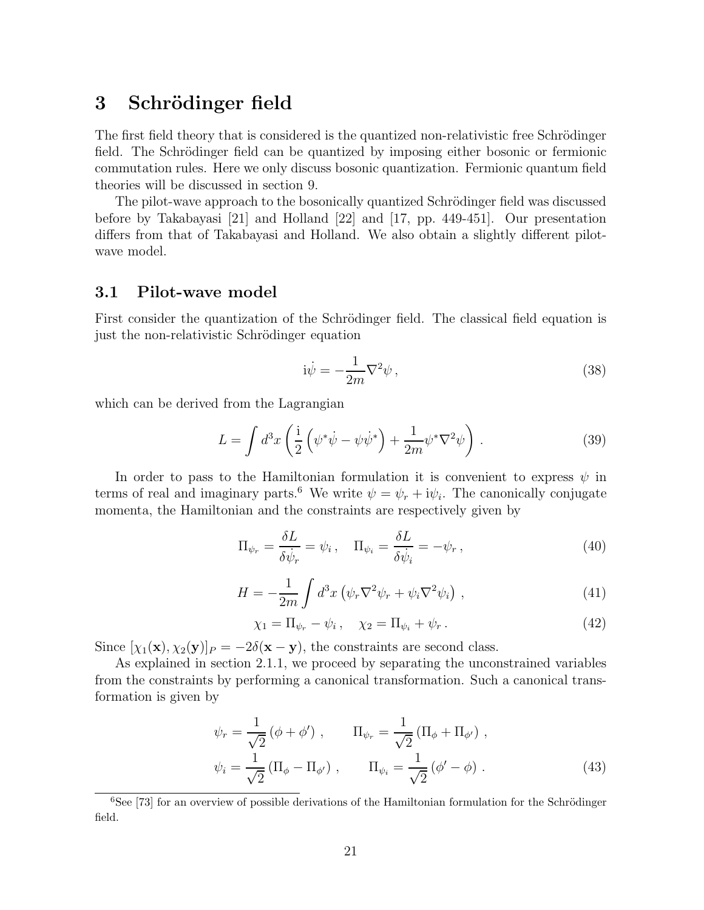# 3 Schrödinger field

The first field theory that is considered is the quantized non-relativistic free Schrödinger field. The Schrödinger field can be quantized by imposing either bosonic or fermionic commutation rules. Here we only discuss bosonic quantization. Fermionic quantum field theories will be discussed in section 9.

The pilot-wave approach to the bosonically quantized Schrödinger field was discussed before by Takabayasi [21] and Holland [22] and [17, pp. 449-451]. Our presentation differs from that of Takabayasi and Holland. We also obtain a slightly different pilot-wave model.

## 3.1 Pilot-wave model

First consider the quantization of the Schrödinger field. The classical field equation is just the non-relativistic Schrödinger equation

$$\mathrm{i}\dot{\psi} = -\frac{1}{2m}\nabla^2\psi \,, \tag{38}$$

which can be derived from the Lagrangian

$$L = \int d^3x \left( \frac{\mathrm{i}}{2}\left(\psi^*\dot{\psi} - \psi\dot{\psi}^*\right) + \frac{1}{2m}\psi^*\nabla^2\psi \right) . \tag{39}$$

In order to pass to the Hamiltonian formulation it is convenient to express $\psi$ in terms of real and imaginary parts.[6] We write $\psi = \psi_r + \mathrm{i}\psi_i$. The canonically conjugate momenta, the Hamiltonian and the constraints are respectively given by

$$\Pi_{\psi_r} = \frac{\delta L}{\delta\dot{\psi}_r} = \psi_i \,, \quad \Pi_{\psi_i} = \frac{\delta L}{\delta\dot{\psi}_i} = -\psi_r \,, \tag{40}$$

$$H = -\frac{1}{2m}\int d^3x \left(\psi_r\nabla^2\psi_r + \psi_i\nabla^2\psi_i\right) \,, \tag{41}$$

$$\chi_1 = \Pi_{\psi_r} - \psi_i \,, \quad \chi_2 = \Pi_{\psi_i} + \psi_r \,. \tag{42}$$

Since $[\chi_1(\mathbf{x}), \chi_2(\mathbf{y})]_P = -2\delta(\mathbf{x}-\mathbf{y})$, the constraints are second class.

As explained in section 2.1.1, we proceed by separating the unconstrained variables from the constraints by performing a canonical transformation. Such a canonical transformation is given by

$$\begin{aligned} \psi_r &= \frac{1}{\sqrt{2}}\left(\phi + \phi'\right) \,, \qquad \Pi_{\psi_r} = \frac{1}{\sqrt{2}}\left(\Pi_\phi + \Pi_{\phi'}\right) \,, \\ \psi_i &= \frac{1}{\sqrt{2}}\left(\Pi_\phi - \Pi_{\phi'}\right) \,, \qquad \Pi_{\psi_i} = \frac{1}{\sqrt{2}}\left(\phi' - \phi\right) \,. \end{aligned} \tag{43}$$

[6] See [73] for an overview of possible derivations of the Hamiltonian formulation for the Schrödinger field.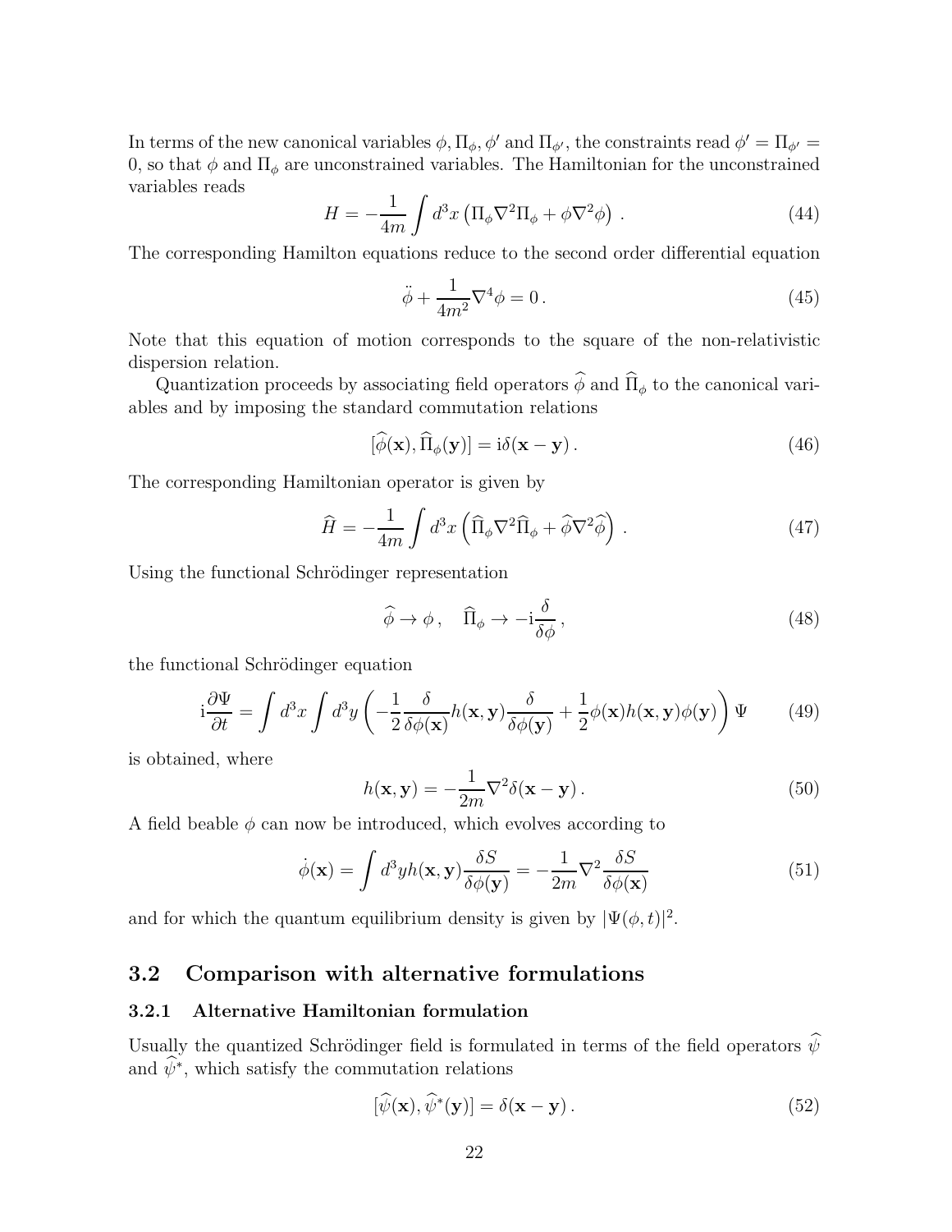In terms of the new canonical variables $\phi, \Pi_\phi, \phi'$ and $\Pi_{\phi'}$, the constraints read $\phi' = \Pi_{\phi'} = 0$, so that $\phi$ and $\Pi_\phi$ are unconstrained variables. The Hamiltonian for the unconstrained variables reads

$$H = -\frac{1}{4m}\int d^3x \left(\Pi_\phi \nabla^2 \Pi_\phi + \phi \nabla^2 \phi\right) . \tag{44}$$

The corresponding Hamilton equations reduce to the second order differential equation

$$\ddot{\phi} + \frac{1}{4m^2}\nabla^4 \phi = 0 . \tag{45}$$

Note that this equation of motion corresponds to the square of the non-relativistic dispersion relation.

Quantization proceeds by associating field operators $\widehat{\phi}$ and $\widehat{\Pi}_\phi$ to the canonical variables and by imposing the standard commutation relations

$$[\widehat{\phi}(\mathbf{x}), \widehat{\Pi}_\phi(\mathbf{y})] = \mathrm{i}\delta(\mathbf{x}-\mathbf{y}) . \tag{46}$$

The corresponding Hamiltonian operator is given by

$$\widehat{H} = -\frac{1}{4m}\int d^3x \left(\widehat{\Pi}_\phi \nabla^2 \widehat{\Pi}_\phi + \widehat{\phi} \nabla^2 \widehat{\phi}\right) . \tag{47}$$

Using the functional Schrödinger representation

$$\widehat{\phi} \to \phi , \quad \widehat{\Pi}_\phi \to -\mathrm{i}\frac{\delta}{\delta \phi} , \tag{48}$$

the functional Schrödinger equation

$$\mathrm{i}\frac{\partial \Psi}{\partial t} = \int d^3x \int d^3y \left( -\frac{1}{2}\frac{\delta}{\delta\phi(\mathbf{x})} h(\mathbf{x},\mathbf{y}) \frac{\delta}{\delta \phi(\mathbf{y})} + \frac{1}{2}\phi(\mathbf{x}) h(\mathbf{x},\mathbf{y}) \phi(\mathbf{y}) \right) \Psi \tag{49}$$

is obtained, where

$$h(\mathbf{x},\mathbf{y}) = -\frac{1}{2m}\nabla^2 \delta(\mathbf{x}-\mathbf{y}) . \tag{50}$$

A field beable $\phi$ can now be introduced, which evolves according to

$$\dot{\phi}(\mathbf{x}) = \int d^3y h(\mathbf{x},\mathbf{y}) \frac{\delta S}{\delta \phi(\mathbf{y})} = -\frac{1}{2m}\nabla^2 \frac{\delta S}{\delta \phi(\mathbf{x})} \tag{51}$$

and for which the quantum equilibrium density is given by $|\Psi(\phi,t)|^2$.

## 3.2 Comparison with alternative formulations

### 3.2.1 Alternative Hamiltonian formulation

Usually the quantized Schrödinger field is formulated in terms of the field operators $\widehat{\psi}$ and $\widehat{\psi}^*$, which satisfy the commutation relations

$$[\widehat{\psi}(\mathbf{x}), \widehat{\psi}^*(\mathbf{y})] = \delta(\mathbf{x}-\mathbf{y}) . \tag{52}$$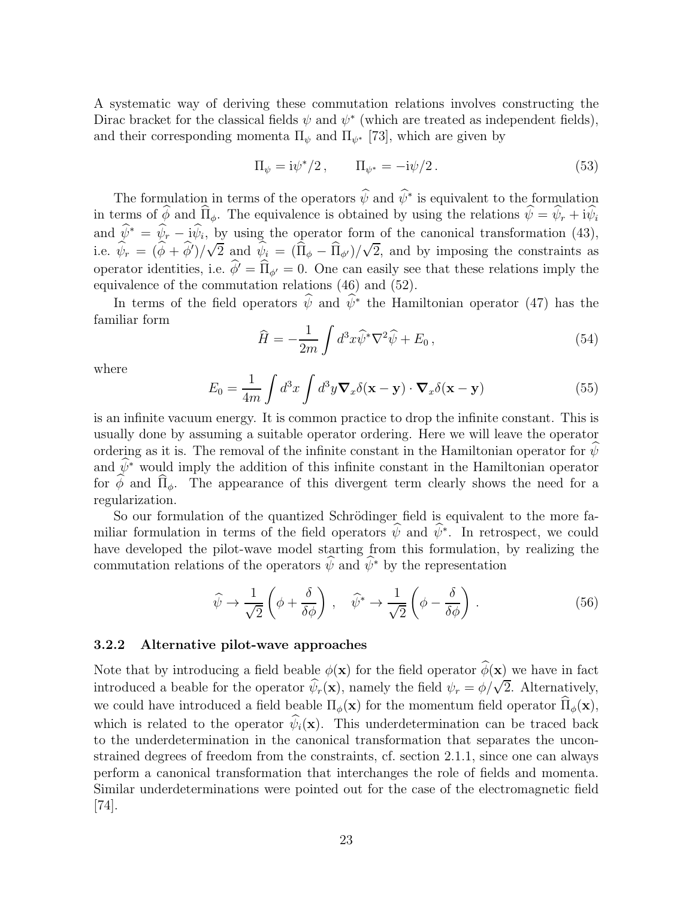A systematic way of deriving these commutation relations involves constructing the Dirac bracket for the classical fields $\psi$ and $\psi^*$ (which are treated as independent fields), and their corresponding momenta $\Pi_\psi$ and $\Pi_{\psi^*}$ [73], which are given by

$$\Pi_\psi = \mathrm{i}\psi^*/2\,, \qquad \Pi_{\psi^*} = -\mathrm{i}\psi/2\,. \tag{53}$$

The formulation in terms of the operators $\widehat{\psi}$ and $\widehat{\psi}^*$ is equivalent to the formulation in terms of $\widehat{\phi}$ and $\widehat{\Pi}_\phi$. The equivalence is obtained by using the relations $\widehat{\psi} = \widehat{\psi}_r + \mathrm{i}\widehat{\psi}_i$ and $\widehat{\psi}^* = \widehat{\psi}_r - \mathrm{i}\widehat{\psi}_i$, by using the operator form of the canonical transformation (43), i.e. $\widehat{\psi}_r = (\widehat{\phi} + \widehat{\phi}')/\sqrt{2}$ and $\widehat{\psi}_i = (\widehat{\Pi}_\phi - \widehat{\Pi}_{\phi'})/\sqrt{2}$, and by imposing the constraints as operator identities, i.e. $\widehat{\phi}' = \widehat{\Pi}_{\phi'} = 0$. One can easily see that these relations imply the equivalence of the commutation relations (46) and (52).

In terms of the field operators $\widehat{\psi}$ and $\widehat{\psi}^*$ the Hamiltonian operator (47) has the familiar form

$$\widehat{H} = -\frac{1}{2m}\int d^3x \widehat{\psi}^* \nabla^2 \widehat{\psi} + E_0\,, \tag{54}$$

where

$$E_0 = \frac{1}{4m}\int d^3x \int d^3y \boldsymbol{\nabla}_x \delta(\mathbf{x}-\mathbf{y}) \cdot \boldsymbol{\nabla}_x \delta(\mathbf{x}-\mathbf{y}) \tag{55}$$

is an infinite vacuum energy. It is common practice to drop the infinite constant. This is usually done by assuming a suitable operator ordering. Here we will leave the operator ordering as it is. The removal of the infinite constant in the Hamiltonian operator for $\widehat{\psi}$ and $\widehat{\psi}^*$ would imply the addition of this infinite constant in the Hamiltonian operator for $\widehat{\phi}$ and $\widehat{\Pi}_\phi$. The appearance of this divergent term clearly shows the need for a regularization.

So our formulation of the quantized Schrödinger field is equivalent to the more familiar formulation in terms of the field operators $\widehat{\psi}$ and $\widehat{\psi}^*$. In retrospect, we could have developed the pilot-wave model starting from this formulation, by realizing the commutation relations of the operators $\widehat{\psi}$ and $\widehat{\psi}^*$ by the representation

$$\widehat{\psi} \to \frac{1}{\sqrt{2}}\left(\phi + \frac{\delta}{\delta\phi}\right)\,, \quad \widehat{\psi}^* \to \frac{1}{\sqrt{2}}\left(\phi - \frac{\delta}{\delta\phi}\right)\,. \tag{56}$$

### 3.2.2 Alternative pilot-wave approaches

Note that by introducing a field beable $\phi(\mathbf{x})$ for the field operator $\widehat{\phi}(\mathbf{x})$ we have in fact introduced a beable for the operator $\widehat{\psi}_r(\mathbf{x})$, namely the field $\psi_r = \phi/\sqrt{2}$. Alternatively, we could have introduced a field beable $\Pi_\phi(\mathbf{x})$ for the momentum field operator $\widehat{\Pi}_\phi(\mathbf{x})$, which is related to the operator $\widehat{\psi}_i(\mathbf{x})$. This underdetermination can be traced back to the underdetermination in the canonical transformation that separates the unconstrained degrees of freedom from the constraints, cf. section 2.1.1, since one can always perform a canonical transformation that interchanges the role of fields and momenta. Similar underdeterminations were pointed out for the case of the electromagnetic field [74].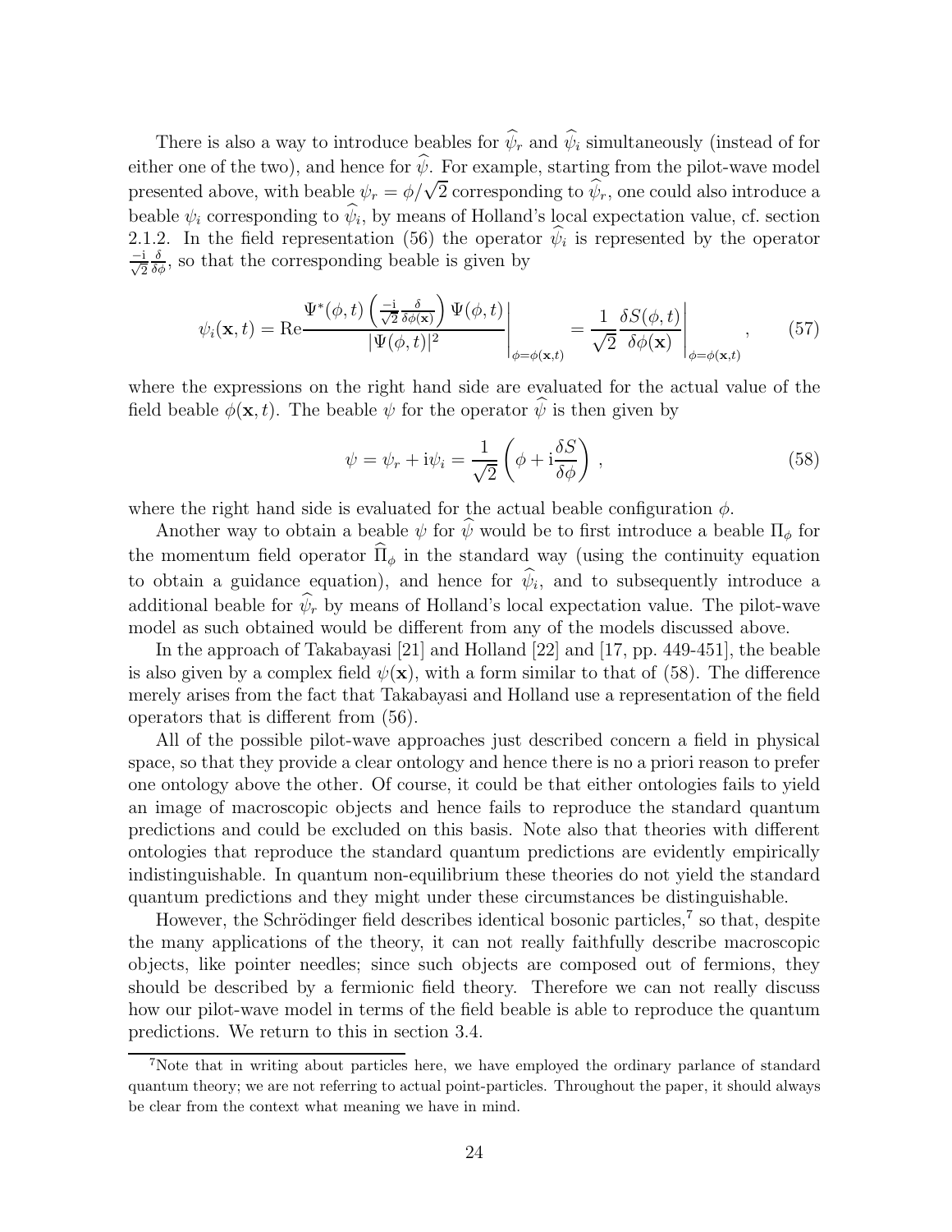There is also a way to introduce beables for $\widehat{\psi}_r$ and $\widehat{\psi}_i$ simultaneously (instead of for either one of the two), and hence for $\widehat{\psi}$. For example, starting from the pilot-wave model presented above, with beable $\psi_r = \phi/\sqrt{2}$ corresponding to $\widehat{\psi}_r$, one could also introduce a beable $\psi_i$ corresponding to $\widehat{\psi}_i$, by means of Holland's local expectation value, cf. section 2.1.2. In the field representation (56) the operator $\widehat{\psi}_i$ is represented by the operator $\frac{-\mathrm{i}}{\sqrt{2}}\frac{\delta}{\delta\phi}$, so that the corresponding beable is given by

$$\psi_i(\mathbf{x},t) = \mathrm{Re}\frac{\Psi^*(\phi,t)\left(\frac{-\mathrm{i}}{\sqrt{2}}\frac{\delta}{\delta\phi(\mathbf{x})}\right)\Psi(\phi,t)}{|\Psi(\phi,t)|^2}\Bigg|_{\phi=\phi(\mathbf{x},t)} = \frac{1}{\sqrt{2}}\frac{\delta S(\phi,t)}{\delta\phi(\mathbf{x})}\Bigg|_{\phi=\phi(\mathbf{x},t)}, \tag{57}$$

where the expressions on the right hand side are evaluated for the actual value of the field beable $\phi(\mathbf{x},t)$. The beable $\psi$ for the operator $\widehat{\psi}$ is then given by

$$\psi = \psi_r + \mathrm{i}\psi_i = \frac{1}{\sqrt{2}}\left(\phi + \mathrm{i}\frac{\delta S}{\delta\phi}\right), \tag{58}$$

where the right hand side is evaluated for the actual beable configuration $\phi$.

Another way to obtain a beable $\psi$ for $\widehat{\psi}$ would be to first introduce a beable $\Pi_\phi$ for the momentum field operator $\widehat{\Pi}_\phi$ in the standard way (using the continuity equation to obtain a guidance equation), and hence for $\widehat{\psi}_i$, and to subsequently introduce a additional beable for $\widehat{\psi}_r$ by means of Holland's local expectation value. The pilot-wave model as such obtained would be different from any of the models discussed above.

In the approach of Takabayasi [21] and Holland [22] and [17, pp. 449-451], the beable is also given by a complex field $\psi(\mathbf{x})$, with a form similar to that of (58). The difference merely arises from the fact that Takabayasi and Holland use a representation of the field operators that is different from (56).

All of the possible pilot-wave approaches just described concern a field in physical space, so that they provide a clear ontology and hence there is no a priori reason to prefer one ontology above the other. Of course, it could be that either ontologies fails to yield an image of macroscopic objects and hence fails to reproduce the standard quantum predictions and could be excluded on this basis. Note also that theories with different ontologies that reproduce the standard quantum predictions are evidently empirically indistinguishable. In quantum non-equilibrium these theories do not yield the standard quantum predictions and they might under these circumstances be distinguishable.

However, the Schrödinger field describes identical bosonic particles,[7] so that, despite the many applications of the theory, it can not really faithfully describe macroscopic objects, like pointer needles; since such objects are composed out of fermions, they should be described by a fermionic field theory. Therefore we can not really discuss how our pilot-wave model in terms of the field beable is able to reproduce the quantum predictions. We return to this in section 3.4.

[7] Note that in writing about particles here, we have employed the ordinary parlance of standard quantum theory; we are not referring to actual point-particles. Throughout the paper, it should always be clear from the context what meaning we have in mind.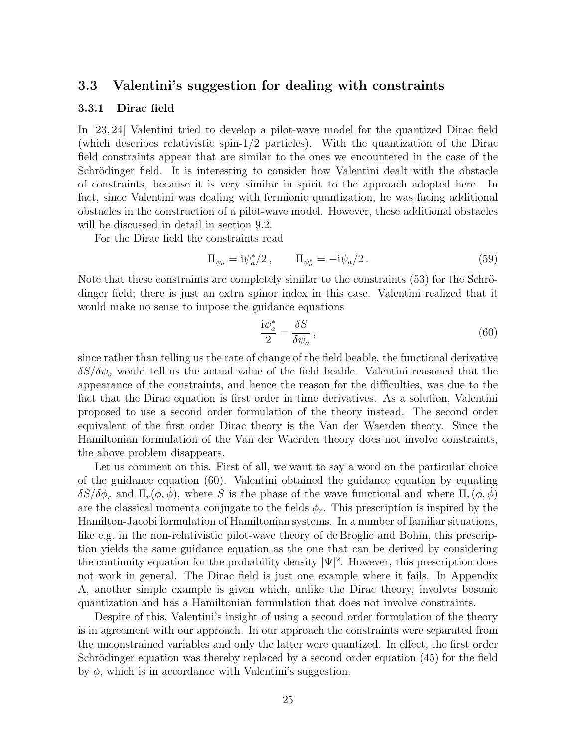### 3.3 Valentini's suggestion for dealing with constraints

#### 3.3.1 Dirac field

In [23, 24] Valentini tried to develop a pilot-wave model for the quantized Dirac field (which describes relativistic spin-1/2 particles). With the quantization of the Dirac field constraints appear that are similar to the ones we encountered in the case of the Schrödinger field. It is interesting to consider how Valentini dealt with the obstacle of constraints, because it is very similar in spirit to the approach adopted here. In fact, since Valentini was dealing with fermionic quantization, he was facing additional obstacles in the construction of a pilot-wave model. However, these additional obstacles will be discussed in detail in section 9.2.

For the Dirac field the constraints read

$$\Pi_{\psi_a} = \mathrm{i}\psi^*_a/2\,, \qquad \Pi_{\psi^*_a} = -\mathrm{i}\psi_a/2\,. \tag{59}$$

Note that these constraints are completely similar to the constraints (53) for the Schrödinger field; there is just an extra spinor index in this case. Valentini realized that it would make no sense to impose the guidance equations

$$\frac{\mathrm{i}\psi^*_a}{2} = \frac{\delta S}{\delta \psi_a}\,, \tag{60}$$

since rather than telling us the rate of change of the field beable, the functional derivative $\delta S/\delta\psi_a$ would tell us the actual value of the field beable. Valentini reasoned that the appearance of the constraints, and hence the reason for the difficulties, was due to the fact that the Dirac equation is first order in time derivatives. As a solution, Valentini proposed to use a second order formulation of the theory instead. The second order equivalent of the first order Dirac theory is the Van der Waerden theory. Since the Hamiltonian formulation of the Van der Waerden theory does not involve constraints, the above problem disappears.

Let us comment on this. First of all, we want to say a word on the particular choice of the guidance equation (60). Valentini obtained the guidance equation by equating $\delta S/\delta\phi_r$ and $\Pi_r(\phi,\dot\phi)$, where $S$ is the phase of the wave functional and where $\Pi_r(\phi,\dot\phi)$ are the classical momenta conjugate to the fields $\phi_r$. This prescription is inspired by the Hamilton-Jacobi formulation of Hamiltonian systems. In a number of familiar situations, like e.g. in the non-relativistic pilot-wave theory of de Broglie and Bohm, this prescription yields the same guidance equation as the one that can be derived by considering the continuity equation for the probability density $|\Psi|^2$. However, this prescription does not work in general. The Dirac field is just one example where it fails. In Appendix A, another simple example is given which, unlike the Dirac theory, involves bosonic quantization and has a Hamiltonian formulation that does not involve constraints.

Despite of this, Valentini's insight of using a second order formulation of the theory is in agreement with our approach. In our approach the constraints were separated from the unconstrained variables and only the latter were quantized. In effect, the first order Schrödinger equation was thereby replaced by a second order equation (45) for the field by $\phi$, which is in accordance with Valentini's suggestion.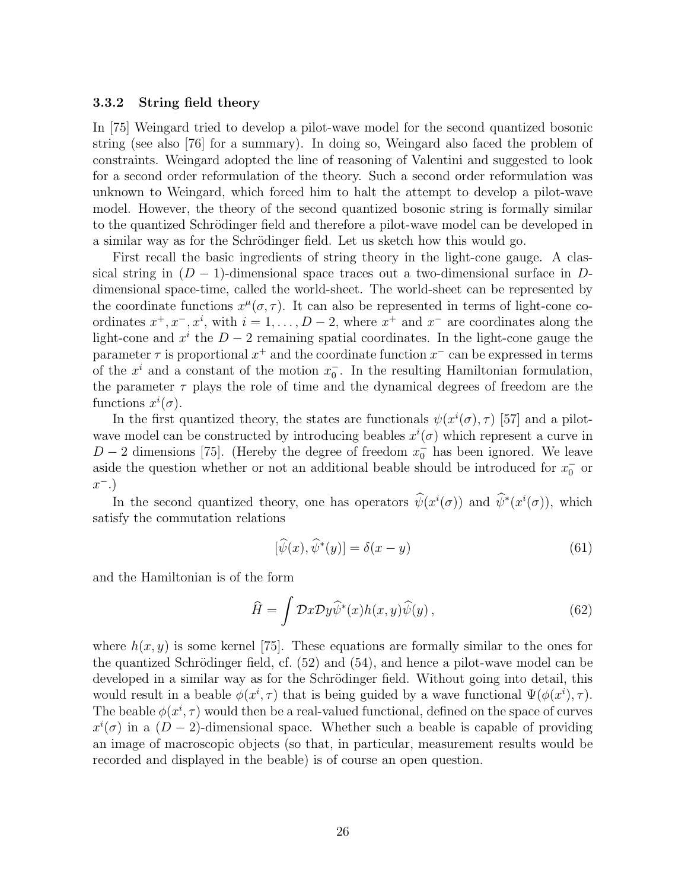### 3.3.2 String field theory

In [75] Weingard tried to develop a pilot-wave model for the second quantized bosonic string (see also [76] for a summary). In doing so, Weingard also faced the problem of constraints. Weingard adopted the line of reasoning of Valentini and suggested to look for a second order reformulation of the theory. Such a second order reformulation was unknown to Weingard, which forced him to halt the attempt to develop a pilot-wave model. However, the theory of the second quantized bosonic string is formally similar to the quantized Schrödinger field and therefore a pilot-wave model can be developed in a similar way as for the Schrödinger field. Let us sketch how this would go.

First recall the basic ingredients of string theory in the light-cone gauge. A classical string in $(D-1)$-dimensional space traces out a two-dimensional surface in $D$-dimensional space-time, called the world-sheet. The world-sheet can be represented by the coordinate functions $x^\mu(\sigma,\tau)$. It can also be represented in terms of light-cone coordinates $x^+, x^-, x^i$, with $i = 1, \dots, D-2$, where $x^+$ and $x^-$ are coordinates along the light-cone and $x^i$ the $D-2$ remaining spatial coordinates. In the light-cone gauge the parameter $\tau$ is proportional $x^+$ and the coordinate function $x^-$ can be expressed in terms of the $x^i$ and a constant of the motion $x_0^-$. In the resulting Hamiltonian formulation, the parameter $\tau$ plays the role of time and the dynamical degrees of freedom are the functions $x^i(\sigma)$.

In the first quantized theory, the states are functionals $\psi(x^i(\sigma),\tau)$ [57] and a pilot-wave model can be constructed by introducing beables $x^i(\sigma)$ which represent a curve in $D-2$ dimensions [75]. (Hereby the degree of freedom $x_0^-$ has been ignored. We leave aside the question whether or not an additional beable should be introduced for $x_0^-$ or $x^-$.)

In the second quantized theory, one has operators $\widehat{\psi}(x^i(\sigma))$ and $\widehat{\psi}^*(x^i(\sigma))$, which satisfy the commutation relations

$$[\widehat{\psi}(x), \widehat{\psi}^*(y)] = \delta(x-y) \tag{61}$$

and the Hamiltonian is of the form

$$\widehat{H} = \int \mathcal{D}x\mathcal{D}y \widehat{\psi}^*(x) h(x,y) \widehat{\psi}(y) \,, \tag{62}$$

where $h(x,y)$ is some kernel [75]. These equations are formally similar to the ones for the quantized Schrödinger field, cf. (52) and (54), and hence a pilot-wave model can be developed in a similar way as for the Schrödinger field. Without going into detail, this would result in a beable $\phi(x^i,\tau)$ that is being guided by a wave functional $\Psi(\phi(x^i),\tau)$. The beable $\phi(x^i,\tau)$ would then be a real-valued functional, defined on the space of curves $x^i(\sigma)$ in a $(D-2)$-dimensional space. Whether such a beable is capable of providing an image of macroscopic objects (so that, in particular, measurement results would be recorded and displayed in the beable) is of course an open question.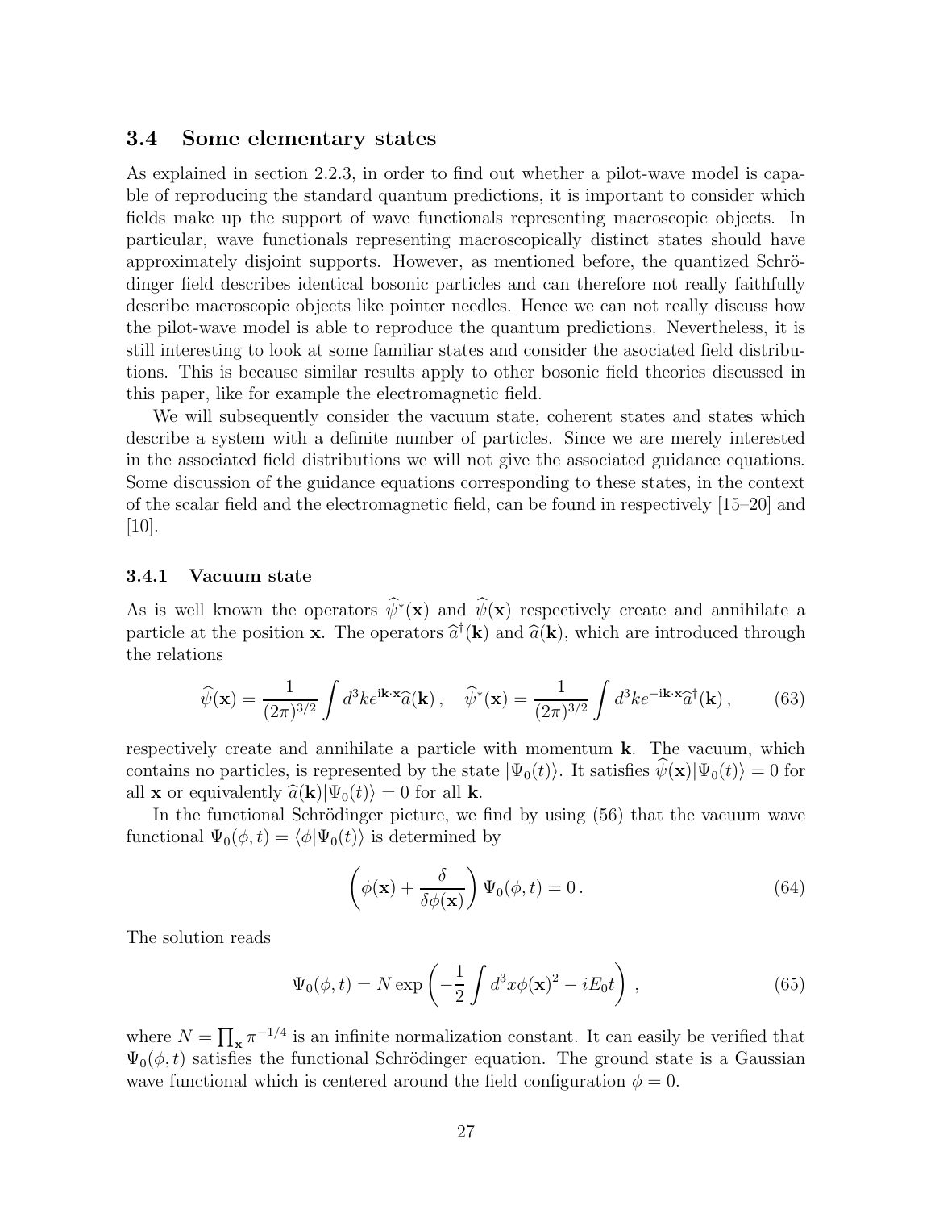### 3.4 Some elementary states

As explained in section 2.2.3, in order to find out whether a pilot-wave model is capable of reproducing the standard quantum predictions, it is important to consider which fields make up the support of wave functionals representing macroscopic objects. In particular, wave functionals representing macroscopically distinct states should have approximately disjoint supports. However, as mentioned before, the quantized Schrödinger field describes identical bosonic particles and can therefore not really faithfully describe macroscopic objects like pointer needles. Hence we can not really discuss how the pilot-wave model is able to reproduce the quantum predictions. Nevertheless, it is still interesting to look at some familiar states and consider the asociated field distributions. This is because similar results apply to other bosonic field theories discussed in this paper, like for example the electromagnetic field.

We will subsequently consider the vacuum state, coherent states and states which describe a system with a definite number of particles. Since we are merely interested in the associated field distributions we will not give the associated guidance equations. Some discussion of the guidance equations corresponding to these states, in the context of the scalar field and the electromagnetic field, can be found in respectively [15–20] and [10].

#### 3.4.1 Vacuum state

As is well known the operators $\widehat{\psi}^*(\mathbf{x})$ and $\widehat{\psi}(\mathbf{x})$ respectively create and annihilate a particle at the position $\mathbf{x}$. The operators $\widehat{a}^\dagger(\mathbf{k})$ and $\widehat{a}(\mathbf{k})$, which are introduced through the relations

$$\widehat{\psi}(\mathbf{x}) = \frac{1}{(2\pi)^{3/2}} \int d^3k e^{\mathrm{i}\mathbf{k}\cdot\mathbf{x}} \widehat{a}(\mathbf{k}) \,, \quad \widehat{\psi}^*(\mathbf{x}) = \frac{1}{(2\pi)^{3/2}} \int d^3k e^{-\mathrm{i}\mathbf{k}\cdot\mathbf{x}} \widehat{a}^\dagger(\mathbf{k}) \,, \tag{63}$$

respectively create and annihilate a particle with momentum $\mathbf{k}$. The vacuum, which contains no particles, is represented by the state $|\Psi_0(t)\rangle$. It satisfies $\widehat{\psi}(\mathbf{x})|\Psi_0(t)\rangle = 0$ for all $\mathbf{x}$ or equivalently $\widehat{a}(\mathbf{k})|\Psi_0(t)\rangle = 0$ for all $\mathbf{k}$.

In the functional Schrödinger picture, we find by using (56) that the vacuum wave functional $\Psi_0(\phi, t) = \langle \phi | \Psi_0(t) \rangle$ is determined by

$$\left( \phi(\mathbf{x}) + \frac{\delta}{\delta \phi(\mathbf{x})} \right) \Psi_0(\phi, t) = 0 \,. \tag{64}$$

The solution reads

$$\Psi_0(\phi, t) = N \exp\left( -\frac{1}{2} \int d^3x \phi(\mathbf{x})^2 - iE_0 t \right) \,, \tag{65}$$

where $N = \prod_{\mathbf{x}} \pi^{-1/4}$ is an infinite normalization constant. It can easily be verified that $\Psi_0(\phi, t)$ satisfies the functional Schrödinger equation. The ground state is a Gaussian wave functional which is centered around the field configuration $\phi = 0$.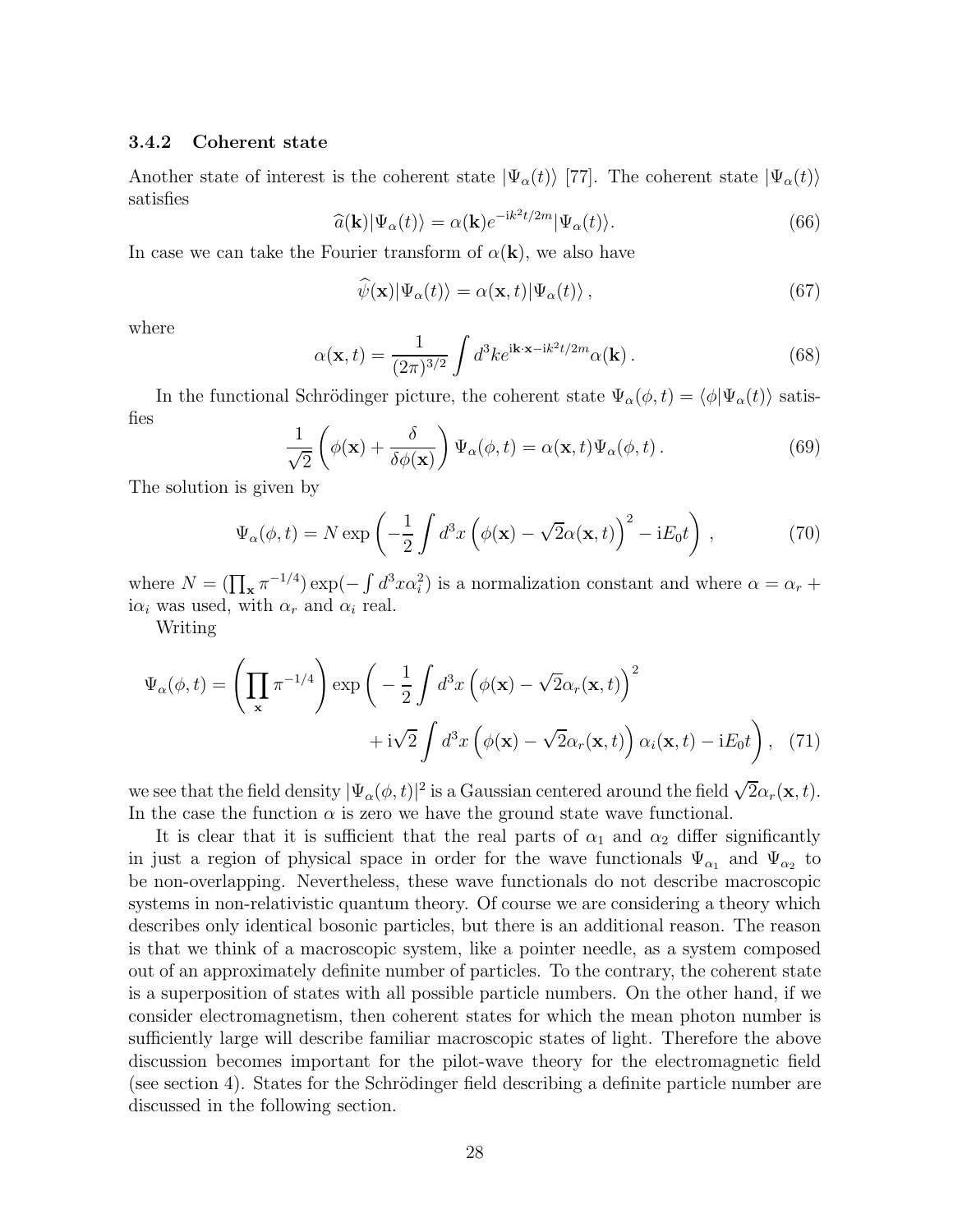### 3.4.2 Coherent state

Another state of interest is the coherent state $|\Psi_\alpha(t)\rangle$ [77]. The coherent state $|\Psi_\alpha(t)\rangle$ satisfies

$$\widehat{a}(\mathbf{k})|\Psi_\alpha(t)\rangle = \alpha(\mathbf{k})e^{-\mathrm{i}k^2t/2m}|\Psi_\alpha(t)\rangle. \tag{66}$$

In case we can take the Fourier transform of $\alpha(\mathbf{k})$, we also have

$$\widehat{\psi}(\mathbf{x})|\Psi_\alpha(t)\rangle = \alpha(\mathbf{x},t)|\Psi_\alpha(t)\rangle\,, \tag{67}$$

where

$$\alpha(\mathbf{x},t) = \frac{1}{(2\pi)^{3/2}}\int d^3k e^{\mathrm{i}\mathbf{k}\cdot\mathbf{x}-\mathrm{i}k^2t/2m}\alpha(\mathbf{k})\,. \tag{68}$$

In the functional Schrödinger picture, the coherent state $\Psi_\alpha(\phi,t) = \langle\phi|\Psi_\alpha(t)\rangle$ satisfies

$$\frac{1}{\sqrt{2}}\left(\phi(\mathbf{x}) + \frac{\delta}{\delta\phi(\mathbf{x})}\right)\Psi_\alpha(\phi,t) = \alpha(\mathbf{x},t)\Psi_\alpha(\phi,t)\,. \tag{69}$$

The solution is given by

$$\Psi_\alpha(\phi,t) = N\exp\left(-\frac{1}{2}\int d^3x\left(\phi(\mathbf{x}) - \sqrt{2}\alpha(\mathbf{x},t)\right)^2 - \mathrm{i}E_0t\right)\,, \tag{70}$$

where $N = (\prod_{\mathbf{x}}\pi^{-1/4})\exp(-\int d^3x\alpha_i^2)$ is a normalization constant and where $\alpha = \alpha_r + \mathrm{i}\alpha_i$ was used, with $\alpha_r$ and $\alpha_i$ real.

Writing

$$\Psi_\alpha(\phi,t) = \left(\prod_{\mathbf{x}}\pi^{-1/4}\right)\exp\bigg(-\frac{1}{2}\int d^3x\left(\phi(\mathbf{x}) - \sqrt{2}\alpha_r(\mathbf{x},t)\right)^2 + \mathrm{i}\sqrt{2}\int d^3x\left(\phi(\mathbf{x}) - \sqrt{2}\alpha_r(\mathbf{x},t)\right)\alpha_i(\mathbf{x},t) - \mathrm{i}E_0t\bigg), \tag{71}$$

we see that the field density $|\Psi_\alpha(\phi,t)|^2$ is a Gaussian centered around the field $\sqrt{2}\alpha_r(\mathbf{x},t)$. In the case the function $\alpha$ is zero we have the ground state wave functional.

It is clear that it is sufficient that the real parts of $\alpha_1$ and $\alpha_2$ differ significantly in just a region of physical space in order for the wave functionals $\Psi_{\alpha_1}$ and $\Psi_{\alpha_2}$ to be non-overlapping. Nevertheless, these wave functionals do not describe macroscopic systems in non-relativistic quantum theory. Of course we are considering a theory which describes only identical bosonic particles, but there is an additional reason. The reason is that we think of a macroscopic system, like a pointer needle, as a system composed out of an approximately definite number of particles. To the contrary, the coherent state is a superposition of states with all possible particle numbers. On the other hand, if we consider electromagnetism, then coherent states for which the mean photon number is sufficiently large will describe familiar macroscopic states of light. Therefore the above discussion becomes important for the pilot-wave theory for the electromagnetic field (see section 4). States for the Schrödinger field describing a definite particle number are discussed in the following section.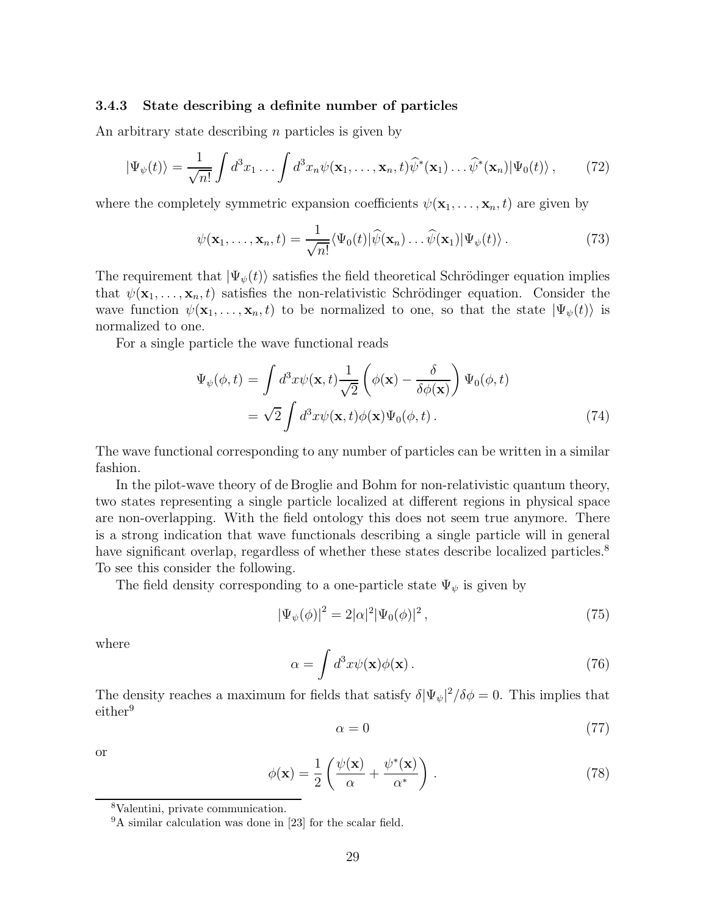### 3.4.3 State describing a definite number of particles

An arbitrary state describing $n$ particles is given by

$$|\Psi_\psi(t)\rangle = \frac{1}{\sqrt{n!}} \int d^3x_1 \dots \int d^3x_n \psi(\mathbf{x}_1, \dots, \mathbf{x}_n, t) \widehat{\psi}^*(\mathbf{x}_1) \dots \widehat{\psi}^*(\mathbf{x}_n) |\Psi_0(t)\rangle \,, \tag{72}$$

where the completely symmetric expansion coefficients $\psi(\mathbf{x}_1, \dots, \mathbf{x}_n, t)$ are given by

$$\psi(\mathbf{x}_1, \dots, \mathbf{x}_n, t) = \frac{1}{\sqrt{n!}} \langle \Psi_0(t) | \widehat{\psi}(\mathbf{x}_n) \dots \widehat{\psi}(\mathbf{x}_1) | \Psi_\psi(t) \rangle \,. \tag{73}$$

The requirement that $|\Psi_\psi(t)\rangle$ satisfies the field theoretical Schrödinger equation implies that $\psi(\mathbf{x}_1, \dots, \mathbf{x}_n, t)$ satisfies the non-relativistic Schrödinger equation. Consider the wave function $\psi(\mathbf{x}_1, \dots, \mathbf{x}_n, t)$ to be normalized to one, so that the state $|\Psi_\psi(t)\rangle$ is normalized to one.

For a single particle the wave functional reads

$$\begin{aligned}
\Psi_\psi(\phi, t) &= \int d^3x \psi(\mathbf{x}, t) \frac{1}{\sqrt{2}} \left( \phi(\mathbf{x}) - \frac{\delta}{\delta \phi(\mathbf{x})} \right) \Psi_0(\phi, t) \\
&= \sqrt{2} \int d^3x \psi(\mathbf{x}, t) \phi(\mathbf{x}) \Psi_0(\phi, t) \,.
\end{aligned} \tag{74}$$

The wave functional corresponding to any number of particles can be written in a similar fashion.

In the pilot-wave theory of de Broglie and Bohm for non-relativistic quantum theory, two states representing a single particle localized at different regions in physical space are non-overlapping. With the field ontology this does not seem true anymore. There is a strong indication that wave functionals describing a single particle will in general have significant overlap, regardless of whether these states describe localized particles.[8] To see this consider the following.

The field density corresponding to a one-particle state $\Psi_\psi$ is given by

$$|\Psi_\psi(\phi)|^2 = 2|\alpha|^2 |\Psi_0(\phi)|^2 \,, \tag{75}$$

where

$$\alpha = \int d^3x \psi(\mathbf{x}) \phi(\mathbf{x}) \,. \tag{76}$$

The density reaches a maximum for fields that satisfy $\delta |\Psi_\psi|^2 / \delta \phi = 0$. This implies that either[9]

$$\alpha = 0 \tag{77}$$

or

$$\phi(\mathbf{x}) = \frac{1}{2} \left( \frac{\psi(\mathbf{x})}{\alpha} + \frac{\psi^*(\mathbf{x})}{\alpha^*} \right) \,. \tag{78}$$

[8] Valentini, private communication.

[9] A similar calculation was done in [23] for the scalar field.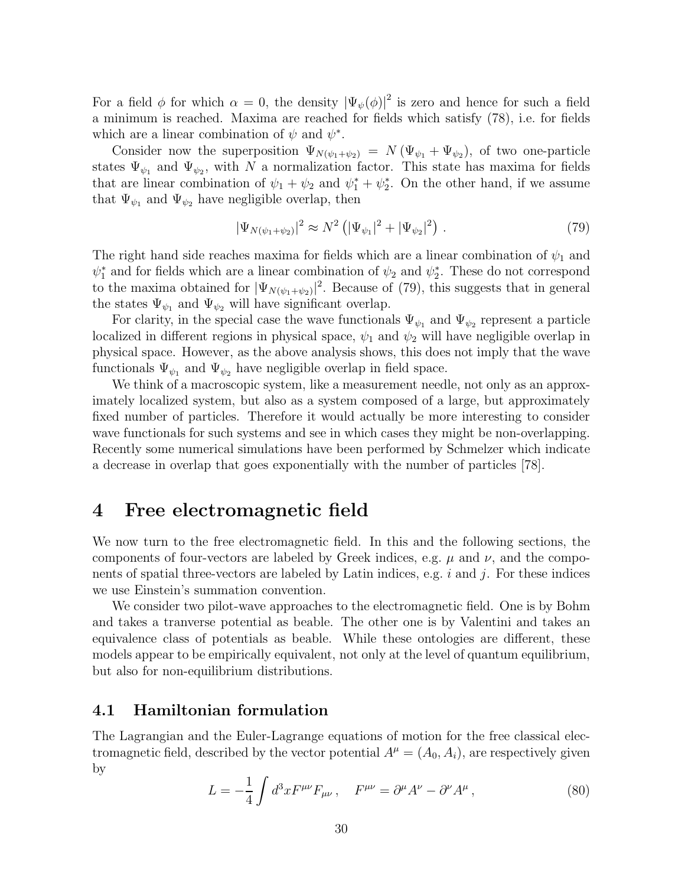For a field $\phi$ for which $\alpha = 0$, the density $|\Psi_\psi(\phi)|^2$ is zero and hence for such a field a minimum is reached. Maxima are reached for fields which satisfy (78), i.e. for fields which are a linear combination of $\psi$ and $\psi^*$.

Consider now the superposition $\Psi_{N(\psi_1+\psi_2)} = N(\Psi_{\psi_1} + \Psi_{\psi_2})$, of two one-particle states $\Psi_{\psi_1}$ and $\Psi_{\psi_2}$, with $N$ a normalization factor. This state has maxima for fields that are linear combination of $\psi_1 + \psi_2$ and $\psi_1^* + \psi_2^*$. On the other hand, if we assume that $\Psi_{\psi_1}$ and $\Psi_{\psi_2}$ have negligible overlap, then

$$|\Psi_{N(\psi_1+\psi_2)}|^2 \approx N^2 \left(|\Psi_{\psi_1}|^2 + |\Psi_{\psi_2}|^2\right) . \tag{79}$$

The right hand side reaches maxima for fields which are a linear combination of $\psi_1$ and $\psi_1^*$ and for fields which are a linear combination of $\psi_2$ and $\psi_2^*$. These do not correspond to the maxima obtained for $|\Psi_{N(\psi_1+\psi_2)}|^2$. Because of (79), this suggests that in general the states $\Psi_{\psi_1}$ and $\Psi_{\psi_2}$ will have significant overlap.

For clarity, in the special case the wave functionals $\Psi_{\psi_1}$ and $\Psi_{\psi_2}$ represent a particle localized in different regions in physical space, $\psi_1$ and $\psi_2$ will have negligible overlap in physical space. However, as the above analysis shows, this does not imply that the wave functionals $\Psi_{\psi_1}$ and $\Psi_{\psi_2}$ have negligible overlap in field space.

We think of a macroscopic system, like a measurement needle, not only as an approximately localized system, but also as a system composed of a large, but approximately fixed number of particles. Therefore it would actually be more interesting to consider wave functionals for such systems and see in which cases they might be non-overlapping. Recently some numerical simulations have been performed by Schmelzer which indicate a decrease in overlap that goes exponentially with the number of particles [78].

# 4 Free electromagnetic field

We now turn to the free electromagnetic field. In this and the following sections, the components of four-vectors are labeled by Greek indices, e.g. $\mu$ and $\nu$, and the components of spatial three-vectors are labeled by Latin indices, e.g. $i$ and $j$. For these indices we use Einstein's summation convention.

We consider two pilot-wave approaches to the electromagnetic field. One is by Bohm and takes a tranverse potential as beable. The other one is by Valentini and takes an equivalence class of potentials as beable. While these ontologies are different, these models appear to be empirically equivalent, not only at the level of quantum equilibrium, but also for non-equilibrium distributions.

## 4.1 Hamiltonian formulation

The Lagrangian and the Euler-Lagrange equations of motion for the free classical electromagnetic field, described by the vector potential $A^\mu = (A_0, A_i)$, are respectively given by

$$L = -\frac{1}{4}\int d^3x F^{\mu\nu}F_{\mu\nu} , \quad F^{\mu\nu} = \partial^\mu A^\nu - \partial^\nu A^\mu , \tag{80}$$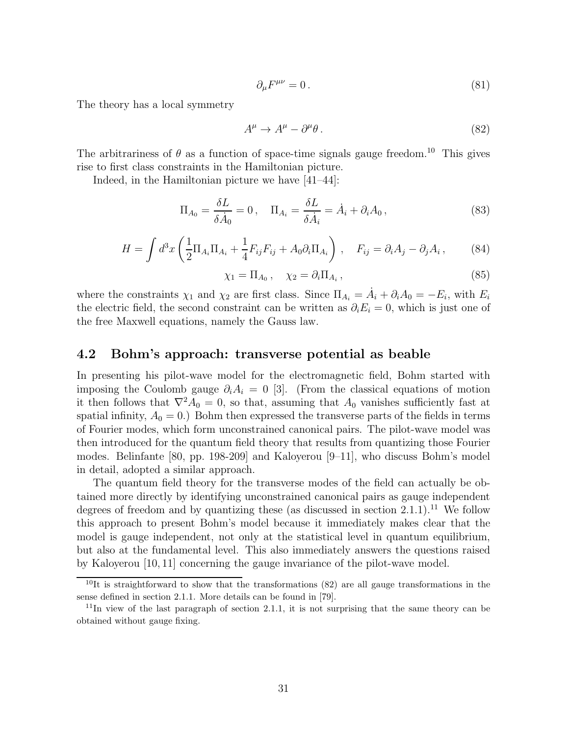$$\partial_\mu F^{\mu\nu} = 0\,. \tag{81}$$

The theory has a local symmetry

$$A^\mu \to A^\mu - \partial^\mu \theta\,. \tag{82}$$

The arbitrariness of $\theta$ as a function of space-time signals gauge freedom.[10] This gives rise to first class constraints in the Hamiltonian picture.

Indeed, in the Hamiltonian picture we have [41–44]:

$$\Pi_{A_0} = \frac{\delta L}{\delta \dot{A}_0} = 0\,, \quad \Pi_{A_i} = \frac{\delta L}{\delta \dot{A}_i} = \dot{A}_i + \partial_i A_0\,, \tag{83}$$

$$H = \int d^3x \left( \frac{1}{2}\Pi_{A_i}\Pi_{A_i} + \frac{1}{4}F_{ij}F_{ij} + A_0 \partial_i \Pi_{A_i} \right)\,, \quad F_{ij} = \partial_i A_j - \partial_j A_i\,, \tag{84}$$

$$\chi_1 = \Pi_{A_0}\,, \quad \chi_2 = \partial_i \Pi_{A_i}\,, \tag{85}$$

where the constraints $\chi_1$ and $\chi_2$ are first class. Since $\Pi_{A_i} = \dot{A}_i + \partial_i A_0 = -E_i$, with $E_i$ the electric field, the second constraint can be written as $\partial_i E_i = 0$, which is just one of the free Maxwell equations, namely the Gauss law.

## 4.2 Bohm's approach: transverse potential as beable

In presenting his pilot-wave model for the electromagnetic field, Bohm started with imposing the Coulomb gauge $\partial_i A_i = 0$ [3]. (From the classical equations of motion it then follows that $\nabla^2 A_0 = 0$, so that, assuming that $A_0$ vanishes sufficiently fast at spatial infinity, $A_0 = 0$.) Bohm then expressed the transverse parts of the fields in terms of Fourier modes, which form unconstrained canonical pairs. The pilot-wave model was then introduced for the quantum field theory that results from quantizing those Fourier modes. Belinfante [80, pp. 198-209] and Kaloyerou [9–11], who discuss Bohm's model in detail, adopted a similar approach.

The quantum field theory for the transverse modes of the field can actually be obtained more directly by identifying unconstrained canonical pairs as gauge independent degrees of freedom and by quantizing these (as discussed in section 2.1.1).[11] We follow this approach to present Bohm's model because it immediately makes clear that the model is gauge independent, not only at the statistical level in quantum equilibrium, but also at the fundamental level. This also immediately answers the questions raised by Kaloyerou [10, 11] concerning the gauge invariance of the pilot-wave model.

---

[10] It is straightforward to show that the transformations (82) are all gauge transformations in the sense defined in section 2.1.1. More details can be found in [79].

[11] In view of the last paragraph of section 2.1.1, it is not surprising that the same theory can be obtained without gauge fixing.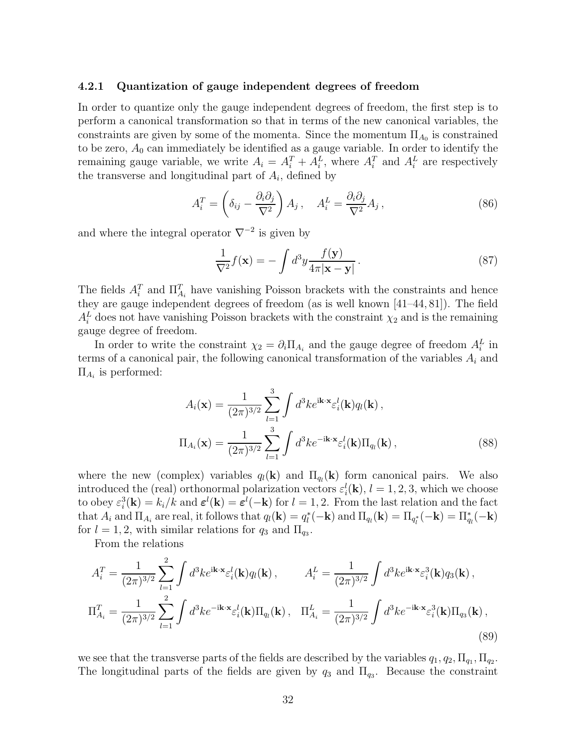#### 4.2.1 Quantization of gauge independent degrees of freedom

In order to quantize only the gauge independent degrees of freedom, the first step is to perform a canonical transformation so that in terms of the new canonical variables, the constraints are given by some of the momenta. Since the momentum $\Pi_{A_0}$ is constrained to be zero, $A_0$ can immediately be identified as a gauge variable. In order to identify the remaining gauge variable, we write $A_i = A_i^T + A_i^L$, where $A_i^T$ and $A_i^L$ are respectively the transverse and longitudinal part of $A_i$, defined by

$$A_i^T = \left(\delta_{ij} - \frac{\partial_i \partial_j}{\nabla^2}\right) A_j \, , \quad A_i^L = \frac{\partial_i \partial_j}{\nabla^2} A_j \, , \tag{86}$$

and where the integral operator $\nabla^{-2}$ is given by

$$\frac{1}{\nabla^2} f(\mathbf{x}) = - \int d^3y \frac{f(\mathbf{y})}{4\pi |\mathbf{x} - \mathbf{y}|} \, . \tag{87}$$

The fields $A_i^T$ and $\Pi^T_{A_i}$ have vanishing Poisson brackets with the constraints and hence they are gauge independent degrees of freedom (as is well known [41–44, 81]). The field $A_i^L$ does not have vanishing Poisson brackets with the constraint $\chi_2$ and is the remaining gauge degree of freedom.

In order to write the constraint $\chi_2 = \partial_i \Pi_{A_i}$ and the gauge degree of freedom $A_i^L$ in terms of a canonical pair, the following canonical transformation of the variables $A_i$ and $\Pi_{A_i}$ is performed:

$$\begin{aligned} A_i(\mathbf{x}) &= \frac{1}{(2\pi)^{3/2}} \sum_{l=1}^{3} \int d^3k e^{\mathrm{i}\mathbf{k}\cdot\mathbf{x}} \varepsilon_i^l(\mathbf{k}) q_l(\mathbf{k}) \, , \\ \Pi_{A_i}(\mathbf{x}) &= \frac{1}{(2\pi)^{3/2}} \sum_{l=1}^{3} \int d^3k e^{-\mathrm{i}\mathbf{k}\cdot\mathbf{x}} \varepsilon_i^l(\mathbf{k}) \Pi_{q_l}(\mathbf{k}) \, , \end{aligned} \tag{88}$$

where the new (complex) variables $q_l(\mathbf{k})$ and $\Pi_{q_l}(\mathbf{k})$ form canonical pairs. We also introduced the (real) orthonormal polarization vectors $\varepsilon_i^l(\mathbf{k})$, $l = 1, 2, 3$, which we choose to obey $\varepsilon_i^3(\mathbf{k}) = k_i/k$ and $\boldsymbol{\varepsilon}^l(\mathbf{k}) = \boldsymbol{\varepsilon}^l(-\mathbf{k})$ for $l = 1, 2$. From the last relation and the fact that $A_i$ and $\Pi_{A_i}$ are real, it follows that $q_l(\mathbf{k}) = q_l^*(-\mathbf{k})$ and $\Pi_{q_l}(\mathbf{k}) = \Pi_{q_l^*}(-\mathbf{k}) = \Pi^*_{q_l}(-\mathbf{k})$ for $l = 1, 2$, with similar relations for $q_3$ and $\Pi_{q_3}$.

From the relations

$$\begin{aligned} A_i^T &= \frac{1}{(2\pi)^{3/2}} \sum_{l=1}^{2} \int d^3k e^{\mathrm{i}\mathbf{k}\cdot\mathbf{x}} \varepsilon_i^l(\mathbf{k}) q_l(\mathbf{k}) \, , \qquad A_i^L = \frac{1}{(2\pi)^{3/2}} \int d^3k e^{\mathrm{i}\mathbf{k}\cdot\mathbf{x}} \varepsilon_i^3(\mathbf{k}) q_3(\mathbf{k}) \, , \\ \Pi^T_{A_i} &= \frac{1}{(2\pi)^{3/2}} \sum_{l=1}^{2} \int d^3k e^{-\mathrm{i}\mathbf{k}\cdot\mathbf{x}} \varepsilon_i^l(\mathbf{k}) \Pi_{q_l}(\mathbf{k}) \, , \quad \Pi^L_{A_i} = \frac{1}{(2\pi)^{3/2}} \int d^3k e^{-\mathrm{i}\mathbf{k}\cdot\mathbf{x}} \varepsilon_i^3(\mathbf{k}) \Pi_{q_3}(\mathbf{k}) \, , \end{aligned} \tag{89}$$

we see that the transverse parts of the fields are described by the variables $q_1, q_2, \Pi_{q_1}, \Pi_{q_2}$. The longitudinal parts of the fields are given by $q_3$ and $\Pi_{q_3}$. Because the constraint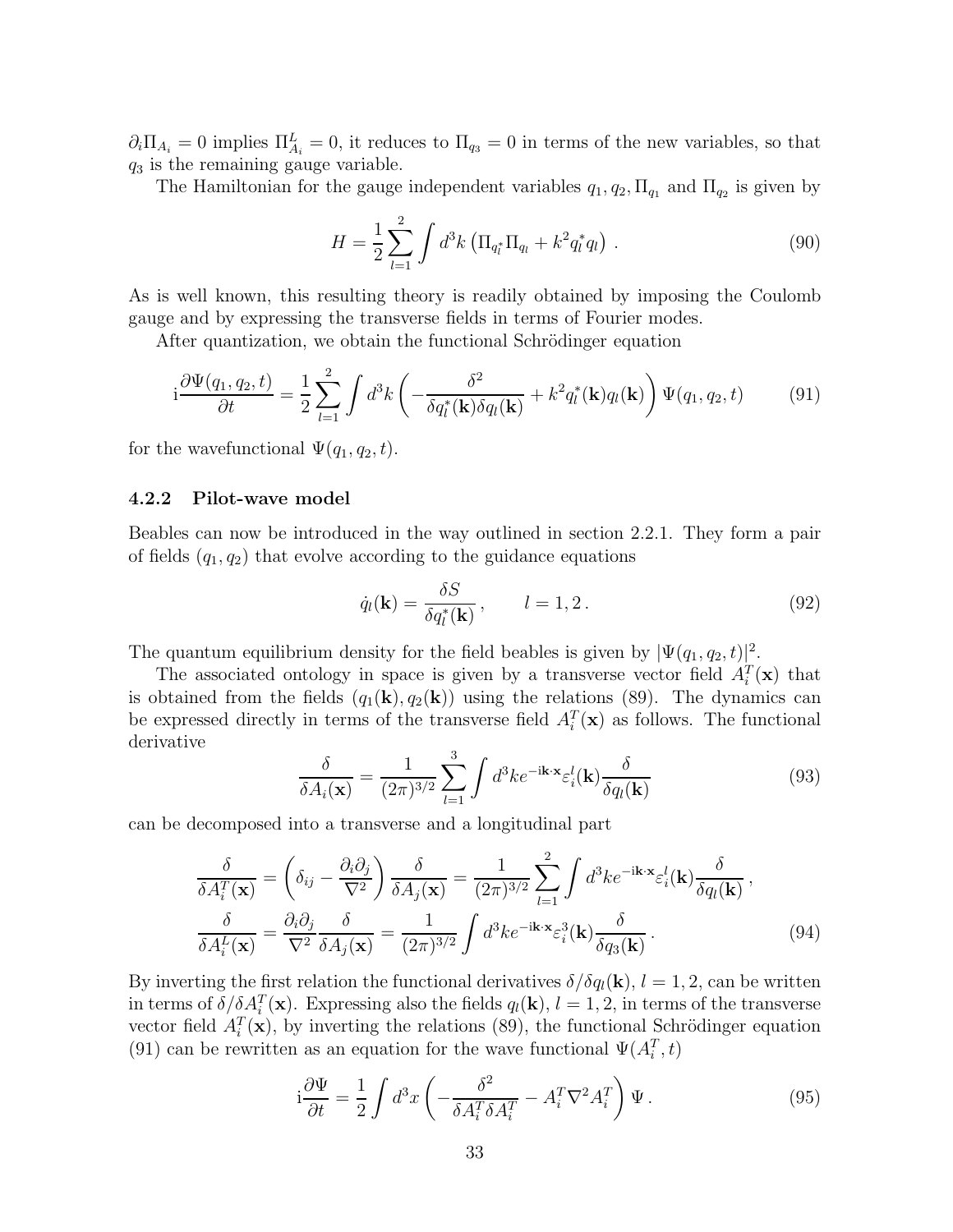$\partial_i \Pi_{A_i} = 0$ implies $\Pi^L_{A_i} = 0$, it reduces to $\Pi_{q_3} = 0$ in terms of the new variables, so that $q_3$ is the remaining gauge variable.

The Hamiltonian for the gauge independent variables $q_1, q_2, \Pi_{q_1}$ and $\Pi_{q_2}$ is given by

$$H = \frac{1}{2} \sum_{l=1}^{2} \int d^3k \left( \Pi_{q_l^*} \Pi_{q_l} + k^2 q_l^* q_l \right) . \tag{90}$$

As is well known, this resulting theory is readily obtained by imposing the Coulomb gauge and by expressing the transverse fields in terms of Fourier modes.

After quantization, we obtain the functional Schrödinger equation

$$\mathrm{i}\frac{\partial \Psi(q_1, q_2, t)}{\partial t} = \frac{1}{2} \sum_{l=1}^{2} \int d^3k \left( -\frac{\delta^2}{\delta q_l^*(\mathbf{k}) \delta q_l(\mathbf{k})} + k^2 q_l^*(\mathbf{k}) q_l(\mathbf{k}) \right) \Psi(q_1, q_2, t) \tag{91}$$

for the wavefunctional $\Psi(q_1, q_2, t)$.

### 4.2.2 Pilot-wave model

Beables can now be introduced in the way outlined in section 2.2.1. They form a pair of fields $(q_1, q_2)$ that evolve according to the guidance equations

$$\dot{q}_l(\mathbf{k}) = \frac{\delta S}{\delta q_l^*(\mathbf{k})} , \qquad l = 1, 2 . \tag{92}$$

The quantum equilibrium density for the field beables is given by $|\Psi(q_1, q_2, t)|^2$.

The associated ontology in space is given by a transverse vector field $A_i^T(\mathbf{x})$ that is obtained from the fields $(q_1(\mathbf{k}), q_2(\mathbf{k}))$ using the relations (89). The dynamics can be expressed directly in terms of the transverse field $A_i^T(\mathbf{x})$ as follows. The functional derivative

$$\frac{\delta}{\delta A_i(\mathbf{x})} = \frac{1}{(2\pi)^{3/2}} \sum_{l=1}^{3} \int d^3k e^{-\mathrm{i}\mathbf{k}\cdot\mathbf{x}} \varepsilon_i^l(\mathbf{k}) \frac{\delta}{\delta q_l(\mathbf{k})} \tag{93}$$

can be decomposed into a transverse and a longitudinal part

$$\begin{aligned}
\frac{\delta}{\delta A_i^T(\mathbf{x})} &= \left( \delta_{ij} - \frac{\partial_i \partial_j}{\nabla^2} \right) \frac{\delta}{\delta A_j(\mathbf{x})} = \frac{1}{(2\pi)^{3/2}} \sum_{l=1}^{2} \int d^3k e^{-\mathrm{i}\mathbf{k}\cdot\mathbf{x}} \varepsilon_i^l(\mathbf{k}) \frac{\delta}{\delta q_l(\mathbf{k})} , \\
\frac{\delta}{\delta A_i^L(\mathbf{x})} &= \frac{\partial_i \partial_j}{\nabla^2} \frac{\delta}{\delta A_j(\mathbf{x})} = \frac{1}{(2\pi)^{3/2}} \int d^3k e^{-\mathrm{i}\mathbf{k}\cdot\mathbf{x}} \varepsilon_i^3(\mathbf{k}) \frac{\delta}{\delta q_3(\mathbf{k})} .
\end{aligned} \tag{94}$$

By inverting the first relation the functional derivatives $\delta/\delta q_l(\mathbf{k})$, $l = 1, 2$, can be written in terms of $\delta/\delta A_i^T(\mathbf{x})$. Expressing also the fields $q_l(\mathbf{k})$, $l = 1, 2$, in terms of the transverse vector field $A_i^T(\mathbf{x})$, by inverting the relations (89), the functional Schrödinger equation (91) can be rewritten as an equation for the wave functional $\Psi(A_i^T, t)$

$$\mathrm{i}\frac{\partial \Psi}{\partial t} = \frac{1}{2} \int d^3x \left( -\frac{\delta^2}{\delta A_i^T \delta A_i^T} - A_i^T \nabla^2 A_i^T \right) \Psi . \tag{95}$$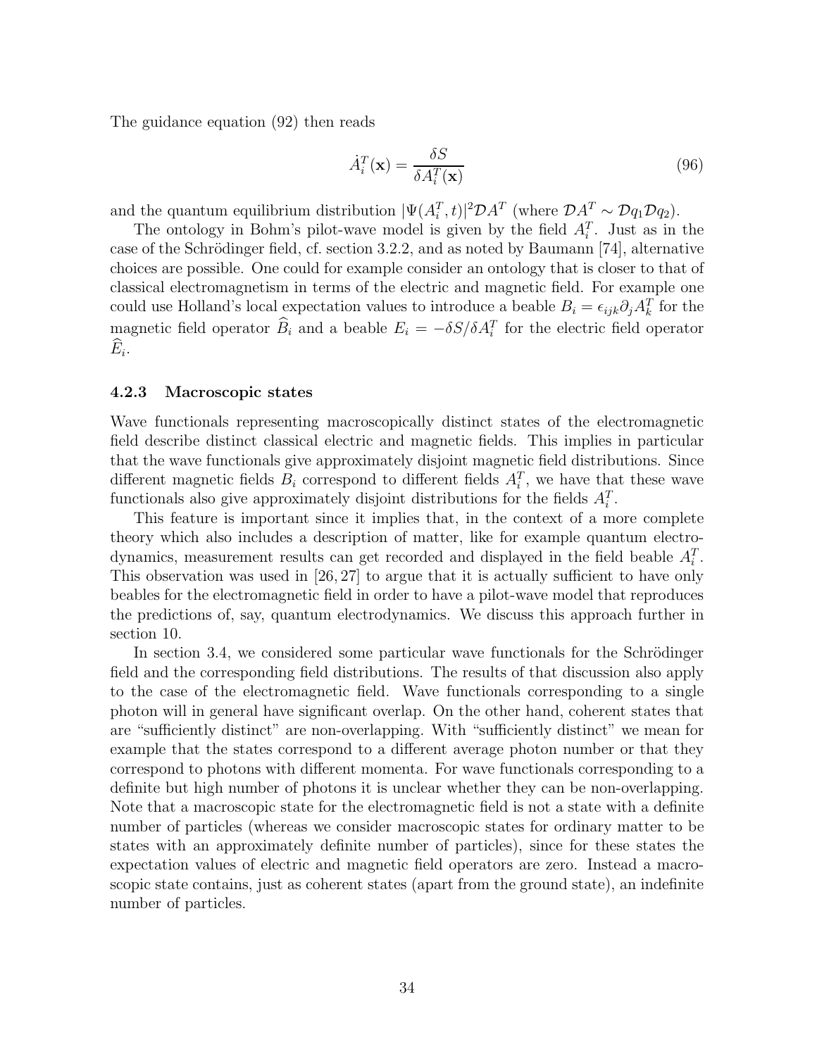The guidance equation (92) then reads

$$\dot{A}_i^T(\mathbf{x}) = \frac{\delta S}{\delta A_i^T(\mathbf{x})} \tag{96}$$

and the quantum equilibrium distribution $|\Psi(A_i^T, t)|^2 \mathcal{D}A^T$ (where $\mathcal{D}A^T \sim \mathcal{D}q_1 \mathcal{D}q_2$).

The ontology in Bohm's pilot-wave model is given by the field $A_i^T$. Just as in the case of the Schrödinger field, cf. section 3.2.2, and as noted by Baumann [74], alternative choices are possible. One could for example consider an ontology that is closer to that of classical electromagnetism in terms of the electric and magnetic field. For example one could use Holland's local expectation values to introduce a beable $B_i = \epsilon_{ijk}\partial_j A_k^T$ for the magnetic field operator $\widehat{B}_i$ and a beable $E_i = -\delta S / \delta A_i^T$ for the electric field operator $\widehat{E}_i$.

### 4.2.3 Macroscopic states

Wave functionals representing macroscopically distinct states of the electromagnetic field describe distinct classical electric and magnetic fields. This implies in particular that the wave functionals give approximately disjoint magnetic field distributions. Since different magnetic fields $B_i$ correspond to different fields $A_i^T$, we have that these wave functionals also give approximately disjoint distributions for the fields $A_i^T$.

This feature is important since it implies that, in the context of a more complete theory which also includes a description of matter, like for example quantum electrodynamics, measurement results can get recorded and displayed in the field beable $A_i^T$. This observation was used in [26, 27] to argue that it is actually sufficient to have only beables for the electromagnetic field in order to have a pilot-wave model that reproduces the predictions of, say, quantum electrodynamics. We discuss this approach further in section 10.

In section 3.4, we considered some particular wave functionals for the Schrödinger field and the corresponding field distributions. The results of that discussion also apply to the case of the electromagnetic field. Wave functionals corresponding to a single photon will in general have significant overlap. On the other hand, coherent states that are "sufficiently distinct" are non-overlapping. With "sufficiently distinct" we mean for example that the states correspond to a different average photon number or that they correspond to photons with different momenta. For wave functionals corresponding to a definite but high number of photons it is unclear whether they can be non-overlapping. Note that a macroscopic state for the electromagnetic field is not a state with a definite number of particles (whereas we consider macroscopic states for ordinary matter to be states with an approximately definite number of particles), since for these states the expectation values of electric and magnetic field operators are zero. Instead a macroscopic state contains, just as coherent states (apart from the ground state), an indefinite number of particles.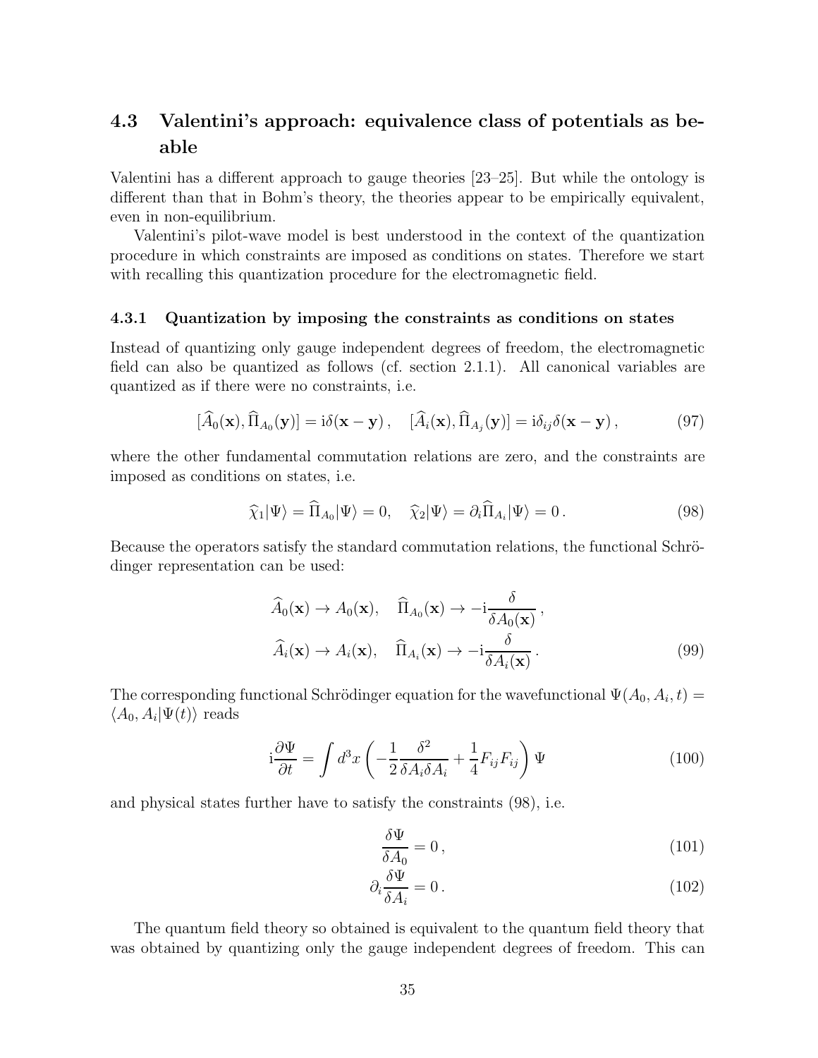### 4.3 Valentini's approach: equivalence class of potentials as beable

Valentini has a different approach to gauge theories [23–25]. But while the ontology is different than that in Bohm's theory, the theories appear to be empirically equivalent, even in non-equilibrium.

Valentini's pilot-wave model is best understood in the context of the quantization procedure in which constraints are imposed as conditions on states. Therefore we start with recalling this quantization procedure for the electromagnetic field.

#### 4.3.1 Quantization by imposing the constraints as conditions on states

Instead of quantizing only gauge independent degrees of freedom, the electromagnetic field can also be quantized as follows (cf. section 2.1.1). All canonical variables are quantized as if there were no constraints, i.e.

$$[\widehat{A}_0(\mathbf{x}), \widehat{\Pi}_{A_0}(\mathbf{y})] = \mathrm{i}\delta(\mathbf{x}-\mathbf{y})\,, \quad [\widehat{A}_i(\mathbf{x}), \widehat{\Pi}_{A_j}(\mathbf{y})] = \mathrm{i}\delta_{ij}\delta(\mathbf{x}-\mathbf{y})\,, \tag{97}$$

where the other fundamental commutation relations are zero, and the constraints are imposed as conditions on states, i.e.

$$\widehat{\chi}_1|\Psi\rangle = \widehat{\Pi}_{A_0}|\Psi\rangle = 0, \quad \widehat{\chi}_2|\Psi\rangle = \partial_i\widehat{\Pi}_{A_i}|\Psi\rangle = 0\,. \tag{98}$$

Because the operators satisfy the standard commutation relations, the functional Schrödinger representation can be used:

$$\begin{aligned}
\widehat{A}_0(\mathbf{x}) \to A_0(\mathbf{x}), &\quad \widehat{\Pi}_{A_0}(\mathbf{x}) \to -\mathrm{i}\frac{\delta}{\delta A_0(\mathbf{x})}\,, \\
\widehat{A}_i(\mathbf{x}) \to A_i(\mathbf{x}), &\quad \widehat{\Pi}_{A_i}(\mathbf{x}) \to -\mathrm{i}\frac{\delta}{\delta A_i(\mathbf{x})}\,.
\end{aligned} \tag{99}$$

The corresponding functional Schrödinger equation for the wavefunctional $\Psi(A_0, A_i, t) = \langle A_0, A_i|\Psi(t)\rangle$ reads

$$\mathrm{i}\frac{\partial\Psi}{\partial t} = \int d^3x \left(-\frac{1}{2}\frac{\delta^2}{\delta A_i \delta A_i} + \frac{1}{4}F_{ij}F_{ij}\right)\Psi \tag{100}$$

and physical states further have to satisfy the constraints (98), i.e.

$$\frac{\delta\Psi}{\delta A_0} = 0\,, \tag{101}$$

$$\partial_i\frac{\delta\Psi}{\delta A_i} = 0\,. \tag{102}$$

The quantum field theory so obtained is equivalent to the quantum field theory that was obtained by quantizing only the gauge independent degrees of freedom. This can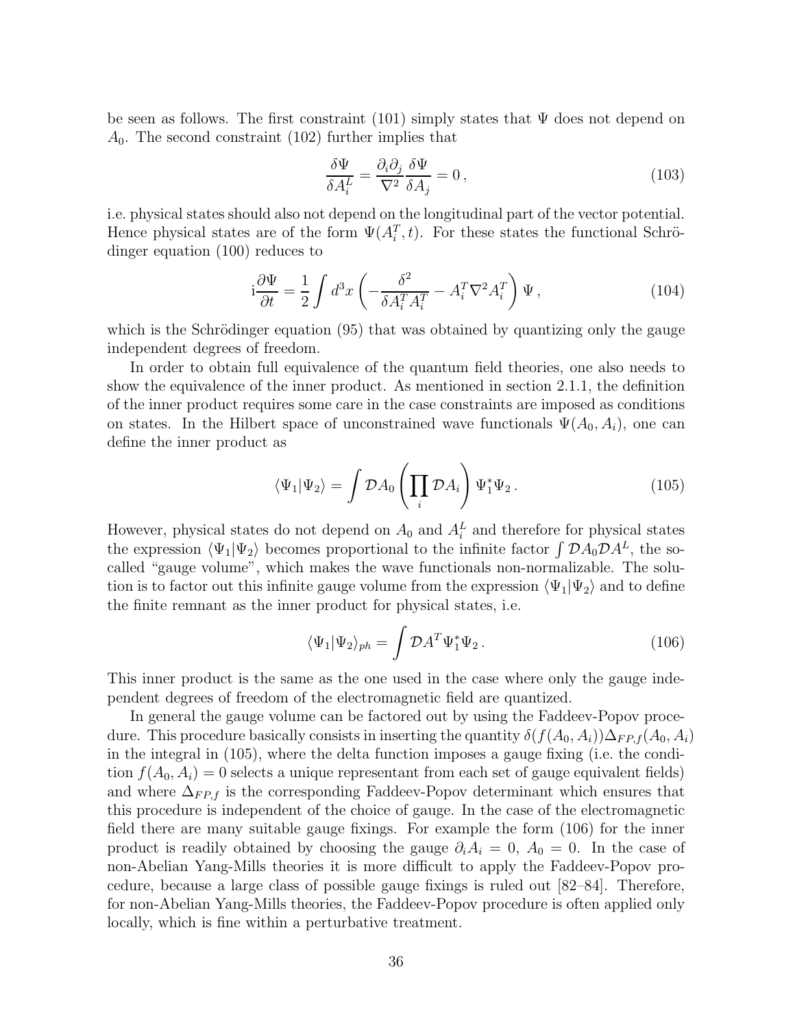be seen as follows. The first constraint (101) simply states that $\Psi$ does not depend on $A_0$. The second constraint (102) further implies that

$$\frac{\delta \Psi}{\delta A_i^L} = \frac{\partial_i \partial_j}{\nabla^2} \frac{\delta \Psi}{\delta A_j} = 0 \,, \tag{103}$$

i.e. physical states should also not depend on the longitudinal part of the vector potential. Hence physical states are of the form $\Psi(A_i^T, t)$. For these states the functional Schrödinger equation (100) reduces to

$$\mathrm{i} \frac{\partial \Psi}{\partial t} = \frac{1}{2} \int d^3x \left( -\frac{\delta^2}{\delta A_i^T A_i^T} - A_i^T \nabla^2 A_i^T \right) \Psi \,, \tag{104}$$

which is the Schrödinger equation (95) that was obtained by quantizing only the gauge independent degrees of freedom.

In order to obtain full equivalence of the quantum field theories, one also needs to show the equivalence of the inner product. As mentioned in section 2.1.1, the definition of the inner product requires some care in the case constraints are imposed as conditions on states. In the Hilbert space of unconstrained wave functionals $\Psi(A_0, A_i)$, one can define the inner product as

$$\langle \Psi_1 | \Psi_2 \rangle = \int \mathcal{D}A_0 \left( \prod_i \mathcal{D}A_i \right) \Psi_1^* \Psi_2 \,. \tag{105}$$

However, physical states do not depend on $A_0$ and $A_i^L$ and therefore for physical states the expression $\langle \Psi_1 | \Psi_2 \rangle$ becomes proportional to the infinite factor $\int \mathcal{D}A_0 \mathcal{D}A^L$, the so-called "gauge volume", which makes the wave functionals non-normalizable. The solution is to factor out this infinite gauge volume from the expression $\langle \Psi_1 | \Psi_2 \rangle$ and to define the finite remnant as the inner product for physical states, i.e.

$$\langle \Psi_1 | \Psi_2 \rangle_{ph} = \int \mathcal{D}A^T \Psi_1^* \Psi_2 \,. \tag{106}$$

This inner product is the same as the one used in the case where only the gauge independent degrees of freedom of the electromagnetic field are quantized.

In general the gauge volume can be factored out by using the Faddeev-Popov procedure. This procedure basically consists in inserting the quantity $\delta(f(A_0, A_i))\Delta_{FP,f}(A_0, A_i)$ in the integral in (105), where the delta function imposes a gauge fixing (i.e. the condition $f(A_0, A_i) = 0$ selects a unique representant from each set of gauge equivalent fields) and where $\Delta_{FP,f}$ is the corresponding Faddeev-Popov determinant which ensures that this procedure is independent of the choice of gauge. In the case of the electromagnetic field there are many suitable gauge fixings. For example the form (106) for the inner product is readily obtained by choosing the gauge $\partial_i A_i = 0$, $A_0 = 0$. In the case of non-Abelian Yang-Mills theories it is more difficult to apply the Faddeev-Popov procedure, because a large class of possible gauge fixings is ruled out [82–84]. Therefore, for non-Abelian Yang-Mills theories, the Faddeev-Popov procedure is often applied only locally, which is fine within a perturbative treatment.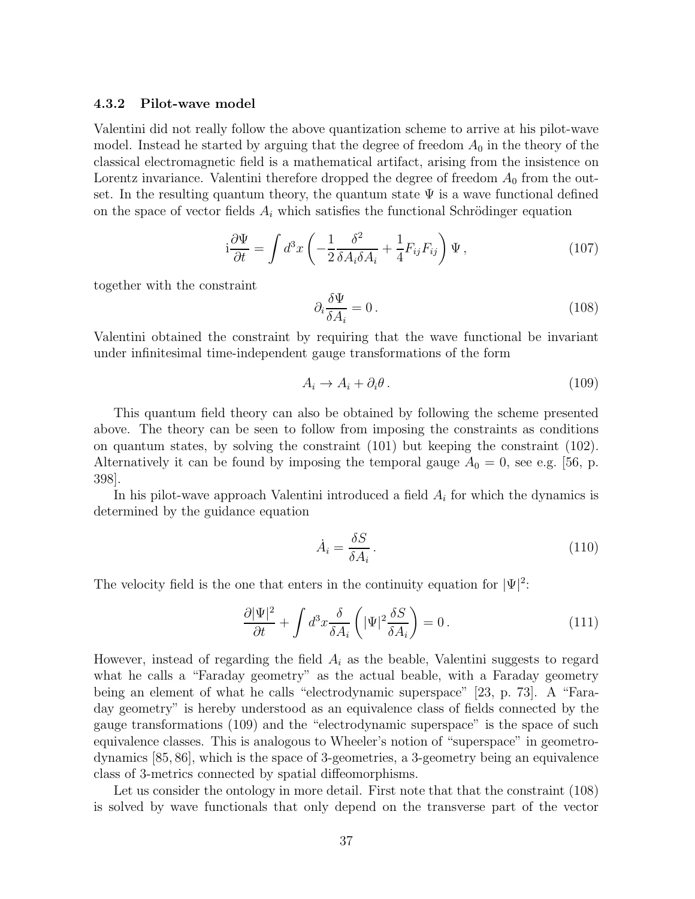### 4.3.2 Pilot-wave model

Valentini did not really follow the above quantization scheme to arrive at his pilot-wave model. Instead he started by arguing that the degree of freedom $A_0$ in the theory of the classical electromagnetic field is a mathematical artifact, arising from the insistence on Lorentz invariance. Valentini therefore dropped the degree of freedom $A_0$ from the outset. In the resulting quantum theory, the quantum state $\Psi$ is a wave functional defined on the space of vector fields $A_i$ which satisfies the functional Schrödinger equation

$$\mathrm{i}\frac{\partial \Psi}{\partial t} = \int d^3x \left( -\frac{1}{2}\frac{\delta^2}{\delta A_i \delta A_i} + \frac{1}{4} F_{ij} F_{ij} \right) \Psi \,, \tag{107}$$

together with the constraint

$$\partial_i \frac{\delta \Psi}{\delta A_i} = 0 \,. \tag{108}$$

Valentini obtained the constraint by requiring that the wave functional be invariant under infinitesimal time-independent gauge transformations of the form

$$A_i \to A_i + \partial_i \theta \,. \tag{109}$$

This quantum field theory can also be obtained by following the scheme presented above. The theory can be seen to follow from imposing the constraints as conditions on quantum states, by solving the constraint (101) but keeping the constraint (102). Alternatively it can be found by imposing the temporal gauge $A_0 = 0$, see e.g. [56, p. 398].

In his pilot-wave approach Valentini introduced a field $A_i$ for which the dynamics is determined by the guidance equation

$$\dot{A}_i = \frac{\delta S}{\delta A_i} \,. \tag{110}$$

The velocity field is the one that enters in the continuity equation for $|\Psi|^2$:

$$\frac{\partial |\Psi|^2}{\partial t} + \int d^3x \frac{\delta}{\delta A_i} \left( |\Psi|^2 \frac{\delta S}{\delta A_i} \right) = 0 \,. \tag{111}$$

However, instead of regarding the field $A_i$ as the beable, Valentini suggests to regard what he calls a "Faraday geometry" as the actual beable, with a Faraday geometry being an element of what he calls "electrodynamic superspace" [23, p. 73]. A "Faraday geometry" is hereby understood as an equivalence class of fields connected by the gauge transformations (109) and the "electrodynamic superspace" is the space of such equivalence classes. This is analogous to Wheeler's notion of "superspace" in geometrodynamics [85, 86], which is the space of 3-geometries, a 3-geometry being an equivalence class of 3-metrics connected by spatial diffeomorphisms.

Let us consider the ontology in more detail. First note that that the constraint (108) is solved by wave functionals that only depend on the transverse part of the vector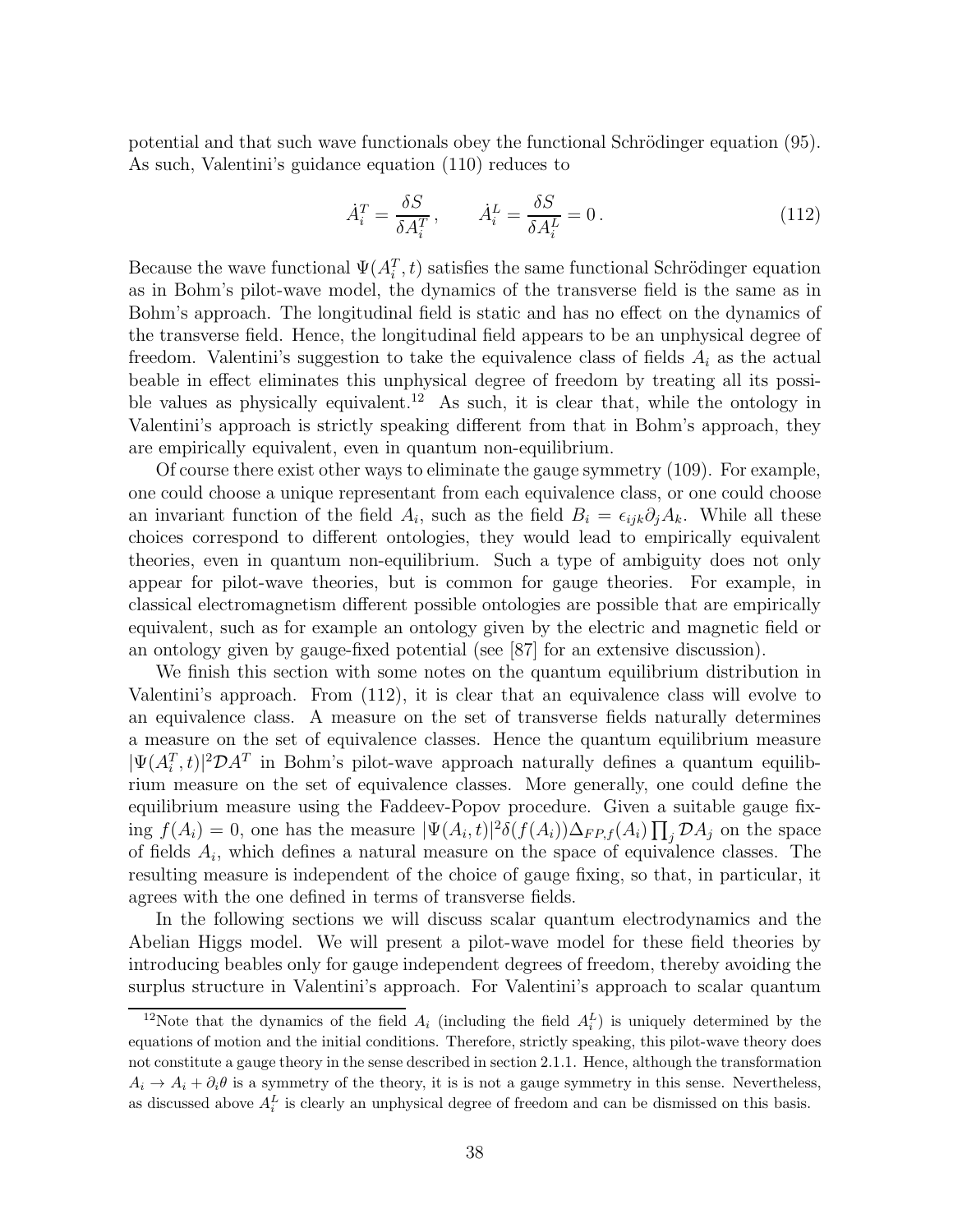potential and that such wave functionals obey the functional Schrödinger equation (95). As such, Valentini's guidance equation (110) reduces to

$$\dot{A}_i^T = \frac{\delta S}{\delta A_i^T}, \qquad \dot{A}_i^L = \frac{\delta S}{\delta A_i^L} = 0\,. \tag{112}$$

Because the wave functional $\Psi(A_i^T, t)$ satisfies the same functional Schrödinger equation as in Bohm's pilot-wave model, the dynamics of the transverse field is the same as in Bohm's approach. The longitudinal field is static and has no effect on the dynamics of the transverse field. Hence, the longitudinal field appears to be an unphysical degree of freedom. Valentini's suggestion to take the equivalence class of fields $A_i$ as the actual beable in effect eliminates this unphysical degree of freedom by treating all its possible values as physically equivalent.[12] As such, it is clear that, while the ontology in Valentini's approach is strictly speaking different from that in Bohm's approach, they are empirically equivalent, even in quantum non-equilibrium.

Of course there exist other ways to eliminate the gauge symmetry (109). For example, one could choose a unique representant from each equivalence class, or one could choose an invariant function of the field $A_i$, such as the field $B_i = \epsilon_{ijk}\partial_j A_k$. While all these choices correspond to different ontologies, they would lead to empirically equivalent theories, even in quantum non-equilibrium. Such a type of ambiguity does not only appear for pilot-wave theories, but is common for gauge theories. For example, in classical electromagnetism different possible ontologies are possible that are empirically equivalent, such as for example an ontology given by the electric and magnetic field or an ontology given by gauge-fixed potential (see [87] for an extensive discussion).

We finish this section with some notes on the quantum equilibrium distribution in Valentini's approach. From (112), it is clear that an equivalence class will evolve to an equivalence class. A measure on the set of transverse fields naturally determines a measure on the set of equivalence classes. Hence the quantum equilibrium measure $|\Psi(A_i^T, t)|^2 \mathcal{D}A^T$ in Bohm's pilot-wave approach naturally defines a quantum equilibrium measure on the set of equivalence classes. More generally, one could define the equilibrium measure using the Faddeev-Popov procedure. Given a suitable gauge fixing $f(A_i) = 0$, one has the measure $|\Psi(A_i, t)|^2 \delta(f(A_i)) \Delta_{FP,f}(A_i) \prod_j \mathcal{D}A_j$ on the space of fields $A_i$, which defines a natural measure on the space of equivalence classes. The resulting measure is independent of the choice of gauge fixing, so that, in particular, it agrees with the one defined in terms of transverse fields.

In the following sections we will discuss scalar quantum electrodynamics and the Abelian Higgs model. We will present a pilot-wave model for these field theories by introducing beables only for gauge independent degrees of freedom, thereby avoiding the surplus structure in Valentini's approach. For Valentini's approach to scalar quantum

[12] Note that the dynamics of the field $A_i$ (including the field $A_i^L$) is uniquely determined by the equations of motion and the initial conditions. Therefore, strictly speaking, this pilot-wave theory does not constitute a gauge theory in the sense described in section 2.1.1. Hence, although the transformation $A_i \to A_i + \partial_i \theta$ is a symmetry of the theory, it is is not a gauge symmetry in this sense. Nevertheless, as discussed above $A_i^L$ is clearly an unphysical degree of freedom and can be dismissed on this basis.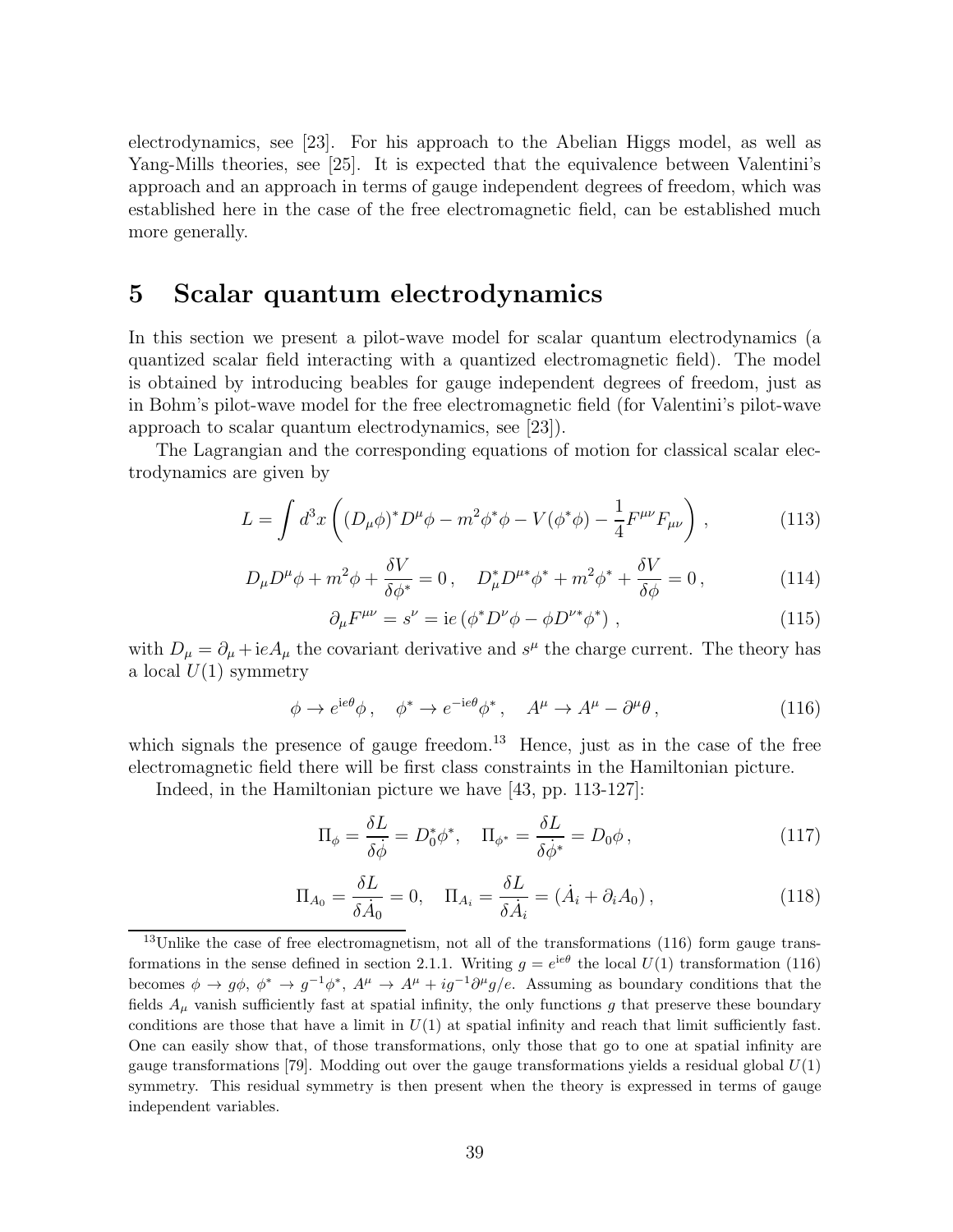electrodynamics, see [23]. For his approach to the Abelian Higgs model, as well as Yang-Mills theories, see [25]. It is expected that the equivalence between Valentini's approach and an approach in terms of gauge independent degrees of freedom, which was established here in the case of the free electromagnetic field, can be established much more generally.

# 5 Scalar quantum electrodynamics

In this section we present a pilot-wave model for scalar quantum electrodynamics (a quantized scalar field interacting with a quantized electromagnetic field). The model is obtained by introducing beables for gauge independent degrees of freedom, just as in Bohm's pilot-wave model for the free electromagnetic field (for Valentini's pilot-wave approach to scalar quantum electrodynamics, see [23]).

The Lagrangian and the corresponding equations of motion for classical scalar electrodynamics are given by

$$L = \int d^3x \left( (D_\mu \phi)^* D^\mu \phi - m^2 \phi^* \phi - V(\phi^* \phi) - \frac{1}{4} F^{\mu\nu} F_{\mu\nu} \right) , \tag{113}$$

$$D_\mu D^\mu \phi + m^2 \phi + \frac{\delta V}{\delta \phi^*} = 0 \, , \quad D^*_\mu D^{\mu *} \phi^* + m^2 \phi^* + \frac{\delta V}{\delta \phi} = 0 \, , \tag{114}$$

$$\partial_\mu F^{\mu\nu} = s^\nu = \mathrm{i}e \left( \phi^* D^\nu \phi - \phi D^{\nu *} \phi^* \right) , \tag{115}$$

with $D_\mu = \partial_\mu + \mathrm{i}eA_\mu$ the covariant derivative and $s^\mu$ the charge current. The theory has a local $U(1)$ symmetry

$$\phi \to e^{\mathrm{i}e\theta} \phi \, , \quad \phi^* \to e^{-\mathrm{i}e\theta} \phi^* \, , \quad A^\mu \to A^\mu - \partial^\mu \theta \, , \tag{116}$$

which signals the presence of gauge freedom.[13] Hence, just as in the case of the free electromagnetic field there will be first class constraints in the Hamiltonian picture.

Indeed, in the Hamiltonian picture we have [43, pp. 113-127]:

$$\Pi_\phi = \frac{\delta L}{\delta \dot{\phi}} = D^*_0 \phi^* , \quad \Pi_{\phi^*} = \frac{\delta L}{\delta \dot{\phi}^*} = D_0 \phi \, , \tag{117}$$

$$\Pi_{A_0} = \frac{\delta L}{\delta \dot{A}_0} = 0, \quad \Pi_{A_i} = \frac{\delta L}{\delta \dot{A}_i} = (\dot{A}_i + \partial_i A_0) \, , \tag{118}$$

[13] Unlike the case of free electromagnetism, not all of the transformations (116) form gauge transformations in the sense defined in section 2.1.1. Writing $g = e^{\mathrm{i}e\theta}$ the local $U(1)$ transformation (116) becomes $\phi \to g\phi$, $\phi^* \to g^{-1}\phi^*$, $A^\mu \to A^\mu + ig^{-1}\partial^\mu g/e$. Assuming as boundary conditions that the fields $A_\mu$ vanish sufficiently fast at spatial infinity, the only functions $g$ that preserve these boundary conditions are those that have a limit in $U(1)$ at spatial infinity and reach that limit sufficiently fast. One can easily show that, of those transformations, only those that go to one at spatial infinity are gauge transformations [79]. Modding out over the gauge transformations yields a residual global $U(1)$ symmetry. This residual symmetry is then present when the theory is expressed in terms of gauge independent variables.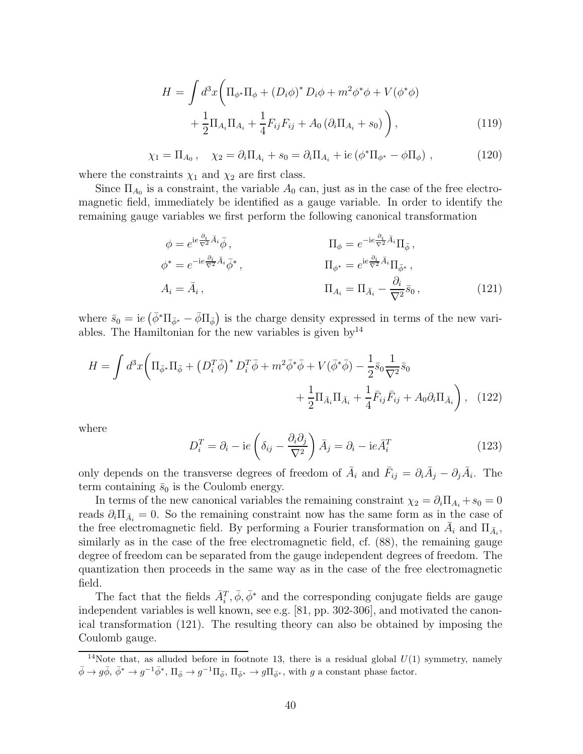$$
\begin{aligned}
H = \int d^3x \bigg( & \Pi_{\phi^*}\Pi_\phi + (D_i\phi)^* D_i\phi + m^2\phi^*\phi + V(\phi^*\phi) \\
& + \frac{1}{2}\Pi_{A_i}\Pi_{A_i} + \frac{1}{4}F_{ij}F_{ij} + A_0\left(\partial_i\Pi_{A_i} + s_0\right)\bigg) ,
\end{aligned} \tag{119}
$$

$$
\chi_1 = \Pi_{A_0} , \quad \chi_2 = \partial_i\Pi_{A_i} + s_0 = \partial_i\Pi_{A_i} + \mathrm{i}e\left(\phi^*\Pi_{\phi^*} - \phi\Pi_\phi\right) , \tag{120}
$$

where the constraints $\chi_1$ and $\chi_2$ are first class.

Since $\Pi_{A_0}$ is a constraint, the variable $A_0$ can, just as in the case of the free electromagnetic field, immediately be identified as a gauge variable. In order to identify the remaining gauge variables we first perform the following canonical transformation

$$
\begin{aligned}
\phi &= e^{\mathrm{i}e\frac{\partial_i}{\nabla^2}\bar{A}_i}\bar{\phi} , & \Pi_\phi &= e^{-\mathrm{i}e\frac{\partial_i}{\nabla^2}\bar{A}_i}\Pi_{\bar{\phi}} , \\
\phi^* &= e^{-\mathrm{i}e\frac{\partial_i}{\nabla^2}\bar{A}_i}\bar{\phi}^* , & \Pi_{\phi^*} &= e^{\mathrm{i}e\frac{\partial_i}{\nabla^2}\bar{A}_i}\Pi_{\bar{\phi}^*} , \\
A_i &= \bar{A}_i , & \Pi_{A_i} &= \Pi_{\bar{A}_i} - \frac{\partial_i}{\nabla^2}\bar{s}_0 ,
\end{aligned} \tag{121}
$$

where $\bar{s}_0 = \mathrm{i}e\left(\bar{\phi}^*\Pi_{\bar{\phi}^*} - \bar{\phi}\Pi_{\bar{\phi}}\right)$ is the charge density expressed in terms of the new variables. The Hamiltonian for the new variables is given by[14]

$$
\begin{aligned}
H = \int d^3x \bigg( & \Pi_{\bar{\phi}^*}\Pi_{\bar{\phi}} + \left(D_i^T\bar{\phi}\right)^* D_i^T\bar{\phi} + m^2\bar{\phi}^*\bar{\phi} + V(\bar{\phi}^*\bar{\phi}) - \frac{1}{2}\bar{s}_0\frac{1}{\nabla^2}\bar{s}_0 \\
& + \frac{1}{2}\Pi_{\bar{A}_i}\Pi_{\bar{A}_i} + \frac{1}{4}\bar{F}_{ij}\bar{F}_{ij} + A_0\partial_i\Pi_{\bar{A}_i}\bigg) ,
\end{aligned} \tag{122}
$$

where

$$
D_i^T = \partial_i - \mathrm{i}e\left(\delta_{ij} - \frac{\partial_i\partial_j}{\nabla^2}\right)\bar{A}_j = \partial_i - \mathrm{i}e\bar{A}_i^T \tag{123}
$$

only depends on the transverse degrees of freedom of $\bar{A}_i$ and $\bar{F}_{ij} = \partial_i\bar{A}_j - \partial_j\bar{A}_i$. The term containing $\bar{s}_0$ is the Coulomb energy.

In terms of the new canonical variables the remaining constraint $\chi_2 = \partial_i\Pi_{A_i} + s_0 = 0$ reads $\partial_i\Pi_{\bar{A}_i} = 0$. So the remaining constraint now has the same form as in the case of the free electromagnetic field. By performing a Fourier transformation on $\bar{A}_i$ and $\Pi_{\bar{A}_i}$, similarly as in the case of the free electromagnetic field, cf. (88), the remaining gauge degree of freedom can be separated from the gauge independent degrees of freedom. The quantization then proceeds in the same way as in the case of the free electromagnetic field.

The fact that the fields $\bar{A}_i^T, \bar{\phi}, \bar{\phi}^*$ and the corresponding conjugate fields are gauge independent variables is well known, see e.g. [81, pp. 302-306], and motivated the canonical transformation (121). The resulting theory can also be obtained by imposing the Coulomb gauge.

---

[14] Note that, as alluded before in footnote 13, there is a residual global $U(1)$ symmetry, namely $\bar{\phi} \to g\bar{\phi}$, $\bar{\phi}^* \to g^{-1}\bar{\phi}^*$, $\Pi_{\bar{\phi}} \to g^{-1}\Pi_{\bar{\phi}}$, $\Pi_{\bar{\phi}^*} \to g\Pi_{\bar{\phi}^*}$, with $g$ a constant phase factor.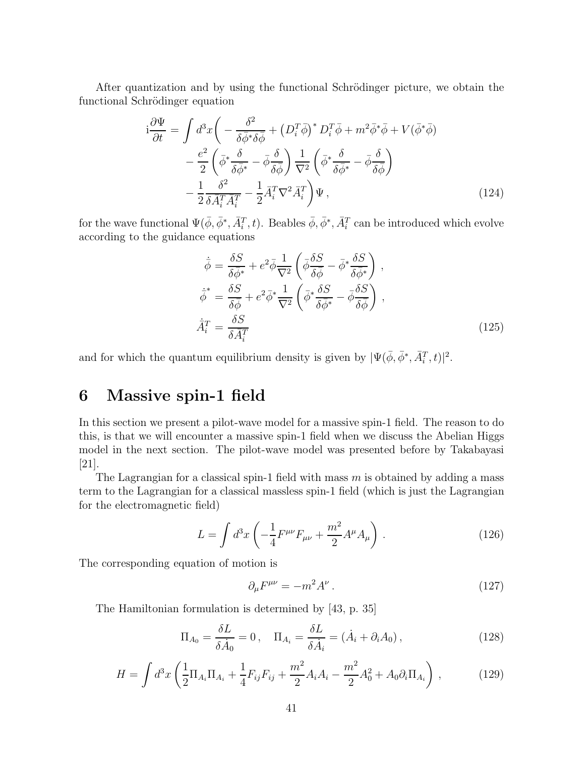After quantization and by using the functional Schrödinger picture, we obtain the functional Schrödinger equation

$$
\begin{aligned}
\mathrm{i}\frac{\partial \Psi}{\partial t} = \int d^3x \bigg( &-\frac{\delta^2}{\delta \bar{\phi}^* \delta \bar{\phi}} + \left(D^T_i \bar{\phi}\right)^* D^T_i \bar{\phi} + m^2 \bar{\phi}^* \bar{\phi} + V(\bar{\phi}^* \bar{\phi}) \\
&- \frac{e^2}{2} \left( \bar{\phi}^* \frac{\delta}{\delta \bar{\phi}^*} - \bar{\phi} \frac{\delta}{\delta \bar{\phi}} \right) \frac{1}{\nabla^2} \left( \bar{\phi}^* \frac{\delta}{\delta \bar{\phi}^*} - \bar{\phi} \frac{\delta}{\delta \bar{\phi}} \right) \\
&- \frac{1}{2} \frac{\delta^2}{\delta \bar{A}^T_i \bar{A}^T_i} - \frac{1}{2} \bar{A}^T_i \nabla^2 \bar{A}^T_i \bigg) \Psi \,,
\end{aligned} \tag{124}
$$

for the wave functional $\Psi(\bar{\phi}, \bar{\phi}^*, \bar{A}^T_i, t)$. Beables $\bar{\phi}, \bar{\phi}^*, \bar{A}^T_i$ can be introduced which evolve according to the guidance equations

$$
\begin{aligned}
\dot{\bar{\phi}} &= \frac{\delta S}{\delta \bar{\phi}^*} + e^2 \bar{\phi} \frac{1}{\nabla^2} \left( \bar{\phi} \frac{\delta S}{\delta \bar{\phi}} - \bar{\phi}^* \frac{\delta S}{\delta \bar{\phi}^*} \right) \,, \\
\dot{\bar{\phi}}^* &= \frac{\delta S}{\delta \bar{\phi}} + e^2 \bar{\phi}^* \frac{1}{\nabla^2} \left( \bar{\phi}^* \frac{\delta S}{\delta \bar{\phi}^*} - \bar{\phi} \frac{\delta S}{\delta \bar{\phi}} \right) \,, \\
\dot{\bar{A}}^T_i &= \frac{\delta S}{\delta \bar{A}^T_i}
\end{aligned} \tag{125}
$$

and for which the quantum equilibrium density is given by $|\Psi(\bar{\phi}, \bar{\phi}^*, \bar{A}^T_i, t)|^2$.

# 6 Massive spin-1 field

In this section we present a pilot-wave model for a massive spin-1 field. The reason to do this, is that we will encounter a massive spin-1 field when we discuss the Abelian Higgs model in the next section. The pilot-wave model was presented before by Takabayasi [21].

The Lagrangian for a classical spin-1 field with mass $m$ is obtained by adding a mass term to the Lagrangian for a classical massless spin-1 field (which is just the Lagrangian for the electromagnetic field)

$$
L = \int d^3x \left( -\frac{1}{4} F^{\mu\nu} F_{\mu\nu} + \frac{m^2}{2} A^\mu A_\mu \right) \,. \tag{126}
$$

The corresponding equation of motion is

$$
\partial_\mu F^{\mu\nu} = -m^2 A^\nu \,. \tag{127}
$$

The Hamiltonian formulation is determined by [43, p. 35]

$$
\Pi_{A_0} = \frac{\delta L}{\delta \dot{A}_0} = 0 \,, \quad \Pi_{A_i} = \frac{\delta L}{\delta \dot{A}_i} = (\dot{A}_i + \partial_i A_0) \,, \tag{128}
$$

$$
H = \int d^3x \left( \frac{1}{2} \Pi_{A_i} \Pi_{A_i} + \frac{1}{4} F_{ij} F_{ij} + \frac{m^2}{2} A_i A_i - \frac{m^2}{2} A_0^2 + A_0 \partial_i \Pi_{A_i} \right) \,, \tag{129}
$$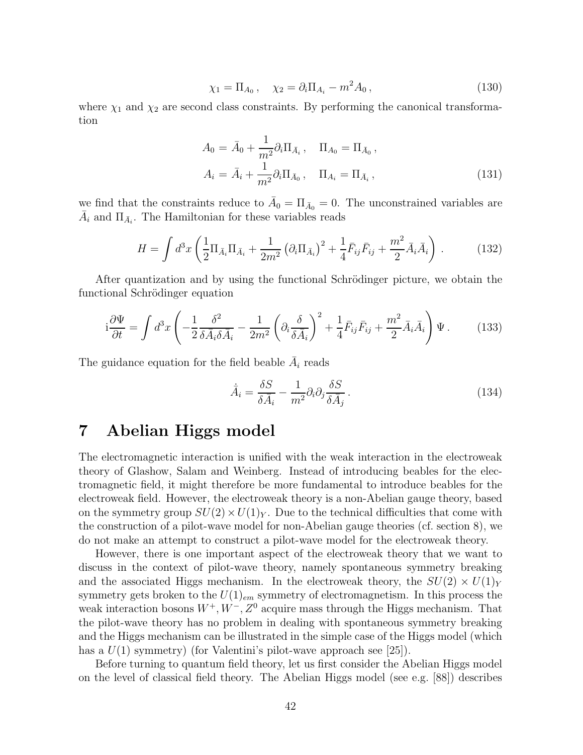$$\chi_1 = \Pi_{A_0}\,, \quad \chi_2 = \partial_i \Pi_{A_i} - m^2 A_0\,, \tag{130}$$

where $\chi_1$ and $\chi_2$ are second class constraints. By performing the canonical transformation

$$\begin{aligned} A_0 &= \bar{A}_0 + \frac{1}{m^2}\partial_i \Pi_{\bar{A}_i}\,, \quad \Pi_{A_0} = \Pi_{\bar{A}_0}\,, \\ A_i &= \bar{A}_i + \frac{1}{m^2}\partial_i \Pi_{\bar{A}_0}\,, \quad \Pi_{A_i} = \Pi_{\bar{A}_i}\,, \end{aligned} \tag{131}$$

we find that the constraints reduce to $\bar{A}_0 = \Pi_{\bar{A}_0} = 0$. The unconstrained variables are $\bar{A}_i$ and $\Pi_{\bar{A}_i}$. The Hamiltonian for these variables reads

$$H = \int d^3x \left( \frac{1}{2}\Pi_{\bar{A}_i}\Pi_{\bar{A}_i} + \frac{1}{2m^2}\left(\partial_i \Pi_{\bar{A}_i}\right)^2 + \frac{1}{4}\bar{F}_{ij}\bar{F}_{ij} + \frac{m^2}{2}\bar{A}_i\bar{A}_i \right). \tag{132}$$

After quantization and by using the functional Schrödinger picture, we obtain the functional Schrödinger equation

$$\mathrm{i}\frac{\partial \Psi}{\partial t} = \int d^3x \left( -\frac{1}{2}\frac{\delta^2}{\delta \bar{A}_i \delta \bar{A}_i} - \frac{1}{2m^2}\left(\partial_i \frac{\delta}{\delta \bar{A}_i}\right)^2 + \frac{1}{4}\bar{F}_{ij}\bar{F}_{ij} + \frac{m^2}{2}\bar{A}_i\bar{A}_i \right)\Psi\,. \tag{133}$$

The guidance equation for the field beable $\bar{A}_i$ reads

$$\dot{\bar{A}}_i = \frac{\delta S}{\delta \bar{A}_i} - \frac{1}{m^2}\partial_i \partial_j \frac{\delta S}{\delta \bar{A}_j}\,. \tag{134}$$

# 7 Abelian Higgs model

The electromagnetic interaction is unified with the weak interaction in the electroweak theory of Glashow, Salam and Weinberg. Instead of introducing beables for the electromagnetic field, it might therefore be more fundamental to introduce beables for the electroweak field. However, the electroweak theory is a non-Abelian gauge theory, based on the symmetry group $SU(2) \times U(1)_Y$. Due to the technical difficulties that come with the construction of a pilot-wave model for non-Abelian gauge theories (cf. section 8), we do not make an attempt to construct a pilot-wave model for the electroweak theory.

However, there is one important aspect of the electroweak theory that we want to discuss in the context of pilot-wave theory, namely spontaneous symmetry breaking and the associated Higgs mechanism. In the electroweak theory, the $SU(2) \times U(1)_Y$ symmetry gets broken to the $U(1)_{em}$ symmetry of electromagnetism. In this process the weak interaction bosons $W^+, W^-, Z^0$ acquire mass through the Higgs mechanism. That the pilot-wave theory has no problem in dealing with spontaneous symmetry breaking and the Higgs mechanism can be illustrated in the simple case of the Higgs model (which has a $U(1)$ symmetry) (for Valentini's pilot-wave approach see [25]).

Before turning to quantum field theory, let us first consider the Abelian Higgs model on the level of classical field theory. The Abelian Higgs model (see e.g. [88]) describes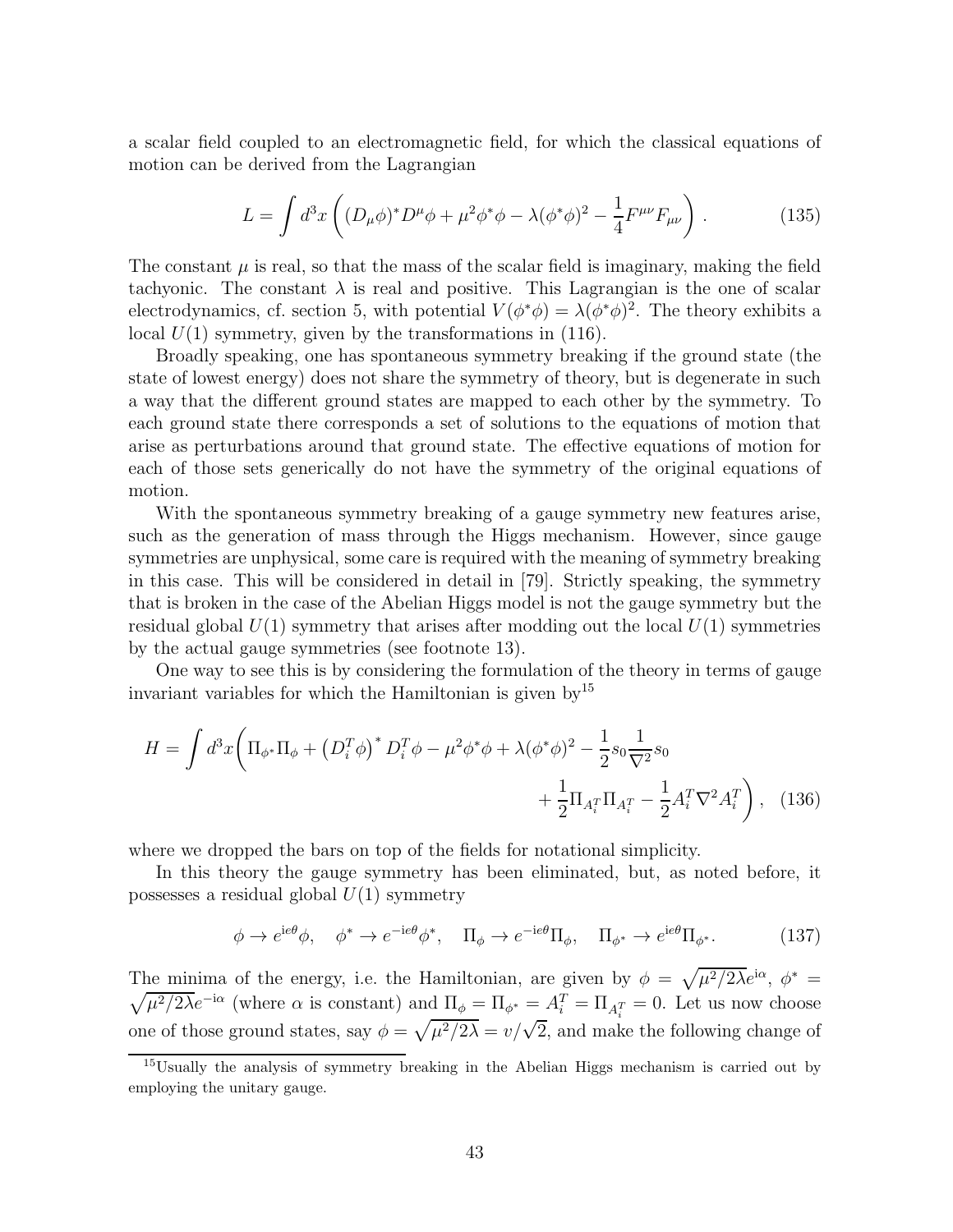a scalar field coupled to an electromagnetic field, for which the classical equations of motion can be derived from the Lagrangian

$$L = \int d^3x \left( (D_\mu \phi)^* D^\mu \phi + \mu^2 \phi^* \phi - \lambda (\phi^* \phi)^2 - \frac{1}{4} F^{\mu\nu} F_{\mu\nu} \right) . \tag{135}$$

The constant $\mu$ is real, so that the mass of the scalar field is imaginary, making the field tachyonic. The constant $\lambda$ is real and positive. This Lagrangian is the one of scalar electrodynamics, cf. section 5, with potential $V(\phi^*\phi) = \lambda(\phi^*\phi)^2$. The theory exhibits a local $U(1)$ symmetry, given by the transformations in (116).

Broadly speaking, one has spontaneous symmetry breaking if the ground state (the state of lowest energy) does not share the symmetry of theory, but is degenerate in such a way that the different ground states are mapped to each other by the symmetry. To each ground state there corresponds a set of solutions to the equations of motion that arise as perturbations around that ground state. The effective equations of motion for each of those sets generically do not have the symmetry of the original equations of motion.

With the spontaneous symmetry breaking of a gauge symmetry new features arise, such as the generation of mass through the Higgs mechanism. However, since gauge symmetries are unphysical, some care is required with the meaning of symmetry breaking in this case. This will be considered in detail in [79]. Strictly speaking, the symmetry that is broken in the case of the Abelian Higgs model is not the gauge symmetry but the residual global $U(1)$ symmetry that arises after modding out the local $U(1)$ symmetries by the actual gauge symmetries (see footnote 13).

One way to see this is by considering the formulation of the theory in terms of gauge invariant variables for which the Hamiltonian is given by[15]

$$H = \int d^3x \Bigg( \Pi_{\phi^*} \Pi_\phi + \left( D_i^T \phi \right)^* D_i^T \phi - \mu^2 \phi^* \phi + \lambda (\phi^* \phi)^2 - \frac{1}{2} s_0 \frac{1}{\nabla^2} s_0 + \frac{1}{2} \Pi_{A_i^T} \Pi_{A_i^T} - \frac{1}{2} A_i^T \nabla^2 A_i^T \Bigg) , \tag{136}$$

where we dropped the bars on top of the fields for notational simplicity.

In this theory the gauge symmetry has been eliminated, but, as noted before, it possesses a residual global $U(1)$ symmetry

$$\phi \to e^{\mathrm{i}e\theta} \phi, \quad \phi^* \to e^{-\mathrm{i}e\theta} \phi^*, \quad \Pi_\phi \to e^{-\mathrm{i}e\theta} \Pi_\phi, \quad \Pi_{\phi^*} \to e^{\mathrm{i}e\theta} \Pi_{\phi^*}. \tag{137}$$

The minima of the energy, i.e. the Hamiltonian, are given by $\phi = \sqrt{\mu^2/2\lambda} e^{\mathrm{i}\alpha}$, $\phi^* = \sqrt{\mu^2/2\lambda} e^{-\mathrm{i}\alpha}$ (where $\alpha$ is constant) and $\Pi_\phi = \Pi_{\phi^*} = A_i^T = \Pi_{A_i^T} = 0$. Let us now choose one of those ground states, say $\phi = \sqrt{\mu^2/2\lambda} = v/\sqrt{2}$, and make the following change of

[15] Usually the analysis of symmetry breaking in the Abelian Higgs mechanism is carried out by employing the unitary gauge.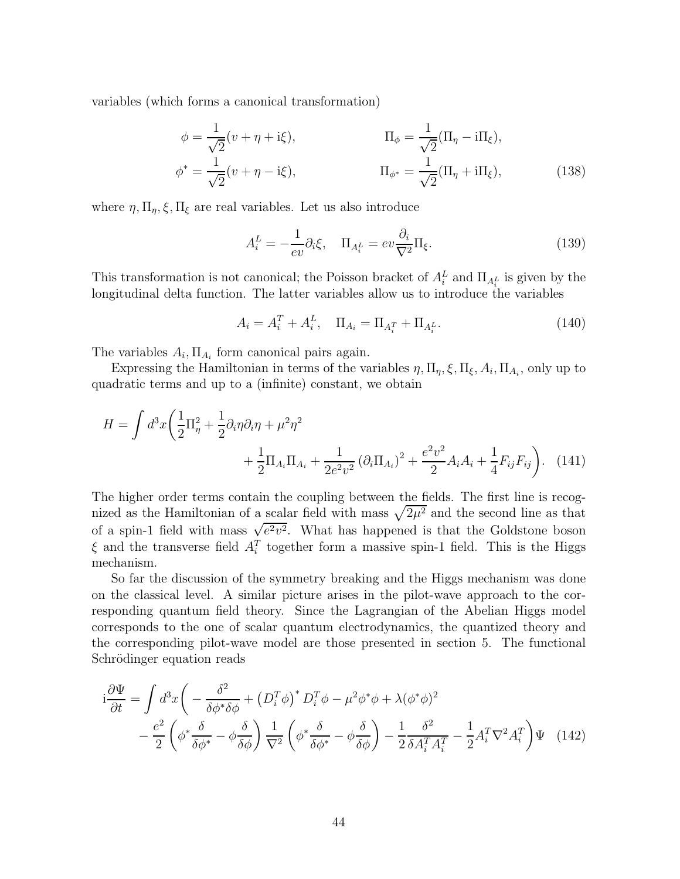variables (which forms a canonical transformation)

$$
\begin{aligned}
\phi &= \frac{1}{\sqrt{2}}(v + \eta + \mathrm{i}\xi), & \Pi_\phi &= \frac{1}{\sqrt{2}}(\Pi_\eta - \mathrm{i}\Pi_\xi), \\
\phi^* &= \frac{1}{\sqrt{2}}(v + \eta - \mathrm{i}\xi), & \Pi_{\phi^*} &= \frac{1}{\sqrt{2}}(\Pi_\eta + \mathrm{i}\Pi_\xi),
\end{aligned} \tag{138}
$$

where $\eta, \Pi_\eta, \xi, \Pi_\xi$ are real variables. Let us also introduce

$$
A^L_i = -\frac{1}{ev}\partial_i \xi, \quad \Pi_{A^L_i} = ev\frac{\partial_i}{\nabla^2}\Pi_\xi. \tag{139}
$$

This transformation is not canonical; the Poisson bracket of $A^L_i$ and $\Pi_{A^L_i}$ is given by the longitudinal delta function. The latter variables allow us to introduce the variables

$$
A_i = A^T_i + A^L_i, \quad \Pi_{A_i} = \Pi_{A^T_i} + \Pi_{A^L_i}. \tag{140}
$$

The variables $A_i, \Pi_{A_i}$ form canonical pairs again.

Expressing the Hamiltonian in terms of the variables $\eta, \Pi_\eta, \xi, \Pi_\xi, A_i, \Pi_{A_i}$, only up to quadratic terms and up to a (infinite) constant, we obtain

$$
\begin{aligned}
H = \int d^3x \bigg( &\frac{1}{2}\Pi^2_\eta + \frac{1}{2}\partial_i\eta\partial_i\eta + \mu^2\eta^2 \\
&+ \frac{1}{2}\Pi_{A_i}\Pi_{A_i} + \frac{1}{2e^2v^2}\left(\partial_i \Pi_{A_i}\right)^2 + \frac{e^2v^2}{2}A_iA_i + \frac{1}{4}F_{ij}F_{ij}\bigg).
\end{aligned} \tag{141}
$$

The higher order terms contain the coupling between the fields. The first line is recognized as the Hamiltonian of a scalar field with mass $\sqrt{2\mu^2}$ and the second line as that of a spin-1 field with mass $\sqrt{e^2v^2}$. What has happened is that the Goldstone boson $\xi$ and the transverse field $A^T_i$ together form a massive spin-1 field. This is the Higgs mechanism.

So far the discussion of the symmetry breaking and the Higgs mechanism was done on the classical level. A similar picture arises in the pilot-wave approach to the corresponding quantum field theory. Since the Lagrangian of the Abelian Higgs model corresponds to the one of scalar quantum electrodynamics, the quantized theory and the corresponding pilot-wave model are those presented in section 5. The functional Schrödinger equation reads

$$
\begin{aligned}
\mathrm{i}\frac{\partial \Psi}{\partial t} = \int d^3x \bigg( &-\frac{\delta^2}{\delta\phi^*\delta\phi} + \left(D^T_i\phi\right)^* D^T_i\phi - \mu^2\phi^*\phi + \lambda(\phi^*\phi)^2 \\
&- \frac{e^2}{2}\left(\phi^*\frac{\delta}{\delta\phi^*} - \phi\frac{\delta}{\delta\phi}\right)\frac{1}{\nabla^2}\left(\phi^*\frac{\delta}{\delta\phi^*} - \phi\frac{\delta}{\delta\phi}\right) - \frac{1}{2}\frac{\delta^2}{\delta A^T_i A^T_i} - \frac{1}{2}A^T_i\nabla^2 A^T_i\bigg)\Psi
\end{aligned} \tag{142}
$$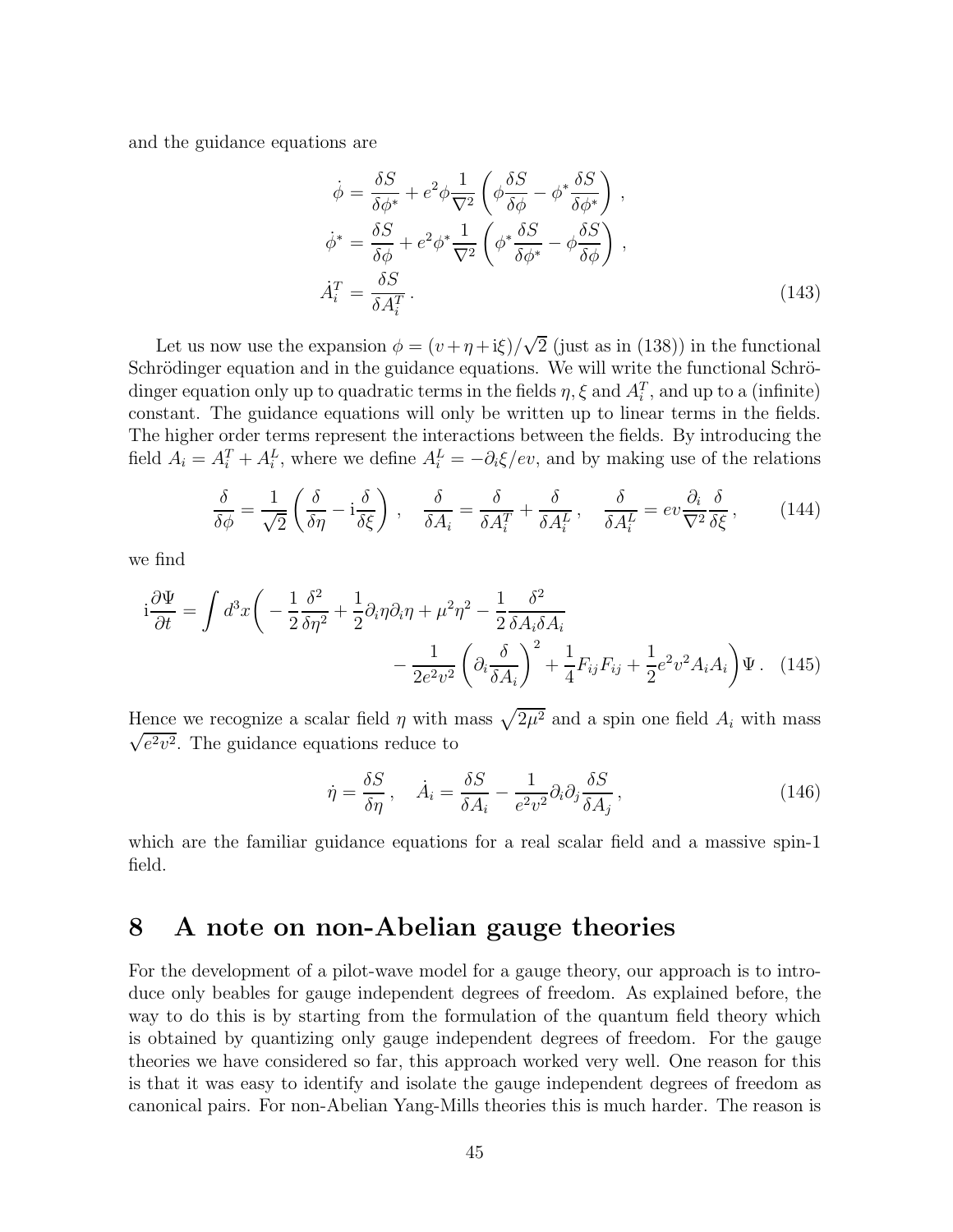and the guidance equations are

$$
\begin{aligned}
\dot{\phi} &= \frac{\delta S}{\delta \phi^*} + e^2 \phi \frac{1}{\nabla^2} \left( \phi \frac{\delta S}{\delta \phi} - \phi^* \frac{\delta S}{\delta \phi^*} \right) , \\
\dot{\phi}^* &= \frac{\delta S}{\delta \phi} + e^2 \phi^* \frac{1}{\nabla^2} \left( \phi^* \frac{\delta S}{\delta \phi^*} - \phi \frac{\delta S}{\delta \phi} \right) , \\
\dot{A}^T_i &= \frac{\delta S}{\delta A^T_i} \, .
\end{aligned}
\tag{143}
$$

Let us now use the expansion $\phi = (v + \eta + \mathrm{i}\xi)/\sqrt{2}$ (just as in (138)) in the functional Schrödinger equation and in the guidance equations. We will write the functional Schrödinger equation only up to quadratic terms in the fields $\eta, \xi$ and $A^T_i$, and up to a (infinite) constant. The guidance equations will only be written up to linear terms in the fields. The higher order terms represent the interactions between the fields. By introducing the field $A_i = A^T_i + A^L_i$, where we define $A^L_i = -\partial_i \xi / ev$, and by making use of the relations

$$
\frac{\delta}{\delta \phi} = \frac{1}{\sqrt{2}} \left( \frac{\delta}{\delta \eta} - \mathrm{i} \frac{\delta}{\delta \xi} \right) , \quad \frac{\delta}{\delta A_i} = \frac{\delta}{\delta A^T_i} + \frac{\delta}{\delta A^L_i} , \quad \frac{\delta}{\delta A^L_i} = ev \frac{\partial_i}{\nabla^2} \frac{\delta}{\delta \xi} , \tag{144}
$$

we find

$$
\mathrm{i} \frac{\partial \Psi}{\partial t} = \int d^3x \bigg( -\frac{1}{2} \frac{\delta^2}{\delta \eta^2} + \frac{1}{2} \partial_i \eta \partial_i \eta + \mu^2 \eta^2 - \frac{1}{2} \frac{\delta^2}{\delta A_i \delta A_i} - \frac{1}{2e^2 v^2} \left( \partial_i \frac{\delta}{\delta A_i} \right)^2 + \frac{1}{4} F_{ij} F_{ij} + \frac{1}{2} e^2 v^2 A_i A_i \bigg) \Psi \, . \tag{145}
$$

Hence we recognize a scalar field $\eta$ with mass $\sqrt{2\mu^2}$ and a spin one field $A_i$ with mass $\sqrt{e^2 v^2}$. The guidance equations reduce to

$$
\dot{\eta} = \frac{\delta S}{\delta \eta} , \quad \dot{A}_i = \frac{\delta S}{\delta A_i} - \frac{1}{e^2 v^2} \partial_i \partial_j \frac{\delta S}{\delta A_j} , \tag{146}
$$

which are the familiar guidance equations for a real scalar field and a massive spin-1 field.

# 8 A note on non-Abelian gauge theories

For the development of a pilot-wave model for a gauge theory, our approach is to introduce only beables for gauge independent degrees of freedom. As explained before, the way to do this is by starting from the formulation of the quantum field theory which is obtained by quantizing only gauge independent degrees of freedom. For the gauge theories we have considered so far, this approach worked very well. One reason for this is that it was easy to identify and isolate the gauge independent degrees of freedom as canonical pairs. For non-Abelian Yang-Mills theories this is much harder. The reason is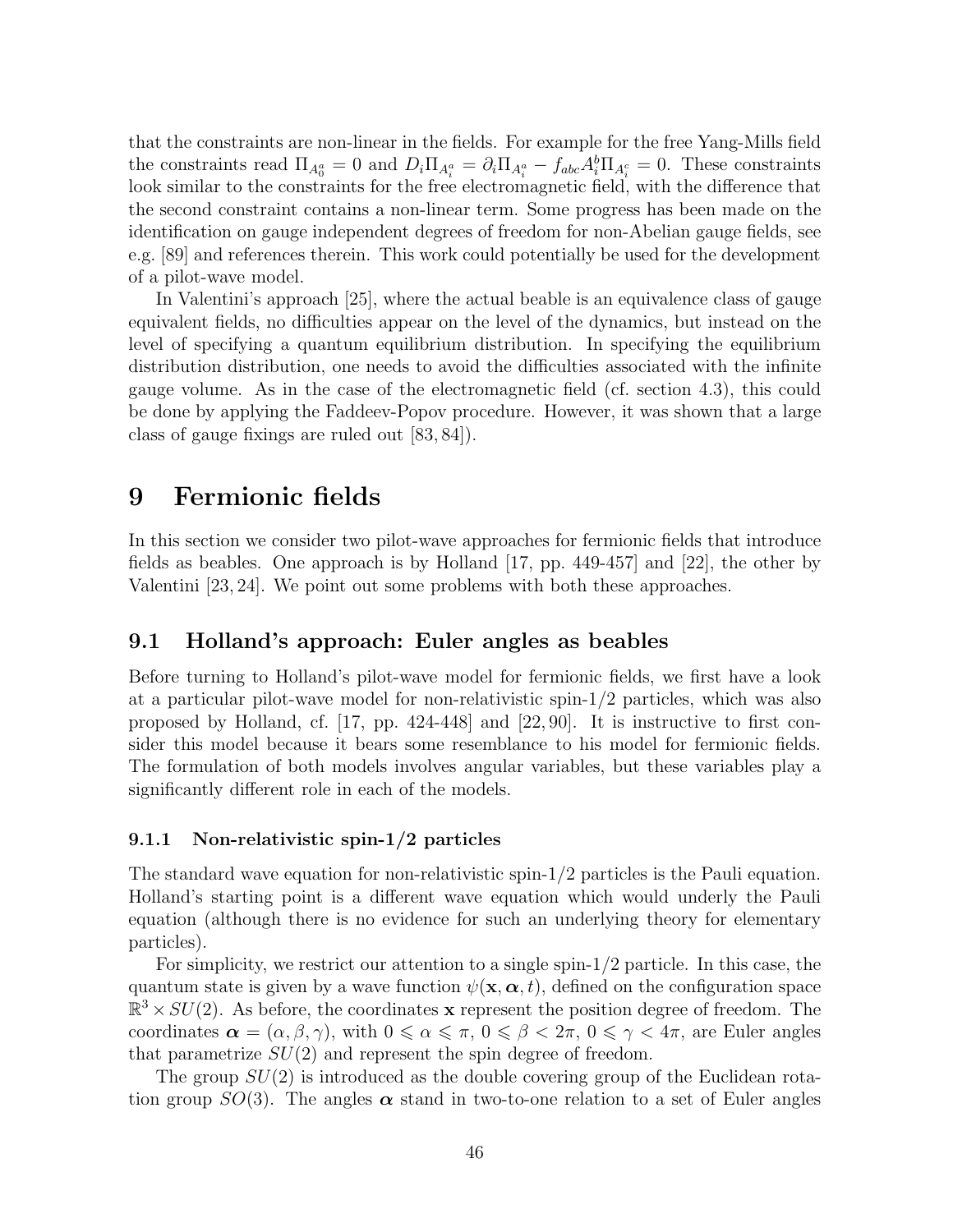that the constraints are non-linear in the fields. For example for the free Yang-Mills field the constraints read $\Pi_{A^a_0} = 0$ and $D_i \Pi_{A^a_i} = \partial_i \Pi_{A^a_i} - f_{abc} A^b_i \Pi_{A^c_i} = 0$. These constraints look similar to the constraints for the free electromagnetic field, with the difference that the second constraint contains a non-linear term. Some progress has been made on the identification on gauge independent degrees of freedom for non-Abelian gauge fields, see e.g. [89] and references therein. This work could potentially be used for the development of a pilot-wave model.

In Valentini's approach [25], where the actual beable is an equivalence class of gauge equivalent fields, no difficulties appear on the level of the dynamics, but instead on the level of specifying a quantum equilibrium distribution. In specifying the equilibrium distribution distribution, one needs to avoid the difficulties associated with the infinite gauge volume. As in the case of the electromagnetic field (cf. section 4.3), this could be done by applying the Faddeev-Popov procedure. However, it was shown that a large class of gauge fixings are ruled out [83, 84]).

# 9 Fermionic fields

In this section we consider two pilot-wave approaches for fermionic fields that introduce fields as beables. One approach is by Holland [17, pp. 449-457] and [22], the other by Valentini [23, 24]. We point out some problems with both these approaches.

## 9.1 Holland's approach: Euler angles as beables

Before turning to Holland's pilot-wave model for fermionic fields, we first have a look at a particular pilot-wave model for non-relativistic spin-1/2 particles, which was also proposed by Holland, cf. [17, pp. 424-448] and [22, 90]. It is instructive to first consider this model because it bears some resemblance to his model for fermionic fields. The formulation of both models involves angular variables, but these variables play a significantly different role in each of the models.

### 9.1.1 Non-relativistic spin-1/2 particles

The standard wave equation for non-relativistic spin-1/2 particles is the Pauli equation. Holland's starting point is a different wave equation which would underly the Pauli equation (although there is no evidence for such an underlying theory for elementary particles).

For simplicity, we restrict our attention to a single spin-1/2 particle. In this case, the quantum state is given by a wave function $\psi(\mathbf{x}, \boldsymbol{\alpha}, t)$, defined on the configuration space $\mathbb{R}^3 \times SU(2)$. As before, the coordinates $\mathbf{x}$ represent the position degree of freedom. The coordinates $\boldsymbol{\alpha} = (\alpha, \beta, \gamma)$, with $0 \leqslant \alpha \leqslant \pi$, $0 \leqslant \beta < 2\pi$, $0 \leqslant \gamma < 4\pi$, are Euler angles that parametrize $SU(2)$ and represent the spin degree of freedom.

The group $SU(2)$ is introduced as the double covering group of the Euclidean rotation group $SO(3)$. The angles $\boldsymbol{\alpha}$ stand in two-to-one relation to a set of Euler angles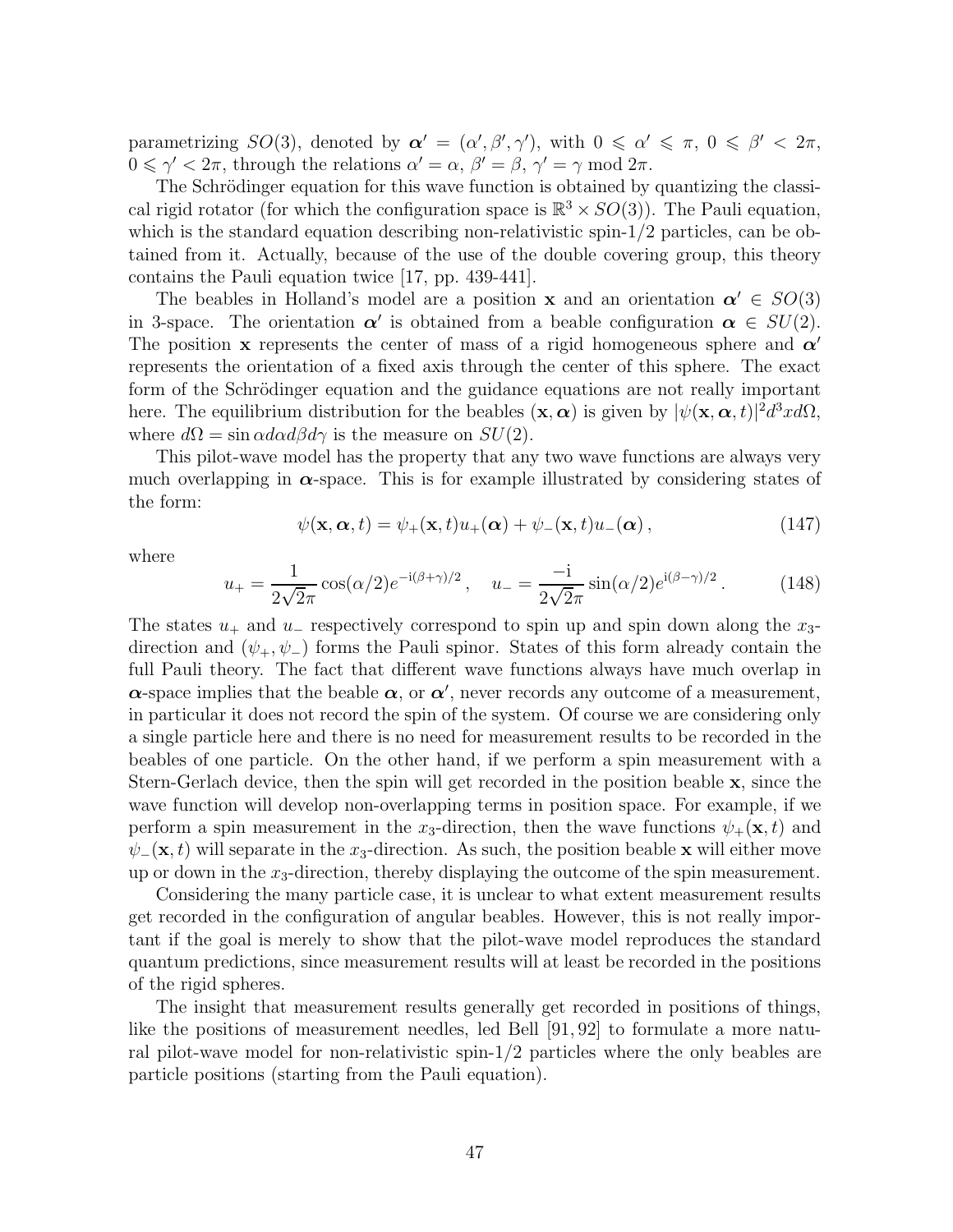parametrizing $SO(3)$, denoted by $\boldsymbol{\alpha}' = (\alpha', \beta', \gamma')$, with $0 \leqslant \alpha' \leqslant \pi$, $0 \leqslant \beta' < 2\pi$, $0 \leqslant \gamma' < 2\pi$, through the relations $\alpha' = \alpha$, $\beta' = \beta$, $\gamma' = \gamma \bmod 2\pi$.

The Schrödinger equation for this wave function is obtained by quantizing the classical rigid rotator (for which the configuration space is $\mathbb{R}^3 \times SO(3)$). The Pauli equation, which is the standard equation describing non-relativistic spin-1/2 particles, can be obtained from it. Actually, because of the use of the double covering group, this theory contains the Pauli equation twice [17, pp. 439-441].

The beables in Holland's model are a position $\mathbf{x}$ and an orientation $\boldsymbol{\alpha}' \in SO(3)$ in 3-space. The orientation $\boldsymbol{\alpha}'$ is obtained from a beable configuration $\boldsymbol{\alpha} \in SU(2)$. The position $\mathbf{x}$ represents the center of mass of a rigid homogeneous sphere and $\boldsymbol{\alpha}'$ represents the orientation of a fixed axis through the center of this sphere. The exact form of the Schrödinger equation and the guidance equations are not really important here. The equilibrium distribution for the beables $(\mathbf{x}, \boldsymbol{\alpha})$ is given by $|\psi(\mathbf{x}, \boldsymbol{\alpha}, t)|^2 d^3x d\Omega$, where $d\Omega = \sin\alpha d\alpha d\beta d\gamma$ is the measure on $SU(2)$.

This pilot-wave model has the property that any two wave functions are always very much overlapping in $\boldsymbol{\alpha}$-space. This is for example illustrated by considering states of the form:

$$\psi(\mathbf{x}, \boldsymbol{\alpha}, t) = \psi_+(\mathbf{x}, t) u_+(\boldsymbol{\alpha}) + \psi_-(\mathbf{x}, t) u_-(\boldsymbol{\alpha}) \,, \tag{147}$$

where

$$u_+ = \frac{1}{2\sqrt{2}\pi} \cos(\alpha/2) e^{-\mathrm{i}(\beta+\gamma)/2} \,, \quad u_- = \frac{-\mathrm{i}}{2\sqrt{2}\pi} \sin(\alpha/2) e^{\mathrm{i}(\beta-\gamma)/2} \,. \tag{148}$$

The states $u_+$ and $u_-$ respectively correspond to spin up and spin down along the $x_3$-direction and $(\psi_+, \psi_-)$ forms the Pauli spinor. States of this form already contain the full Pauli theory. The fact that different wave functions always have much overlap in $\boldsymbol{\alpha}$-space implies that the beable $\boldsymbol{\alpha}$, or $\boldsymbol{\alpha}'$, never records any outcome of a measurement, in particular it does not record the spin of the system. Of course we are considering only a single particle here and there is no need for measurement results to be recorded in the beables of one particle. On the other hand, if we perform a spin measurement with a Stern-Gerlach device, then the spin will get recorded in the position beable $\mathbf{x}$, since the wave function will develop non-overlapping terms in position space. For example, if we perform a spin measurement in the $x_3$-direction, then the wave functions $\psi_+(\mathbf{x}, t)$ and $\psi_-(\mathbf{x}, t)$ will separate in the $x_3$-direction. As such, the position beable $\mathbf{x}$ will either move up or down in the $x_3$-direction, thereby displaying the outcome of the spin measurement.

Considering the many particle case, it is unclear to what extent measurement results get recorded in the configuration of angular beables. However, this is not really important if the goal is merely to show that the pilot-wave model reproduces the standard quantum predictions, since measurement results will at least be recorded in the positions of the rigid spheres.

The insight that measurement results generally get recorded in positions of things, like the positions of measurement needles, led Bell [91, 92] to formulate a more natural pilot-wave model for non-relativistic spin-1/2 particles where the only beables are particle positions (starting from the Pauli equation).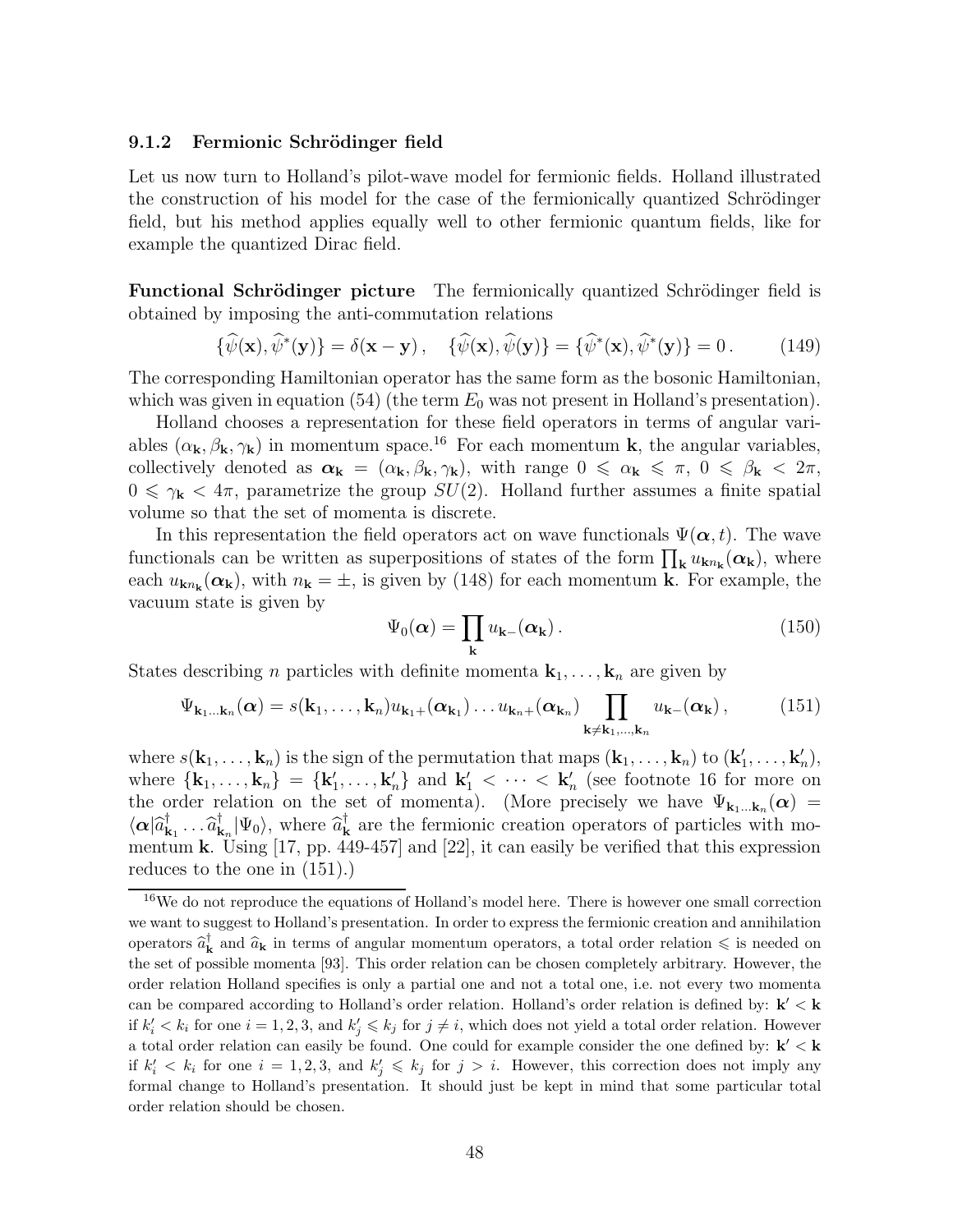### 9.1.2 Fermionic Schrödinger field

Let us now turn to Holland's pilot-wave model for fermionic fields. Holland illustrated the construction of his model for the case of the fermionically quantized Schrödinger field, but his method applies equally well to other fermionic quantum fields, like for example the quantized Dirac field.

**Functional Schrödinger picture** The fermionically quantized Schrödinger field is obtained by imposing the anti-commutation relations

$$\{\widehat{\psi}(\mathbf{x}), \widehat{\psi}^*(\mathbf{y})\} = \delta(\mathbf{x} - \mathbf{y}), \quad \{\widehat{\psi}(\mathbf{x}), \widehat{\psi}(\mathbf{y})\} = \{\widehat{\psi}^*(\mathbf{x}), \widehat{\psi}^*(\mathbf{y})\} = 0. \tag{149}$$

The corresponding Hamiltonian operator has the same form as the bosonic Hamiltonian, which was given in equation (54) (the term $E_0$ was not present in Holland's presentation).

Holland chooses a representation for these field operators in terms of angular variables $(\alpha_{\mathbf{k}}, \beta_{\mathbf{k}}, \gamma_{\mathbf{k}})$ in momentum space.[16] For each momentum $\mathbf{k}$, the angular variables, collectively denoted as $\boldsymbol{\alpha}_{\mathbf{k}} = (\alpha_{\mathbf{k}}, \beta_{\mathbf{k}}, \gamma_{\mathbf{k}})$, with range $0 \leqslant \alpha_{\mathbf{k}} \leqslant \pi$, $0 \leqslant \beta_{\mathbf{k}} < 2\pi$, $0 \leqslant \gamma_{\mathbf{k}} < 4\pi$, parametrize the group $SU(2)$. Holland further assumes a finite spatial volume so that the set of momenta is discrete.

In this representation the field operators act on wave functionals $\Psi(\boldsymbol{\alpha}, t)$. The wave functionals can be written as superpositions of states of the form $\prod_{\mathbf{k}} u_{\mathbf{k}n_{\mathbf{k}}}(\boldsymbol{\alpha}_{\mathbf{k}})$, where each $u_{\mathbf{k}n_{\mathbf{k}}}(\boldsymbol{\alpha}_{\mathbf{k}})$, with $n_{\mathbf{k}} = \pm$, is given by (148) for each momentum $\mathbf{k}$. For example, the vacuum state is given by

$$\Psi_0(\boldsymbol{\alpha}) = \prod_{\mathbf{k}} u_{\mathbf{k}-}(\boldsymbol{\alpha}_{\mathbf{k}}). \tag{150}$$

States describing $n$ particles with definite momenta $\mathbf{k}_1, \dots, \mathbf{k}_n$ are given by

$$\Psi_{\mathbf{k}_1 \dots \mathbf{k}_n}(\boldsymbol{\alpha}) = s(\mathbf{k}_1, \dots, \mathbf{k}_n) u_{\mathbf{k}_1+}(\boldsymbol{\alpha}_{\mathbf{k}_1}) \dots u_{\mathbf{k}_n+}(\boldsymbol{\alpha}_{\mathbf{k}_n}) \prod_{\mathbf{k} \neq \mathbf{k}_1, \dots, \mathbf{k}_n} u_{\mathbf{k}-}(\boldsymbol{\alpha}_{\mathbf{k}}), \tag{151}$$

where $s(\mathbf{k}_1, \dots, \mathbf{k}_n)$ is the sign of the permutation that maps $(\mathbf{k}_1, \dots, \mathbf{k}_n)$ to $(\mathbf{k}'_1, \dots, \mathbf{k}'_n)$, where $\{\mathbf{k}_1, \dots, \mathbf{k}_n\} = \{\mathbf{k}'_1, \dots, \mathbf{k}'_n\}$ and $\mathbf{k}'_1 < \dots < \mathbf{k}'_n$ (see footnote 16 for more on the order relation on the set of momenta). (More precisely we have $\Psi_{\mathbf{k}_1 \dots \mathbf{k}_n}(\boldsymbol{\alpha}) = \langle \boldsymbol{\alpha} | \widehat{a}^\dagger_{\mathbf{k}_1} \dots \widehat{a}^\dagger_{\mathbf{k}_n} | \Psi_0 \rangle$, where $\widehat{a}^\dagger_{\mathbf{k}}$ are the fermionic creation operators of particles with momentum $\mathbf{k}$. Using [17, pp. 449-457] and [22], it can easily be verified that this expression reduces to the one in (151).)

---

[16] We do not reproduce the equations of Holland's model here. There is however one small correction we want to suggest to Holland's presentation. In order to express the fermionic creation and annihilation operators $\widehat{a}^\dagger_{\mathbf{k}}$ and $\widehat{a}_{\mathbf{k}}$ in terms of angular momentum operators, a total order relation $\leqslant$ is needed on the set of possible momenta [93]. This order relation can be chosen completely arbitrary. However, the order relation Holland specifies is only a partial one and not a total one, i.e. not every two momenta can be compared according to Holland's order relation. Holland's order relation is defined by: $\mathbf{k}' < \mathbf{k}$ if $k'_i < k_i$ for one $i = 1, 2, 3$, and $k'_j \leqslant k_j$ for $j \neq i$, which does not yield a total order relation. However a total order relation can easily be found. One could for example consider the one defined by: $\mathbf{k}' < \mathbf{k}$ if $k'_i < k_i$ for one $i = 1, 2, 3$, and $k'_j \leqslant k_j$ for $j > i$. However, this correction does not imply any formal change to Holland's presentation. It should just be kept in mind that some particular total order relation should be chosen.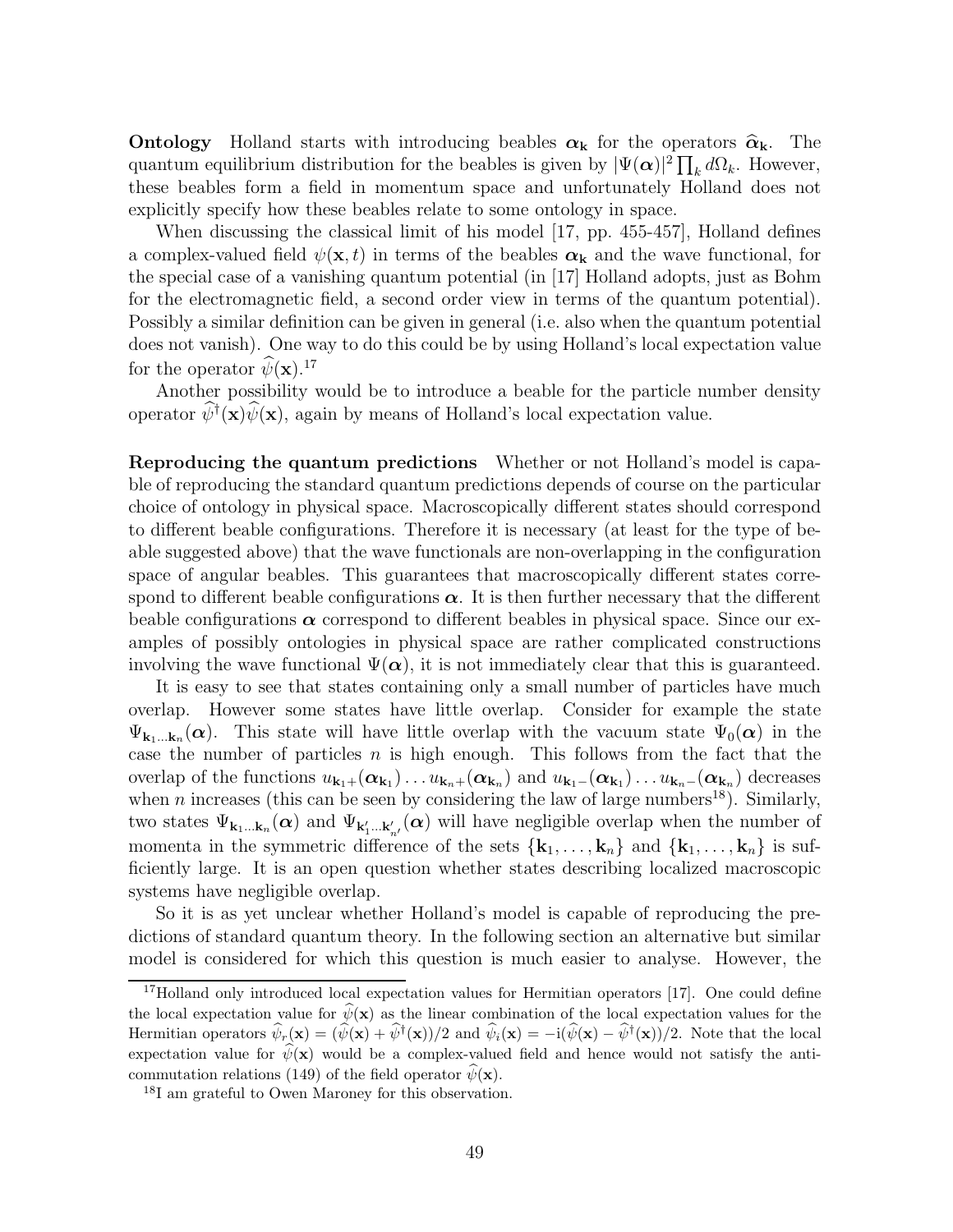**Ontology** Holland starts with introducing beables $\boldsymbol{\alpha}_{\mathbf{k}}$ for the operators $\widehat{\boldsymbol{\alpha}}_{\mathbf{k}}$. The quantum equilibrium distribution for the beables is given by $|\Psi(\boldsymbol{\alpha})|^2 \prod_k d\Omega_k$. However, these beables form a field in momentum space and unfortunately Holland does not explicitly specify how these beables relate to some ontology in space.

When discussing the classical limit of his model [17, pp. 455-457], Holland defines a complex-valued field $\psi(\mathbf{x}, t)$ in terms of the beables $\boldsymbol{\alpha}_{\mathbf{k}}$ and the wave functional, for the special case of a vanishing quantum potential (in [17] Holland adopts, just as Bohm for the electromagnetic field, a second order view in terms of the quantum potential). Possibly a similar definition can be given in general (i.e. also when the quantum potential does not vanish). One way to do this could be by using Holland's local expectation value for the operator $\widehat{\psi}(\mathbf{x})$.[17]

Another possibility would be to introduce a beable for the particle number density operator $\widehat{\psi}^\dagger(\mathbf{x})\widehat{\psi}(\mathbf{x})$, again by means of Holland's local expectation value.

**Reproducing the quantum predictions** Whether or not Holland's model is capable of reproducing the standard quantum predictions depends of course on the particular choice of ontology in physical space. Macroscopically different states should correspond to different beable configurations. Therefore it is necessary (at least for the type of beable suggested above) that the wave functionals are non-overlapping in the configuration space of angular beables. This guarantees that macroscopically different states correspond to different beable configurations $\boldsymbol{\alpha}$. It is then further necessary that the different beable configurations $\boldsymbol{\alpha}$ correspond to different beables in physical space. Since our examples of possibly ontologies in physical space are rather complicated constructions involving the wave functional $\Psi(\boldsymbol{\alpha})$, it is not immediately clear that this is guaranteed.

It is easy to see that states containing only a small number of particles have much overlap. However some states have little overlap. Consider for example the state $\Psi_{\mathbf{k}_1\dots\mathbf{k}_n}(\boldsymbol{\alpha})$. This state will have little overlap with the vacuum state $\Psi_0(\boldsymbol{\alpha})$ in the case the number of particles $n$ is high enough. This follows from the fact that the overlap of the functions $u_{\mathbf{k}_1+}(\boldsymbol{\alpha}_{\mathbf{k}_1})\dots u_{\mathbf{k}_n+}(\boldsymbol{\alpha}_{\mathbf{k}_n})$ and $u_{\mathbf{k}_1-}(\boldsymbol{\alpha}_{\mathbf{k}_1})\dots u_{\mathbf{k}_n-}(\boldsymbol{\alpha}_{\mathbf{k}_n})$ decreases when $n$ increases (this can be seen by considering the law of large numbers[18]). Similarly, two states $\Psi_{\mathbf{k}_1\dots\mathbf{k}_n}(\boldsymbol{\alpha})$ and $\Psi_{\mathbf{k}'_1\dots\mathbf{k}'_{n'}}(\boldsymbol{\alpha})$ will have negligible overlap when the number of momenta in the symmetric difference of the sets $\{\mathbf{k}_1, \dots, \mathbf{k}_n\}$ and $\{\mathbf{k}_1, \dots, \mathbf{k}_n\}$ is sufficiently large. It is an open question whether states describing localized macroscopic systems have negligible overlap.

So it is as yet unclear whether Holland's model is capable of reproducing the predictions of standard quantum theory. In the following section an alternative but similar model is considered for which this question is much easier to analyse. However, the

---

[17] Holland only introduced local expectation values for Hermitian operators [17]. One could define the local expectation value for $\widehat{\psi}(\mathbf{x})$ as the linear combination of the local expectation values for the Hermitian operators $\widehat{\psi}_r(\mathbf{x}) = (\widehat{\psi}(\mathbf{x}) + \widehat{\psi}^\dagger(\mathbf{x}))/2$ and $\widehat{\psi}_i(\mathbf{x}) = -\mathrm{i}(\widehat{\psi}(\mathbf{x}) - \widehat{\psi}^\dagger(\mathbf{x}))/2$. Note that the local expectation value for $\widehat{\psi}(\mathbf{x})$ would be a complex-valued field and hence would not satisfy the anti-commutation relations (149) of the field operator $\widehat{\psi}(\mathbf{x})$.

[18] I am grateful to Owen Maroney for this observation.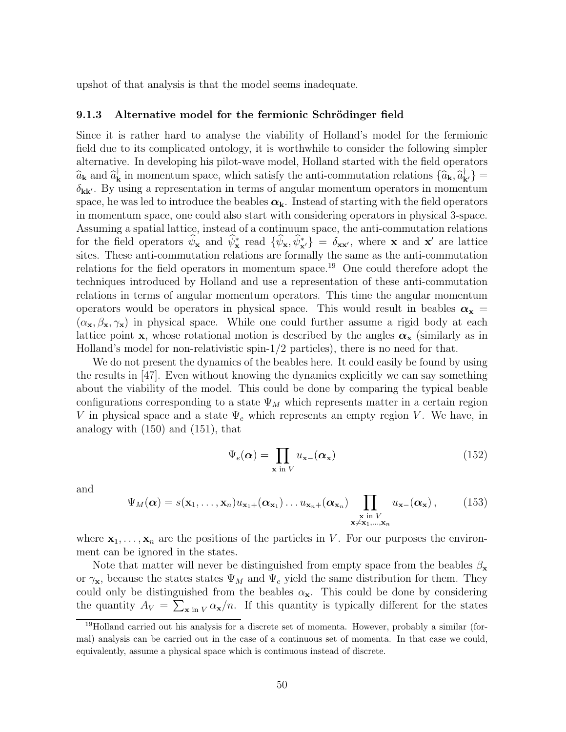upshot of that analysis is that the model seems inadequate.

### 9.1.3 Alternative model for the fermionic Schrödinger field

Since it is rather hard to analyse the viability of Holland's model for the fermionic field due to its complicated ontology, it is worthwhile to consider the following simpler alternative. In developing his pilot-wave model, Holland started with the field operators $\widehat{a}_{\mathbf{k}}$ and $\widehat{a}^{\dagger}_{\mathbf{k}}$ in momentum space, which satisfy the anti-commutation relations $\{\widehat{a}_{\mathbf{k}}, \widehat{a}^{\dagger}_{\mathbf{k}'}\} = \delta_{\mathbf{k}\mathbf{k}'}$. By using a representation in terms of angular momentum operators in momentum space, he was led to introduce the beables $\boldsymbol{\alpha}_{\mathbf{k}}$. Instead of starting with the field operators in momentum space, one could also start with considering operators in physical 3-space. Assuming a spatial lattice, instead of a continuum space, the anti-commutation relations for the field operators $\widehat{\psi}_{\mathbf{x}}$ and $\widehat{\psi}^{*}_{\mathbf{x}}$ read $\{\widehat{\psi}_{\mathbf{x}}, \widehat{\psi}^{*}_{\mathbf{x}'}\} = \delta_{\mathbf{x}\mathbf{x}'}$, where $\mathbf{x}$ and $\mathbf{x}'$ are lattice sites. These anti-commutation relations are formally the same as the anti-commutation relations for the field operators in momentum space.[19] One could therefore adopt the techniques introduced by Holland and use a representation of these anti-commutation relations in terms of angular momentum operators. This time the angular momentum operators would be operators in physical space. This would result in beables $\boldsymbol{\alpha}_{\mathbf{x}} = (\alpha_{\mathbf{x}}, \beta_{\mathbf{x}}, \gamma_{\mathbf{x}})$ in physical space. While one could further assume a rigid body at each lattice point $\mathbf{x}$, whose rotational motion is described by the angles $\boldsymbol{\alpha}_{\mathbf{x}}$ (similarly as in Holland's model for non-relativistic spin-1/2 particles), there is no need for that.

We do not present the dynamics of the beables here. It could easily be found by using the results in [47]. Even without knowing the dynamics explicitly we can say something about the viability of the model. This could be done by comparing the typical beable configurations corresponding to a state $\Psi_M$ which represents matter in a certain region $V$ in physical space and a state $\Psi_e$ which represents an empty region $V$. We have, in analogy with (150) and (151), that

$$\Psi_e(\boldsymbol{\alpha}) = \prod_{\mathbf{x} \text{ in } V} u_{\mathbf{x}-}(\boldsymbol{\alpha}_{\mathbf{x}}) \tag{152}$$

and

$$\Psi_M(\boldsymbol{\alpha}) = s(\mathbf{x}_1, \dots, \mathbf{x}_n) u_{\mathbf{x}_1+}(\boldsymbol{\alpha}_{\mathbf{x}_1}) \dots u_{\mathbf{x}_n+}(\boldsymbol{\alpha}_{\mathbf{x}_n}) \prod_{\substack{\mathbf{x} \text{ in } V \\ \mathbf{x} \neq \mathbf{x}_1, \dots, \mathbf{x}_n}} u_{\mathbf{x}-}(\boldsymbol{\alpha}_{\mathbf{x}}), \tag{153}$$

where $\mathbf{x}_1, \dots, \mathbf{x}_n$ are the positions of the particles in $V$. For our purposes the environment can be ignored in the states.

Note that matter will never be distinguished from empty space from the beables $\beta_{\mathbf{x}}$ or $\gamma_{\mathbf{x}}$, because the states states $\Psi_M$ and $\Psi_e$ yield the same distribution for them. They could only be distinguished from the beables $\alpha_{\mathbf{x}}$. This could be done by considering the quantity $A_V = \sum_{\mathbf{x} \text{ in } V} \alpha_{\mathbf{x}}/n$. If this quantity is typically different for the states

[19] Holland carried out his analysis for a discrete set of momenta. However, probably a similar (formal) analysis can be carried out in the case of a continuous set of momenta. In that case we could, equivalently, assume a physical space which is continuous instead of discrete.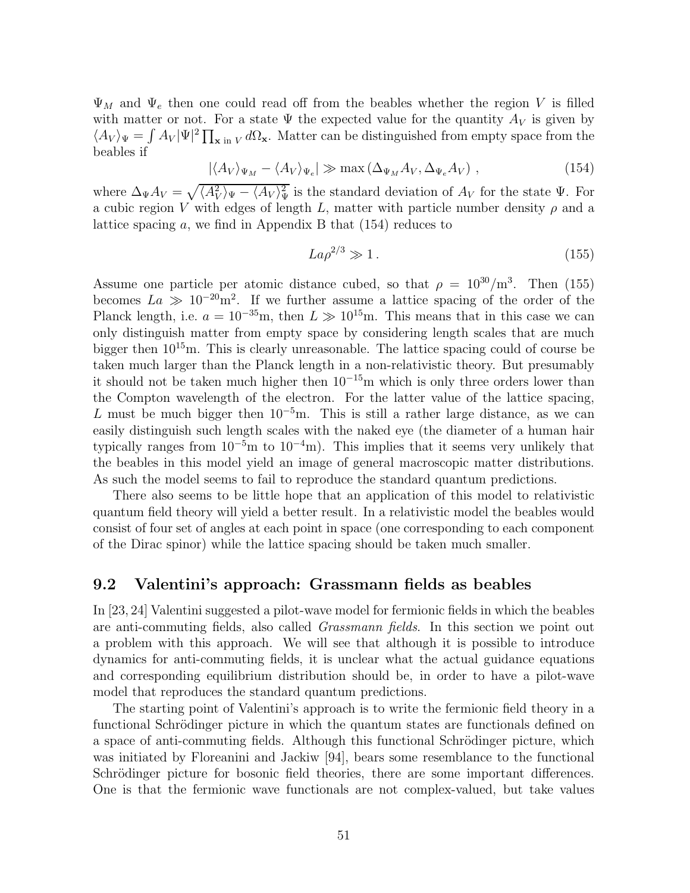$\Psi_M$ and $\Psi_e$ then one could read off from the beables whether the region $V$ is filled with matter or not. For a state $\Psi$ the expected value for the quantity $A_V$ is given by $\langle A_V \rangle_\Psi = \int A_V |\Psi|^2 \prod_{\mathbf{x} \text{ in } V} d\Omega_{\mathbf{x}}$. Matter can be distinguished from empty space from the beables if

$$|\langle A_V \rangle_{\Psi_M} - \langle A_V \rangle_{\Psi_e}| \gg \max \left( \Delta_{\Psi_M} A_V, \Delta_{\Psi_e} A_V \right) , \tag{154}$$

where $\Delta_\Psi A_V = \sqrt{\langle A_V^2 \rangle_\Psi - \langle A_V \rangle_\Psi^2}$ is the standard deviation of $A_V$ for the state $\Psi$. For a cubic region $V$ with edges of length $L$, matter with particle number density $\rho$ and a lattice spacing $a$, we find in Appendix B that (154) reduces to

$$La\rho^{2/3} \gg 1 . \tag{155}$$

Assume one particle per atomic distance cubed, so that $\rho = 10^{30}/\text{m}^3$. Then (155) becomes $La \gg 10^{-20}\text{m}^2$. If we further assume a lattice spacing of the order of the Planck length, i.e. $a = 10^{-35}$m, then $L \gg 10^{15}$m. This means that in this case we can only distinguish matter from empty space by considering length scales that are much bigger then $10^{15}$m. This is clearly unreasonable. The lattice spacing could of course be taken much larger than the Planck length in a non-relativistic theory. But presumably it should not be taken much higher then $10^{-15}$m which is only three orders lower than the Compton wavelength of the electron. For the latter value of the lattice spacing, $L$ must be much bigger then $10^{-5}$m. This is still a rather large distance, as we can easily distinguish such length scales with the naked eye (the diameter of a human hair typically ranges from $10^{-5}$m to $10^{-4}$m). This implies that it seems very unlikely that the beables in this model yield an image of general macroscopic matter distributions. As such the model seems to fail to reproduce the standard quantum predictions.

There also seems to be little hope that an application of this model to relativistic quantum field theory will yield a better result. In a relativistic model the beables would consist of four set of angles at each point in space (one corresponding to each component of the Dirac spinor) while the lattice spacing should be taken much smaller.

## 9.2 Valentini's approach: Grassmann fields as beables

In [23, 24] Valentini suggested a pilot-wave model for fermionic fields in which the beables are anti-commuting fields, also called *Grassmann fields*. In this section we point out a problem with this approach. We will see that although it is possible to introduce dynamics for anti-commuting fields, it is unclear what the actual guidance equations and corresponding equilibrium distribution should be, in order to have a pilot-wave model that reproduces the standard quantum predictions.

The starting point of Valentini's approach is to write the fermionic field theory in a functional Schrödinger picture in which the quantum states are functionals defined on a space of anti-commuting fields. Although this functional Schrödinger picture, which was initiated by Floreanini and Jackiw [94], bears some resemblance to the functional Schrödinger picture for bosonic field theories, there are some important differences. One is that the fermionic wave functionals are not complex-valued, but take values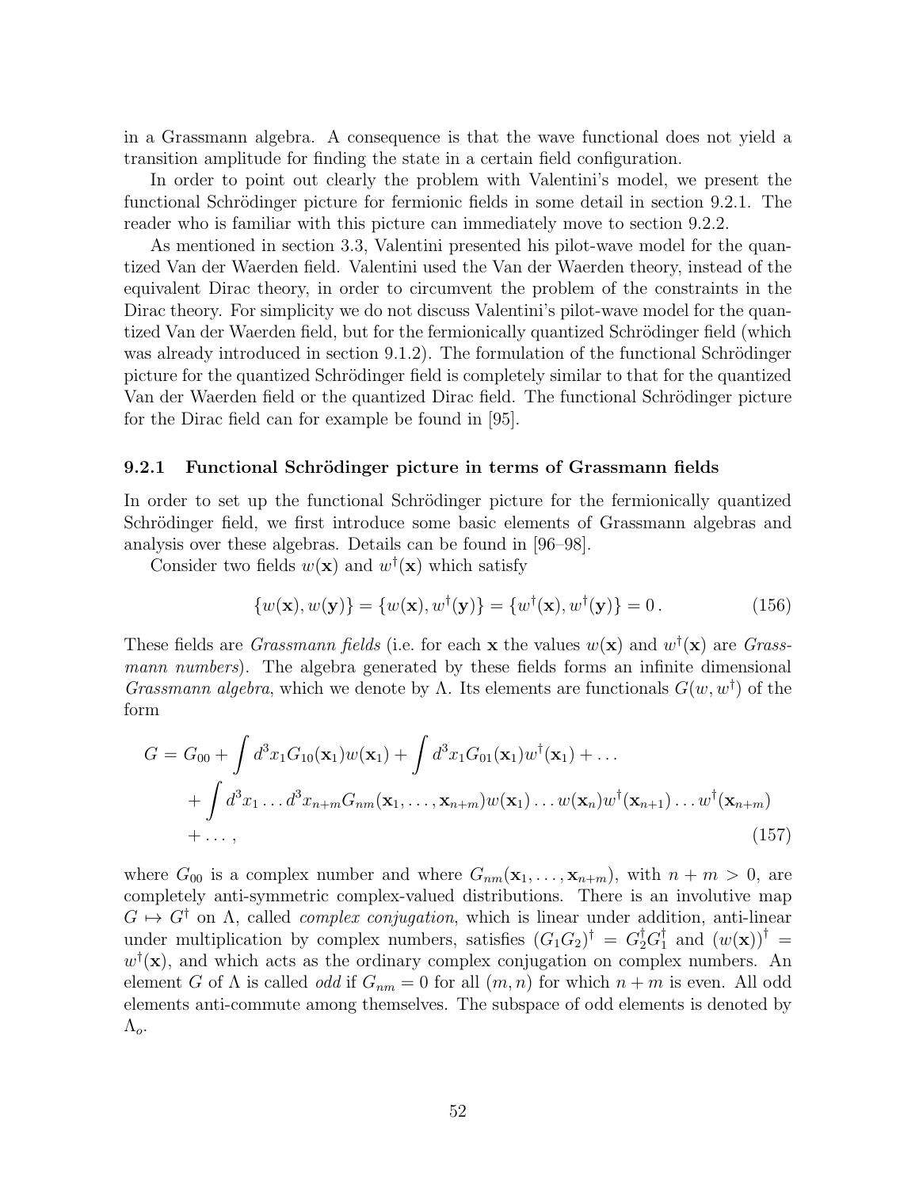in a Grassmann algebra. A consequence is that the wave functional does not yield a transition amplitude for finding the state in a certain field configuration.

In order to point out clearly the problem with Valentini's model, we present the functional Schrödinger picture for fermionic fields in some detail in section 9.2.1. The reader who is familiar with this picture can immediately move to section 9.2.2.

As mentioned in section 3.3, Valentini presented his pilot-wave model for the quantized Van der Waerden field. Valentini used the Van der Waerden theory, instead of the equivalent Dirac theory, in order to circumvent the problem of the constraints in the Dirac theory. For simplicity we do not discuss Valentini's pilot-wave model for the quantized Van der Waerden field, but for the fermionically quantized Schrödinger field (which was already introduced in section 9.1.2). The formulation of the functional Schrödinger picture for the quantized Schrödinger field is completely similar to that for the quantized Van der Waerden field or the quantized Dirac field. The functional Schrödinger picture for the Dirac field can for example be found in [95].

### 9.2.1 Functional Schrödinger picture in terms of Grassmann fields

In order to set up the functional Schrödinger picture for the fermionically quantized Schrödinger field, we first introduce some basic elements of Grassmann algebras and analysis over these algebras. Details can be found in [96–98].

Consider two fields $w(\mathbf{x})$ and $w^\dagger(\mathbf{x})$ which satisfy

$$\{w(\mathbf{x}), w(\mathbf{y})\} = \{w(\mathbf{x}), w^\dagger(\mathbf{y})\} = \{w^\dagger(\mathbf{x}), w^\dagger(\mathbf{y})\} = 0\,. \tag{156}$$

These fields are *Grassmann fields* (i.e. for each $\mathbf{x}$ the values $w(\mathbf{x})$ and $w^\dagger(\mathbf{x})$ are *Grassmann numbers*). The algebra generated by these fields forms an infinite dimensional *Grassmann algebra*, which we denote by $\Lambda$. Its elements are functionals $G(w, w^\dagger)$ of the form

$$\begin{aligned}
G = G_{00} &+ \int d^3x_1 G_{10}(\mathbf{x}_1) w(\mathbf{x}_1) + \int d^3x_1 G_{01}(\mathbf{x}_1) w^\dagger(\mathbf{x}_1) + \dots \\
&+ \int d^3x_1 \dots d^3x_{n+m} G_{nm}(\mathbf{x}_1, \dots, \mathbf{x}_{n+m}) w(\mathbf{x}_1) \dots w(\mathbf{x}_n) w^\dagger(\mathbf{x}_{n+1}) \dots w^\dagger(\mathbf{x}_{n+m}) \\
&+ \dots\,,
\end{aligned} \tag{157}$$

where $G_{00}$ is a complex number and where $G_{nm}(\mathbf{x}_1, \dots, \mathbf{x}_{n+m})$, with $n + m > 0$, are completely anti-symmetric complex-valued distributions. There is an involutive map $G \mapsto G^\dagger$ on $\Lambda$, called *complex conjugation*, which is linear under addition, anti-linear under multiplication by complex numbers, satisfies $(G_1 G_2)^\dagger = G_2^\dagger G_1^\dagger$ and $(w(\mathbf{x}))^\dagger = w^\dagger(\mathbf{x})$, and which acts as the ordinary complex conjugation on complex numbers. An element $G$ of $\Lambda$ is called *odd* if $G_{nm} = 0$ for all $(m, n)$ for which $n + m$ is even. All odd elements anti-commute among themselves. The subspace of odd elements is denoted by $\Lambda_o$.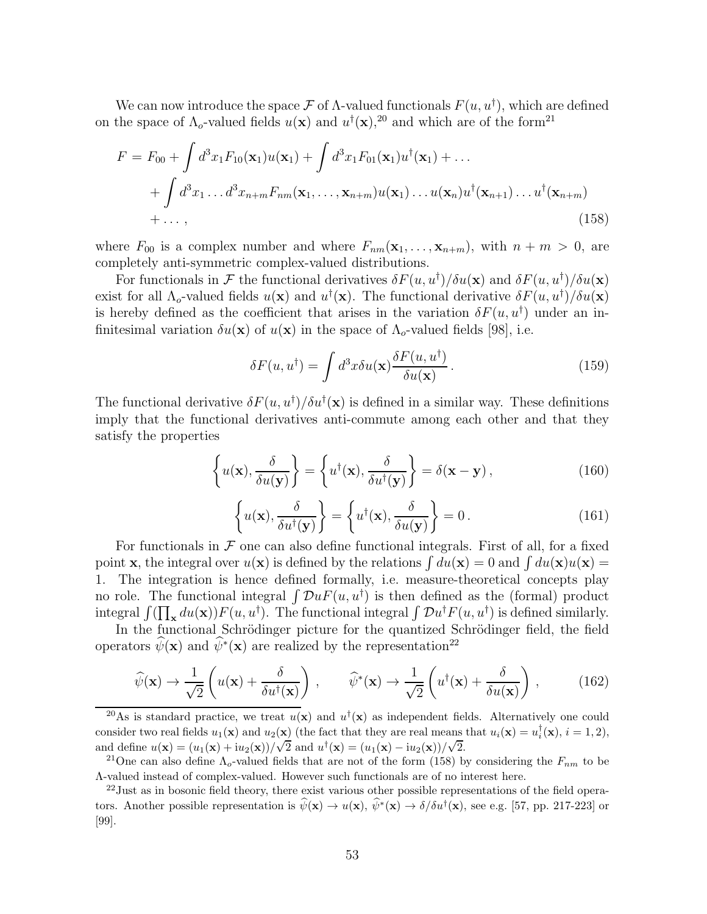We can now introduce the space $\mathcal{F}$ of $\Lambda$-valued functionals $F(u, u^\dagger)$, which are defined on the space of $\Lambda_o$-valued fields $u(\mathbf{x})$ and $u^\dagger(\mathbf{x})$,[20] and which are of the form[21]

$$
\begin{aligned}
F = F_{00} &+ \int d^3x_1 F_{10}(\mathbf{x}_1) u(\mathbf{x}_1) + \int d^3x_1 F_{01}(\mathbf{x}_1) u^\dagger(\mathbf{x}_1) + \dots \\
&+ \int d^3x_1 \dots d^3x_{n+m} F_{nm}(\mathbf{x}_1, \dots, \mathbf{x}_{n+m}) u(\mathbf{x}_1) \dots u(\mathbf{x}_n) u^\dagger(\mathbf{x}_{n+1}) \dots u^\dagger(\mathbf{x}_{n+m}) \\
&+ \dots ,
\end{aligned} \tag{158}
$$

where $F_{00}$ is a complex number and where $F_{nm}(\mathbf{x}_1, \dots, \mathbf{x}_{n+m})$, with $n + m > 0$, are completely anti-symmetric complex-valued distributions.

For functionals in $\mathcal{F}$ the functional derivatives $\delta F(u, u^\dagger)/\delta u(\mathbf{x})$ and $\delta F(u, u^\dagger)/\delta u(\mathbf{x})$ exist for all $\Lambda_o$-valued fields $u(\mathbf{x})$ and $u^\dagger(\mathbf{x})$. The functional derivative $\delta F(u, u^\dagger)/\delta u(\mathbf{x})$ is hereby defined as the coefficient that arises in the variation $\delta F(u, u^\dagger)$ under an infinitesimal variation $\delta u(\mathbf{x})$ of $u(\mathbf{x})$ in the space of $\Lambda_o$-valued fields [98], i.e.

$$
\delta F(u, u^\dagger) = \int d^3x \delta u(\mathbf{x}) \frac{\delta F(u, u^\dagger)}{\delta u(\mathbf{x})} . \tag{159}
$$

The functional derivative $\delta F(u, u^\dagger)/\delta u^\dagger(\mathbf{x})$ is defined in a similar way. These definitions imply that the functional derivatives anti-commute among each other and that they satisfy the properties

$$
\left\{ u(\mathbf{x}), \frac{\delta}{\delta u(\mathbf{y})} \right\} = \left\{ u^\dagger(\mathbf{x}), \frac{\delta}{\delta u^\dagger(\mathbf{y})} \right\} = \delta(\mathbf{x} - \mathbf{y}) , \tag{160}
$$

$$
\left\{ u(\mathbf{x}), \frac{\delta}{\delta u^\dagger(\mathbf{y})} \right\} = \left\{ u^\dagger(\mathbf{x}), \frac{\delta}{\delta u(\mathbf{y})} \right\} = 0 . \tag{161}
$$

For functionals in $\mathcal{F}$ one can also define functional integrals. First of all, for a fixed point $\mathbf{x}$, the integral over $u(\mathbf{x})$ is defined by the relations $\int du(\mathbf{x}) = 0$ and $\int du(\mathbf{x}) u(\mathbf{x}) = 1$. The integration is hence defined formally, i.e. measure-theoretical concepts play no role. The functional integral $\int \mathcal{D}u F(u, u^\dagger)$ is then defined as the (formal) product integral $\int (\prod_{\mathbf{x}} du(\mathbf{x})) F(u, u^\dagger)$. The functional integral $\int \mathcal{D}u^\dagger F(u, u^\dagger)$ is defined similarly.

In the functional Schrödinger picture for the quantized Schrödinger field, the field operators $\widehat{\psi}(\mathbf{x})$ and $\widehat{\psi}^*(\mathbf{x})$ are realized by the representation[22]

$$
\widehat{\psi}(\mathbf{x}) \to \frac{1}{\sqrt{2}} \left( u(\mathbf{x}) + \frac{\delta}{\delta u^\dagger(\mathbf{x})} \right) , \qquad \widehat{\psi}^*(\mathbf{x}) \to \frac{1}{\sqrt{2}} \left( u^\dagger(\mathbf{x}) + \frac{\delta}{\delta u(\mathbf{x})} \right) , \tag{162}
$$

[20] As is standard practice, we treat $u(\mathbf{x})$ and $u^\dagger(\mathbf{x})$ as independent fields. Alternatively one could consider two real fields $u_1(\mathbf{x})$ and $u_2(\mathbf{x})$ (the fact that they are real means that $u_i(\mathbf{x}) = u_i^\dagger(\mathbf{x})$, $i = 1, 2$), and define $u(\mathbf{x}) = (u_1(\mathbf{x}) + \mathrm{i} u_2(\mathbf{x}))/\sqrt{2}$ and $u^\dagger(\mathbf{x}) = (u_1(\mathbf{x}) - \mathrm{i} u_2(\mathbf{x}))/\sqrt{2}$.

[21] One can also define $\Lambda_o$-valued fields that are not of the form (158) by considering the $F_{nm}$ to be $\Lambda$-valued instead of complex-valued. However such functionals are of no interest here.

[22] Just as in bosonic field theory, there exist various other possible representations of the field operators. Another possible representation is $\widehat{\psi}(\mathbf{x}) \to u(\mathbf{x})$, $\widehat{\psi}^*(\mathbf{x}) \to \delta/\delta u^\dagger(\mathbf{x})$, see e.g. [57, pp. 217-223] or [99].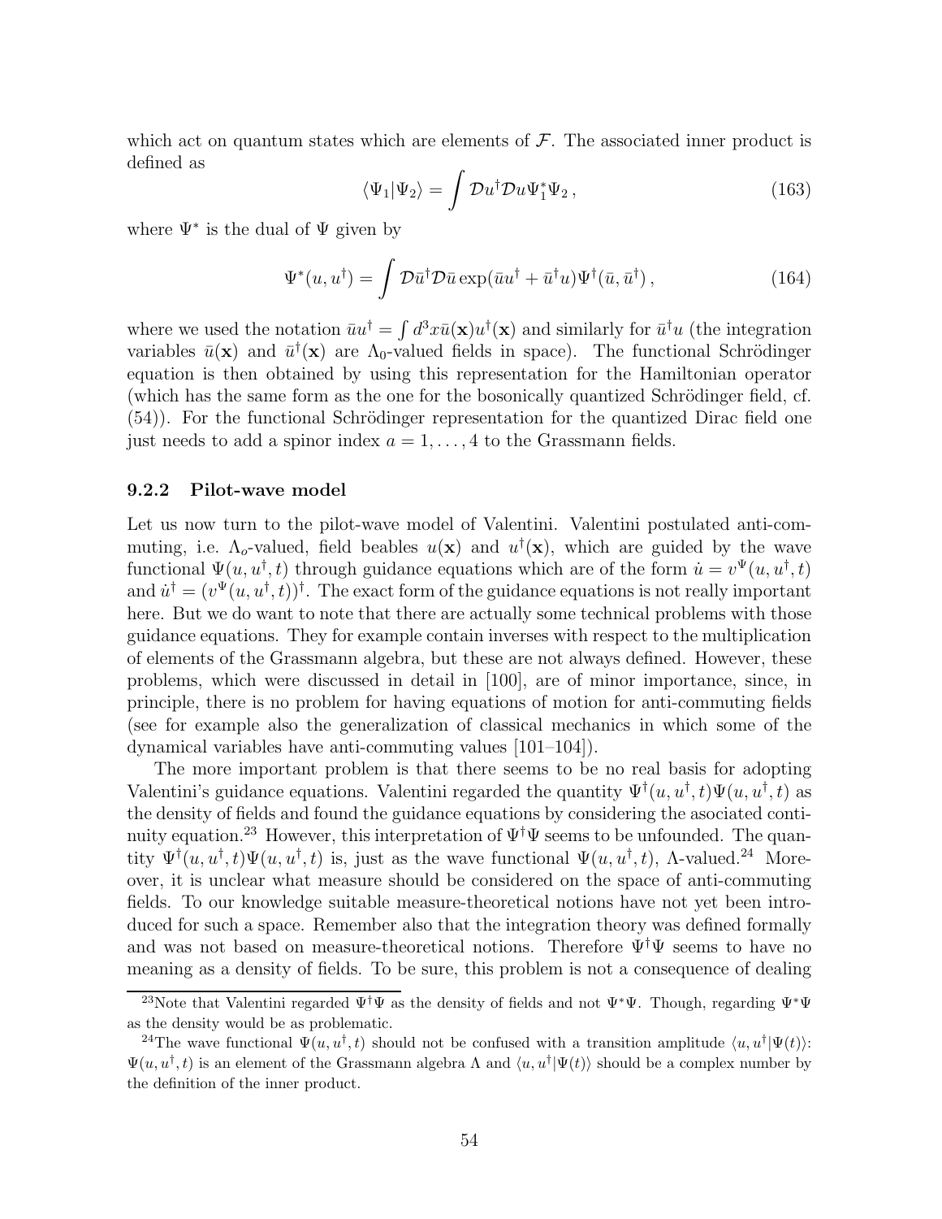which act on quantum states which are elements of $\mathcal{F}$. The associated inner product is defined as

$$\langle \Psi_1 | \Psi_2 \rangle = \int \mathcal{D}u^\dagger \mathcal{D}u \Psi_1^* \Psi_2 \,, \tag{163}$$

where $\Psi^*$ is the dual of $\Psi$ given by

$$\Psi^*(u, u^\dagger) = \int \mathcal{D}\bar{u}^\dagger \mathcal{D}\bar{u} \exp(\bar{u}u^\dagger + \bar{u}^\dagger u) \Psi^\dagger(\bar{u}, \bar{u}^\dagger) \,, \tag{164}$$

where we used the notation $\bar{u}u^\dagger = \int d^3x \bar{u}(\mathbf{x}) u^\dagger(\mathbf{x})$ and similarly for $\bar{u}^\dagger u$ (the integration variables $\bar{u}(\mathbf{x})$ and $\bar{u}^\dagger(\mathbf{x})$ are $\Lambda_0$-valued fields in space). The functional Schrödinger equation is then obtained by using this representation for the Hamiltonian operator (which has the same form as the one for the bosonically quantized Schrödinger field, cf. (54)). For the functional Schrödinger representation for the quantized Dirac field one just needs to add a spinor index $a = 1, \dots, 4$ to the Grassmann fields.

### 9.2.2 Pilot-wave model

Let us now turn to the pilot-wave model of Valentini. Valentini postulated anti-commuting, i.e. $\Lambda_o$-valued, field beables $u(\mathbf{x})$ and $u^\dagger(\mathbf{x})$, which are guided by the wave functional $\Psi(u, u^\dagger, t)$ through guidance equations which are of the form $\dot{u} = v^\Psi(u, u^\dagger, t)$ and $\dot{u}^\dagger = (v^\Psi(u, u^\dagger, t))^\dagger$. The exact form of the guidance equations is not really important here. But we do want to note that there are actually some technical problems with those guidance equations. They for example contain inverses with respect to the multiplication of elements of the Grassmann algebra, but these are not always defined. However, these problems, which were discussed in detail in [100], are of minor importance, since, in principle, there is no problem for having equations of motion for anti-commuting fields (see for example also the generalization of classical mechanics in which some of the dynamical variables have anti-commuting values [101–104]).

The more important problem is that there seems to be no real basis for adopting Valentini's guidance equations. Valentini regarded the quantity $\Psi^\dagger(u, u^\dagger, t)\Psi(u, u^\dagger, t)$ as the density of fields and found the guidance equations by considering the asociated continuity equation.[23] However, this interpretation of $\Psi^\dagger\Psi$ seems to be unfounded. The quantity $\Psi^\dagger(u, u^\dagger, t)\Psi(u, u^\dagger, t)$ is, just as the wave functional $\Psi(u, u^\dagger, t)$, $\Lambda$-valued.[24] Moreover, it is unclear what measure should be considered on the space of anti-commuting fields. To our knowledge suitable measure-theoretical notions have not yet been introduced for such a space. Remember also that the integration theory was defined formally and was not based on measure-theoretical notions. Therefore $\Psi^\dagger\Psi$ seems to have no meaning as a density of fields. To be sure, this problem is not a consequence of dealing

[23] Note that Valentini regarded $\Psi^\dagger\Psi$ as the density of fields and not $\Psi^*\Psi$. Though, regarding $\Psi^*\Psi$ as the density would be as problematic.

[24] The wave functional $\Psi(u, u^\dagger, t)$ should not be confused with a transition amplitude $\langle u, u^\dagger | \Psi(t) \rangle$: $\Psi(u, u^\dagger, t)$ is an element of the Grassmann algebra $\Lambda$ and $\langle u, u^\dagger | \Psi(t) \rangle$ should be a complex number by the definition of the inner product.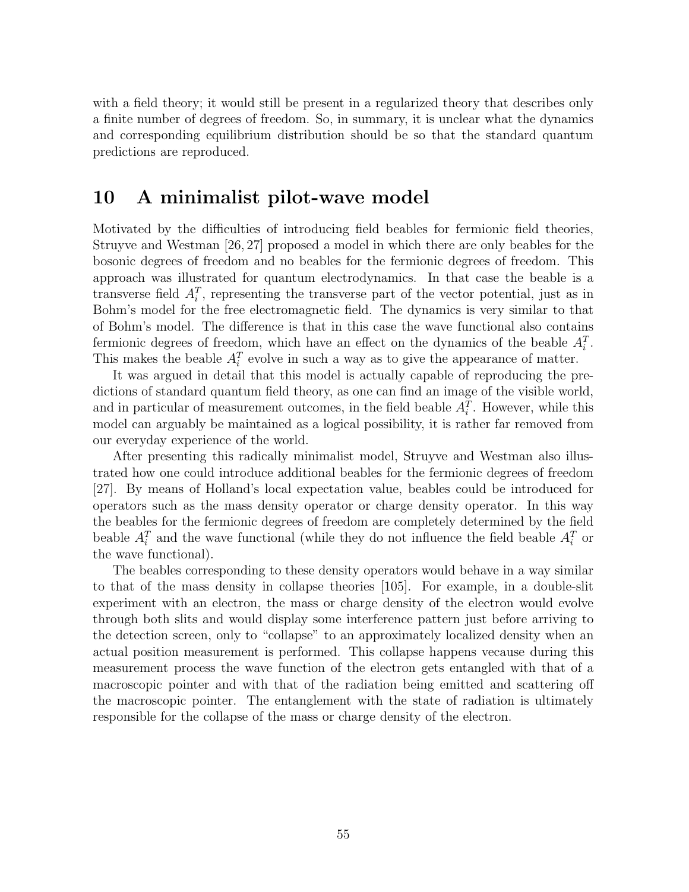with a field theory; it would still be present in a regularized theory that describes only a finite number of degrees of freedom. So, in summary, it is unclear what the dynamics and corresponding equilibrium distribution should be so that the standard quantum predictions are reproduced.

# 10 A minimalist pilot-wave model

Motivated by the difficulties of introducing field beables for fermionic field theories, Struyve and Westman [26, 27] proposed a model in which there are only beables for the bosonic degrees of freedom and no beables for the fermionic degrees of freedom. This approach was illustrated for quantum electrodynamics. In that case the beable is a transverse field $A_i^T$, representing the transverse part of the vector potential, just as in Bohm's model for the free electromagnetic field. The dynamics is very similar to that of Bohm's model. The difference is that in this case the wave functional also contains fermionic degrees of freedom, which have an effect on the dynamics of the beable $A_i^T$. This makes the beable $A_i^T$ evolve in such a way as to give the appearance of matter.

It was argued in detail that this model is actually capable of reproducing the predictions of standard quantum field theory, as one can find an image of the visible world, and in particular of measurement outcomes, in the field beable $A_i^T$. However, while this model can arguably be maintained as a logical possibility, it is rather far removed from our everyday experience of the world.

After presenting this radically minimalist model, Struyve and Westman also illustrated how one could introduce additional beables for the fermionic degrees of freedom [27]. By means of Holland's local expectation value, beables could be introduced for operators such as the mass density operator or charge density operator. In this way the beables for the fermionic degrees of freedom are completely determined by the field beable $A_i^T$ and the wave functional (while they do not influence the field beable $A_i^T$ or the wave functional).

The beables corresponding to these density operators would behave in a way similar to that of the mass density in collapse theories [105]. For example, in a double-slit experiment with an electron, the mass or charge density of the electron would evolve through both slits and would display some interference pattern just before arriving to the detection screen, only to "collapse" to an approximately localized density when an actual position measurement is performed. This collapse happens vecause during this measurement process the wave function of the electron gets entangled with that of a macroscopic pointer and with that of the radiation being emitted and scattering off the macroscopic pointer. The entanglement with the state of radiation is ultimately responsible for the collapse of the mass or charge density of the electron.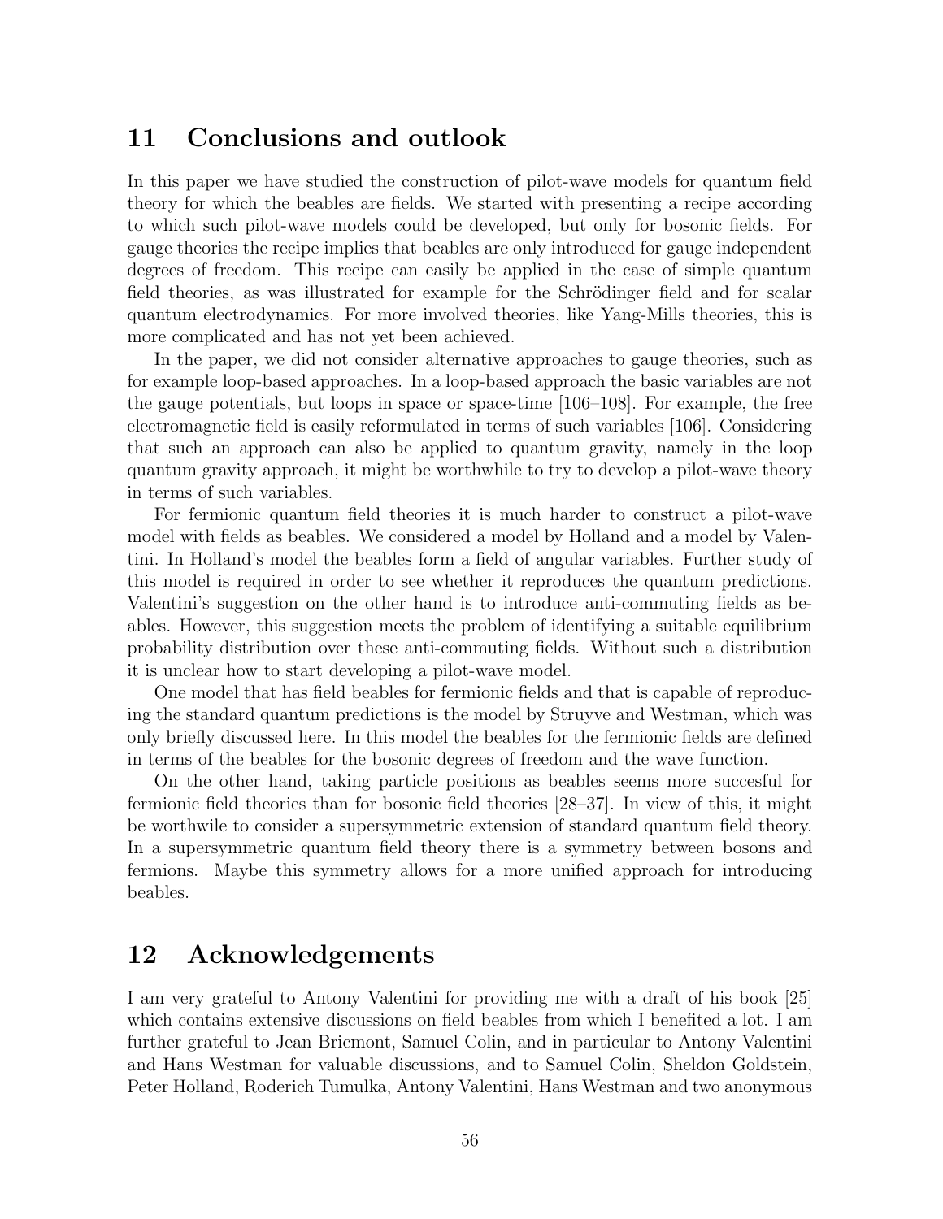## 11 Conclusions and outlook

In this paper we have studied the construction of pilot-wave models for quantum field theory for which the beables are fields. We started with presenting a recipe according to which such pilot-wave models could be developed, but only for bosonic fields. For gauge theories the recipe implies that beables are only introduced for gauge independent degrees of freedom. This recipe can easily be applied in the case of simple quantum field theories, as was illustrated for example for the Schrödinger field and for scalar quantum electrodynamics. For more involved theories, like Yang-Mills theories, this is more complicated and has not yet been achieved.

In the paper, we did not consider alternative approaches to gauge theories, such as for example loop-based approaches. In a loop-based approach the basic variables are not the gauge potentials, but loops in space or space-time [106–108]. For example, the free electromagnetic field is easily reformulated in terms of such variables [106]. Considering that such an approach can also be applied to quantum gravity, namely in the loop quantum gravity approach, it might be worthwhile to try to develop a pilot-wave theory in terms of such variables.

For fermionic quantum field theories it is much harder to construct a pilot-wave model with fields as beables. We considered a model by Holland and a model by Valentini. In Holland's model the beables form a field of angular variables. Further study of this model is required in order to see whether it reproduces the quantum predictions. Valentini's suggestion on the other hand is to introduce anti-commuting fields as beables. However, this suggestion meets the problem of identifying a suitable equilibrium probability distribution over these anti-commuting fields. Without such a distribution it is unclear how to start developing a pilot-wave model.

One model that has field beables for fermionic fields and that is capable of reproducing the standard quantum predictions is the model by Struyve and Westman, which was only briefly discussed here. In this model the beables for the fermionic fields are defined in terms of the beables for the bosonic degrees of freedom and the wave function.

On the other hand, taking particle positions as beables seems more succesful for fermionic field theories than for bosonic field theories [28–37]. In view of this, it might be worthwile to consider a supersymmetric extension of standard quantum field theory. In a supersymmetric quantum field theory there is a symmetry between bosons and fermions. Maybe this symmetry allows for a more unified approach for introducing beables.

## 12 Acknowledgements

I am very grateful to Antony Valentini for providing me with a draft of his book [25] which contains extensive discussions on field beables from which I benefited a lot. I am further grateful to Jean Bricmont, Samuel Colin, and in particular to Antony Valentini and Hans Westman for valuable discussions, and to Samuel Colin, Sheldon Goldstein, Peter Holland, Roderich Tumulka, Antony Valentini, Hans Westman and two anonymous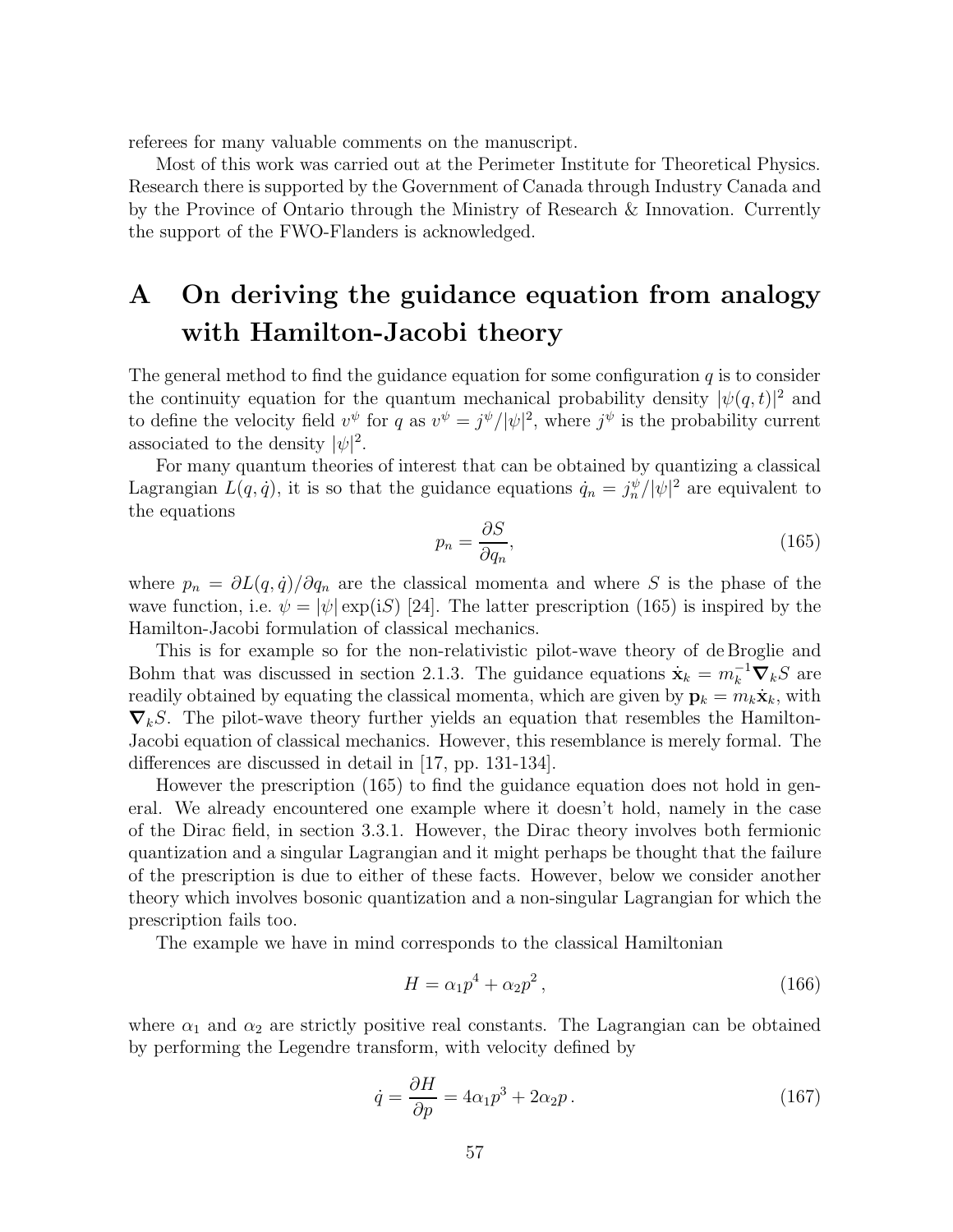referees for many valuable comments on the manuscript.

Most of this work was carried out at the Perimeter Institute for Theoretical Physics. Research there is supported by the Government of Canada through Industry Canada and by the Province of Ontario through the Ministry of Research & Innovation. Currently the support of the FWO-Flanders is acknowledged.

# A On deriving the guidance equation from analogy with Hamilton-Jacobi theory

The general method to find the guidance equation for some configuration $q$ is to consider the continuity equation for the quantum mechanical probability density $|\psi(q,t)|^2$ and to define the velocity field $v^\psi$ for $q$ as $v^\psi = j^\psi/|\psi|^2$, where $j^\psi$ is the probability current associated to the density $|\psi|^2$.

For many quantum theories of interest that can be obtained by quantizing a classical Lagrangian $L(q,\dot{q})$, it is so that the guidance equations $\dot{q}_n = j^\psi_n/|\psi|^2$ are equivalent to the equations

$$p_n = \frac{\partial S}{\partial q_n}, \tag{165}$$

where $p_n = \partial L(q,\dot{q})/\partial q_n$ are the classical momenta and where $S$ is the phase of the wave function, i.e. $\psi = |\psi| \exp(\mathrm{i}S)$ [24]. The latter prescription (165) is inspired by the Hamilton-Jacobi formulation of classical mechanics.

This is for example so for the non-relativistic pilot-wave theory of de Broglie and Bohm that was discussed in section 2.1.3. The guidance equations $\dot{\mathbf{x}}_k = m_k^{-1}\boldsymbol{\nabla}_k S$ are readily obtained by equating the classical momenta, which are given by $\mathbf{p}_k = m_k\dot{\mathbf{x}}_k$, with $\boldsymbol{\nabla}_k S$. The pilot-wave theory further yields an equation that resembles the Hamilton-Jacobi equation of classical mechanics. However, this resemblance is merely formal. The differences are discussed in detail in [17, pp. 131-134].

However the prescription (165) to find the guidance equation does not hold in general. We already encountered one example where it doesn't hold, namely in the case of the Dirac field, in section 3.3.1. However, the Dirac theory involves both fermionic quantization and a singular Lagrangian and it might perhaps be thought that the failure of the prescription is due to either of these facts. However, below we consider another theory which involves bosonic quantization and a non-singular Lagrangian for which the prescription fails too.

The example we have in mind corresponds to the classical Hamiltonian

$$H = \alpha_1 p^4 + \alpha_2 p^2 \,, \tag{166}$$

where $\alpha_1$ and $\alpha_2$ are strictly positive real constants. The Lagrangian can be obtained by performing the Legendre transform, with velocity defined by

$$\dot{q} = \frac{\partial H}{\partial p} = 4\alpha_1 p^3 + 2\alpha_2 p \,. \tag{167}$$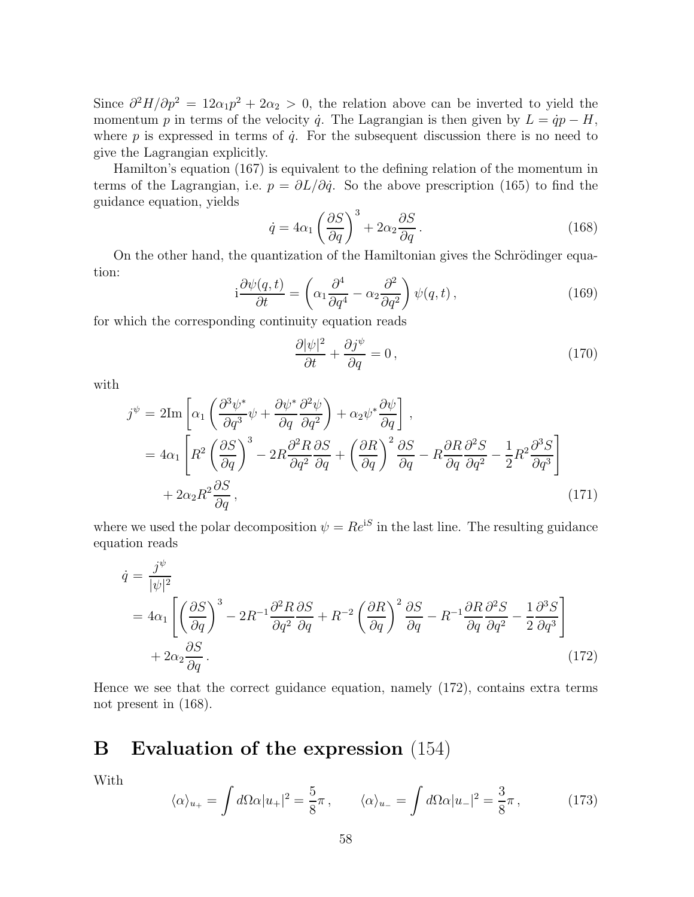Since $\partial^2 H/\partial p^2 = 12\alpha_1 p^2 + 2\alpha_2 > 0$, the relation above can be inverted to yield the momentum $p$ in terms of the velocity $\dot{q}$. The Lagrangian is then given by $L = \dot{q}p - H$, where $p$ is expressed in terms of $\dot{q}$. For the subsequent discussion there is no need to give the Lagrangian explicitly.

Hamilton's equation (167) is equivalent to the defining relation of the momentum in terms of the Lagrangian, i.e. $p = \partial L/\partial \dot{q}$. So the above prescription (165) to find the guidance equation, yields

$$\dot{q} = 4\alpha_1 \left(\frac{\partial S}{\partial q}\right)^3 + 2\alpha_2 \frac{\partial S}{\partial q} \,. \tag{168}$$

On the other hand, the quantization of the Hamiltonian gives the Schrödinger equation:

$$\mathrm{i}\frac{\partial \psi(q,t)}{\partial t} = \left(\alpha_1 \frac{\partial^4}{\partial q^4} - \alpha_2 \frac{\partial^2}{\partial q^2}\right)\psi(q,t) \,, \tag{169}$$

for which the corresponding continuity equation reads

$$\frac{\partial |\psi|^2}{\partial t} + \frac{\partial j^\psi}{\partial q} = 0 \,, \tag{170}$$

with

$$\begin{aligned} j^\psi &= 2\mathrm{Im}\left[\alpha_1\left(\frac{\partial^3 \psi^*}{\partial q^3}\psi + \frac{\partial \psi^*}{\partial q}\frac{\partial^2 \psi}{\partial q^2}\right) + \alpha_2 \psi^* \frac{\partial \psi}{\partial q}\right] \,, \\ &= 4\alpha_1 \left[R^2 \left(\frac{\partial S}{\partial q}\right)^3 - 2R\frac{\partial^2 R}{\partial q^2}\frac{\partial S}{\partial q} + \left(\frac{\partial R}{\partial q}\right)^2 \frac{\partial S}{\partial q} - R\frac{\partial R}{\partial q}\frac{\partial^2 S}{\partial q^2} - \frac{1}{2}R^2 \frac{\partial^3 S}{\partial q^3}\right] \\ &\quad + 2\alpha_2 R^2 \frac{\partial S}{\partial q} \,, \end{aligned} \tag{171}$$

where we used the polar decomposition $\psi = Re^{\mathrm{i}S}$ in the last line. The resulting guidance equation reads

$$\begin{aligned} \dot{q} &= \frac{j^\psi}{|\psi|^2} \\ &= 4\alpha_1 \left[\left(\frac{\partial S}{\partial q}\right)^3 - 2R^{-1}\frac{\partial^2 R}{\partial q^2}\frac{\partial S}{\partial q} + R^{-2}\left(\frac{\partial R}{\partial q}\right)^2 \frac{\partial S}{\partial q} - R^{-1}\frac{\partial R}{\partial q}\frac{\partial^2 S}{\partial q^2} - \frac{1}{2}\frac{\partial^3 S}{\partial q^3}\right] \\ &\quad + 2\alpha_2 \frac{\partial S}{\partial q} \,. \end{aligned} \tag{172}$$

Hence we see that the correct guidance equation, namely (172), contains extra terms not present in (168).

# B Evaluation of the expression (154)

With

$$\langle \alpha \rangle_{u_+} = \int d\Omega \alpha |u_+|^2 = \frac{5}{8}\pi \,, \qquad \langle \alpha \rangle_{u_-} = \int d\Omega \alpha |u_-|^2 = \frac{3}{8}\pi \,, \tag{173}$$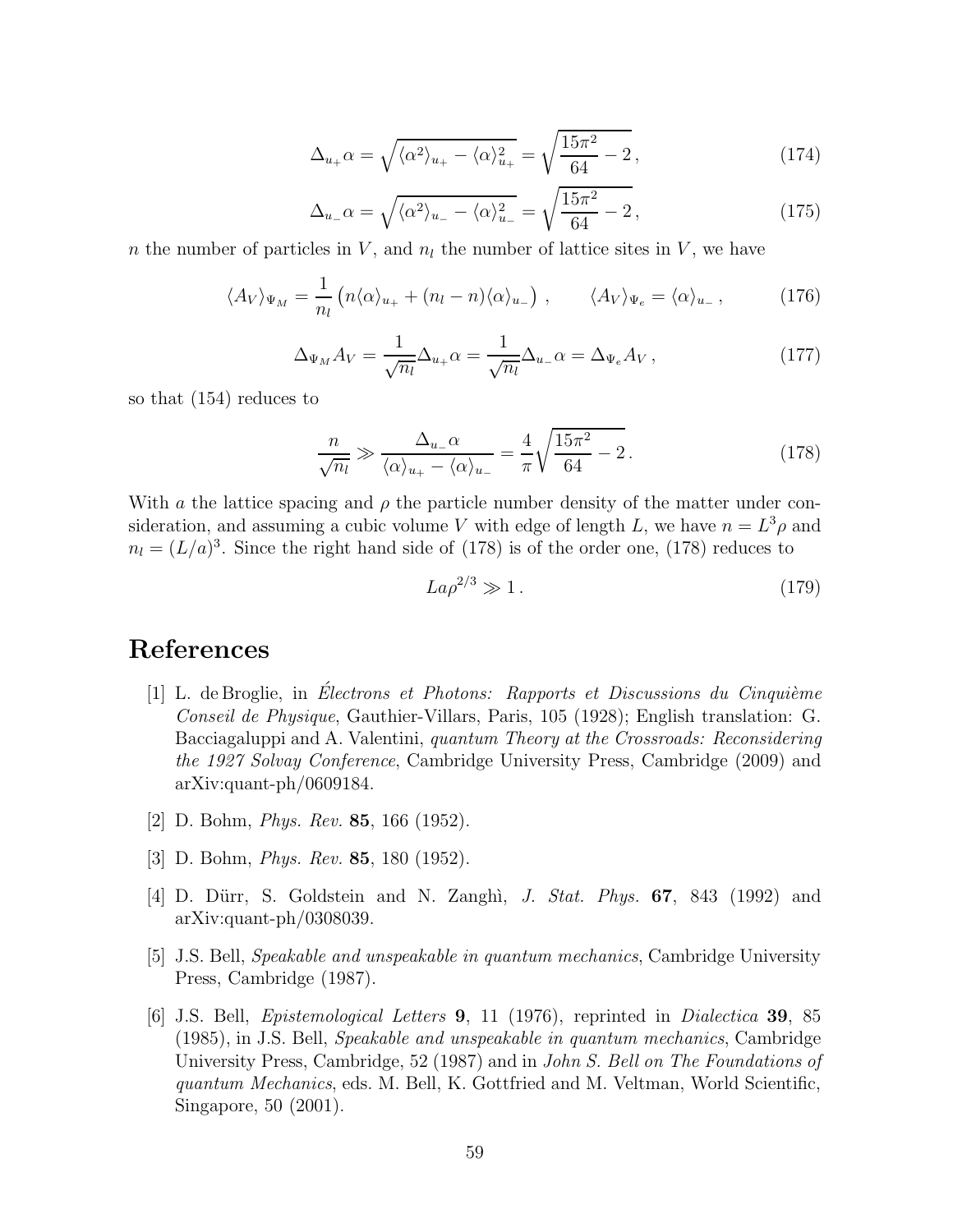$$\Delta_{u_+}\alpha = \sqrt{\langle\alpha^2\rangle_{u_+} - \langle\alpha\rangle_{u_+}^2} = \sqrt{\frac{15\pi^2}{64} - 2}\,, \tag{174}$$

$$\Delta_{u_-}\alpha = \sqrt{\langle\alpha^2\rangle_{u_-} - \langle\alpha\rangle_{u_-}^2} = \sqrt{\frac{15\pi^2}{64} - 2}\,, \tag{175}$$

$n$ the number of particles in $V$, and $n_l$ the number of lattice sites in $V$, we have

$$\langle A_V\rangle_{\Psi_M} = \frac{1}{n_l}\left(n\langle\alpha\rangle_{u_+} + (n_l - n)\langle\alpha\rangle_{u_-}\right)\,, \qquad \langle A_V\rangle_{\Psi_e} = \langle\alpha\rangle_{u_-}\,, \tag{176}$$

$$\Delta_{\Psi_M}A_V = \frac{1}{\sqrt{n_l}}\Delta_{u_+}\alpha = \frac{1}{\sqrt{n_l}}\Delta_{u_-}\alpha = \Delta_{\Psi_e}A_V\,, \tag{177}$$

so that (154) reduces to

$$\frac{n}{\sqrt{n_l}} \gg \frac{\Delta_{u_-}\alpha}{\langle\alpha\rangle_{u_+} - \langle\alpha\rangle_{u_-}} = \frac{4}{\pi}\sqrt{\frac{15\pi^2}{64} - 2}\,. \tag{178}$$

With $a$ the lattice spacing and $\rho$ the particle number density of the matter under consideration, and assuming a cubic volume $V$ with edge of length $L$, we have $n = L^3\rho$ and $n_l = (L/a)^3$. Since the right hand side of (178) is of the order one, (178) reduces to

$$La\rho^{2/3} \gg 1\,. \tag{179}$$

# References

[1] L. de Broglie, in *Électrons et Photons: Rapports et Discussions du Cinquième Conseil de Physique*, Gauthier-Villars, Paris, 105 (1928); English translation: G. Bacciagaluppi and A. Valentini, *quantum Theory at the Crossroads: Reconsidering the 1927 Solvay Conference*, Cambridge University Press, Cambridge (2009) and arXiv:quant-ph/0609184.

[2] D. Bohm, *Phys. Rev.* **85**, 166 (1952).

[3] D. Bohm, *Phys. Rev.* **85**, 180 (1952).

[4] D. Dürr, S. Goldstein and N. Zanghì, *J. Stat. Phys.* **67**, 843 (1992) and arXiv:quant-ph/0308039.

[5] J.S. Bell, *Speakable and unspeakable in quantum mechanics*, Cambridge University Press, Cambridge (1987).

[6] J.S. Bell, *Epistemological Letters* **9**, 11 (1976), reprinted in *Dialectica* **39**, 85 (1985), in J.S. Bell, *Speakable and unspeakable in quantum mechanics*, Cambridge University Press, Cambridge, 52 (1987) and in *John S. Bell on The Foundations of quantum Mechanics*, eds. M. Bell, K. Gottfried and M. Veltman, World Scientific, Singapore, 50 (2001).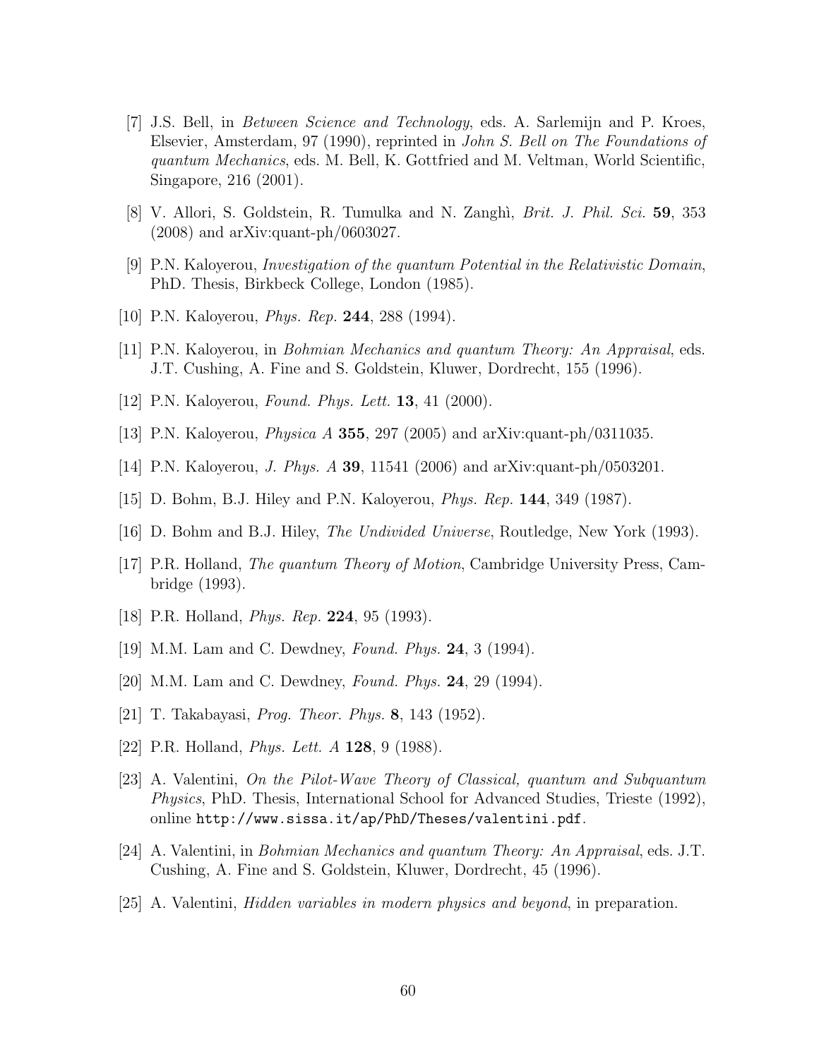[7] J.S. Bell, in *Between Science and Technology*, eds. A. Sarlemijn and P. Kroes, Elsevier, Amsterdam, 97 (1990), reprinted in *John S. Bell on The Foundations of quantum Mechanics*, eds. M. Bell, K. Gottfried and M. Veltman, World Scientific, Singapore, 216 (2001).

[8] V. Allori, S. Goldstein, R. Tumulka and N. Zanghì, *Brit. J. Phil. Sci.* **59**, 353 (2008) and arXiv:quant-ph/0603027.

[9] P.N. Kaloyerou, *Investigation of the quantum Potential in the Relativistic Domain*, PhD. Thesis, Birkbeck College, London (1985).

[10] P.N. Kaloyerou, *Phys. Rep.* **244**, 288 (1994).

[11] P.N. Kaloyerou, in *Bohmian Mechanics and quantum Theory: An Appraisal*, eds. J.T. Cushing, A. Fine and S. Goldstein, Kluwer, Dordrecht, 155 (1996).

[12] P.N. Kaloyerou, *Found. Phys. Lett.* **13**, 41 (2000).

[13] P.N. Kaloyerou, *Physica A* **355**, 297 (2005) and arXiv:quant-ph/0311035.

[14] P.N. Kaloyerou, *J. Phys. A* **39**, 11541 (2006) and arXiv:quant-ph/0503201.

[15] D. Bohm, B.J. Hiley and P.N. Kaloyerou, *Phys. Rep.* **144**, 349 (1987).

[16] D. Bohm and B.J. Hiley, *The Undivided Universe*, Routledge, New York (1993).

[17] P.R. Holland, *The quantum Theory of Motion*, Cambridge University Press, Cambridge (1993).

[18] P.R. Holland, *Phys. Rep.* **224**, 95 (1993).

[19] M.M. Lam and C. Dewdney, *Found. Phys.* **24**, 3 (1994).

[20] M.M. Lam and C. Dewdney, *Found. Phys.* **24**, 29 (1994).

[21] T. Takabayasi, *Prog. Theor. Phys.* **8**, 143 (1952).

[22] P.R. Holland, *Phys. Lett. A* **128**, 9 (1988).

[23] A. Valentini, *On the Pilot-Wave Theory of Classical, quantum and Subquantum Physics*, PhD. Thesis, International School for Advanced Studies, Trieste (1992), online `http://www.sissa.it/ap/PhD/Theses/valentini.pdf`.

[24] A. Valentini, in *Bohmian Mechanics and quantum Theory: An Appraisal*, eds. J.T. Cushing, A. Fine and S. Goldstein, Kluwer, Dordrecht, 45 (1996).

[25] A. Valentini, *Hidden variables in modern physics and beyond*, in preparation.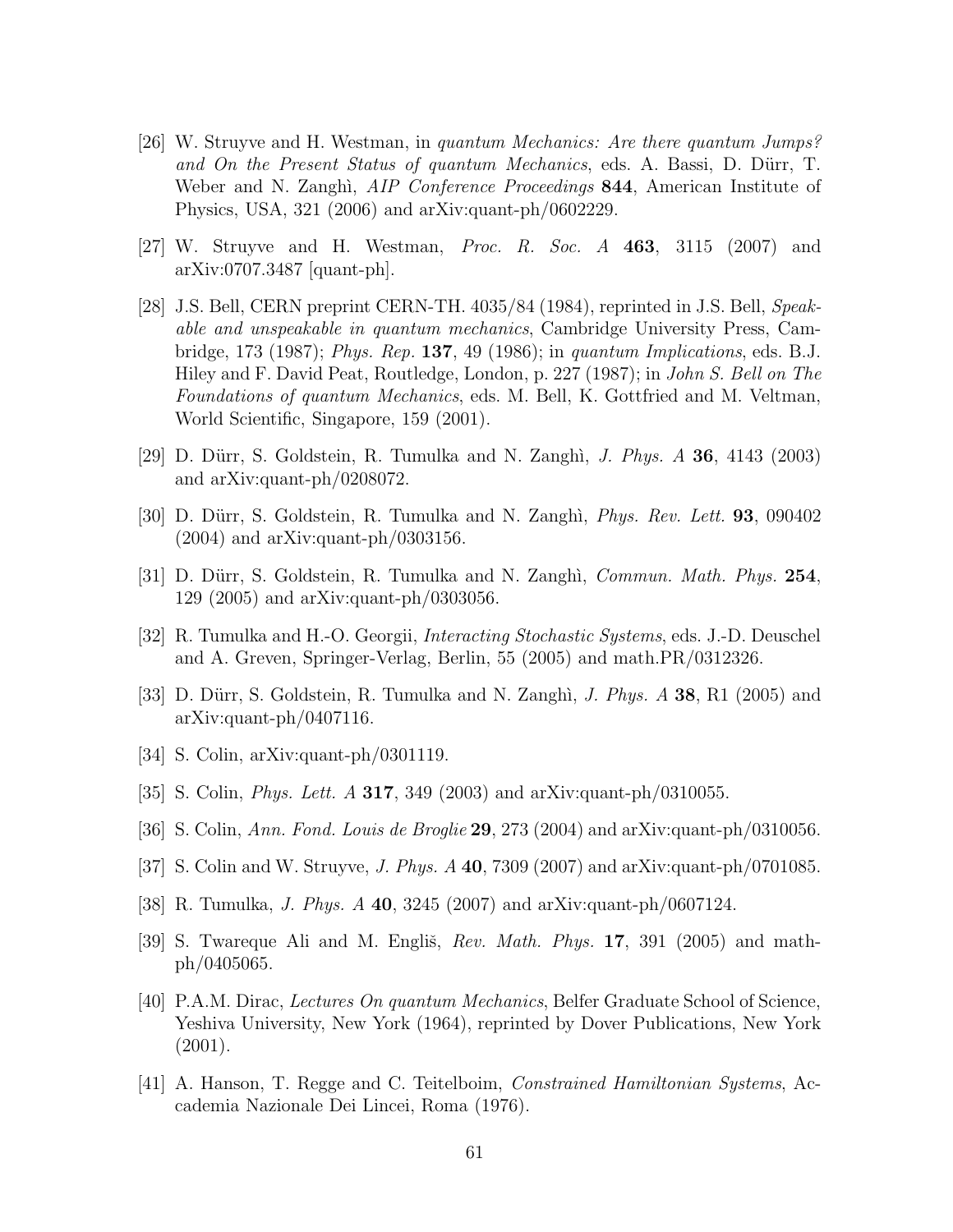[26] W. Struyve and H. Westman, in *quantum Mechanics: Are there quantum Jumps? and On the Present Status of quantum Mechanics*, eds. A. Bassi, D. Dürr, T. Weber and N. Zanghì, *AIP Conference Proceedings* **844**, American Institute of Physics, USA, 321 (2006) and arXiv:quant-ph/0602229.

[27] W. Struyve and H. Westman, *Proc. R. Soc. A* **463**, 3115 (2007) and arXiv:0707.3487 [quant-ph].

[28] J.S. Bell, CERN preprint CERN-TH. 4035/84 (1984), reprinted in J.S. Bell, *Speakable and unspeakable in quantum mechanics*, Cambridge University Press, Cambridge, 173 (1987); *Phys. Rep.* **137**, 49 (1986); in *quantum Implications*, eds. B.J. Hiley and F. David Peat, Routledge, London, p. 227 (1987); in *John S. Bell on The Foundations of quantum Mechanics*, eds. M. Bell, K. Gottfried and M. Veltman, World Scientific, Singapore, 159 (2001).

[29] D. Dürr, S. Goldstein, R. Tumulka and N. Zanghì, *J. Phys. A* **36**, 4143 (2003) and arXiv:quant-ph/0208072.

[30] D. Dürr, S. Goldstein, R. Tumulka and N. Zanghì, *Phys. Rev. Lett.* **93**, 090402 (2004) and arXiv:quant-ph/0303156.

[31] D. Dürr, S. Goldstein, R. Tumulka and N. Zanghì, *Commun. Math. Phys.* **254**, 129 (2005) and arXiv:quant-ph/0303056.

[32] R. Tumulka and H.-O. Georgii, *Interacting Stochastic Systems*, eds. J.-D. Deuschel and A. Greven, Springer-Verlag, Berlin, 55 (2005) and math.PR/0312326.

[33] D. Dürr, S. Goldstein, R. Tumulka and N. Zanghì, *J. Phys. A* **38**, R1 (2005) and arXiv:quant-ph/0407116.

[34] S. Colin, arXiv:quant-ph/0301119.

[35] S. Colin, *Phys. Lett. A* **317**, 349 (2003) and arXiv:quant-ph/0310055.

[36] S. Colin, *Ann. Fond. Louis de Broglie* **29**, 273 (2004) and arXiv:quant-ph/0310056.

[37] S. Colin and W. Struyve, *J. Phys. A* **40**, 7309 (2007) and arXiv:quant-ph/0701085.

[38] R. Tumulka, *J. Phys. A* **40**, 3245 (2007) and arXiv:quant-ph/0607124.

[39] S. Twareque Ali and M. Engliš, *Rev. Math. Phys.* **17**, 391 (2005) and math-ph/0405065.

[40] P.A.M. Dirac, *Lectures On quantum Mechanics*, Belfer Graduate School of Science, Yeshiva University, New York (1964), reprinted by Dover Publications, New York (2001).

[41] A. Hanson, T. Regge and C. Teitelboim, *Constrained Hamiltonian Systems*, Accademia Nazionale Dei Lincei, Roma (1976).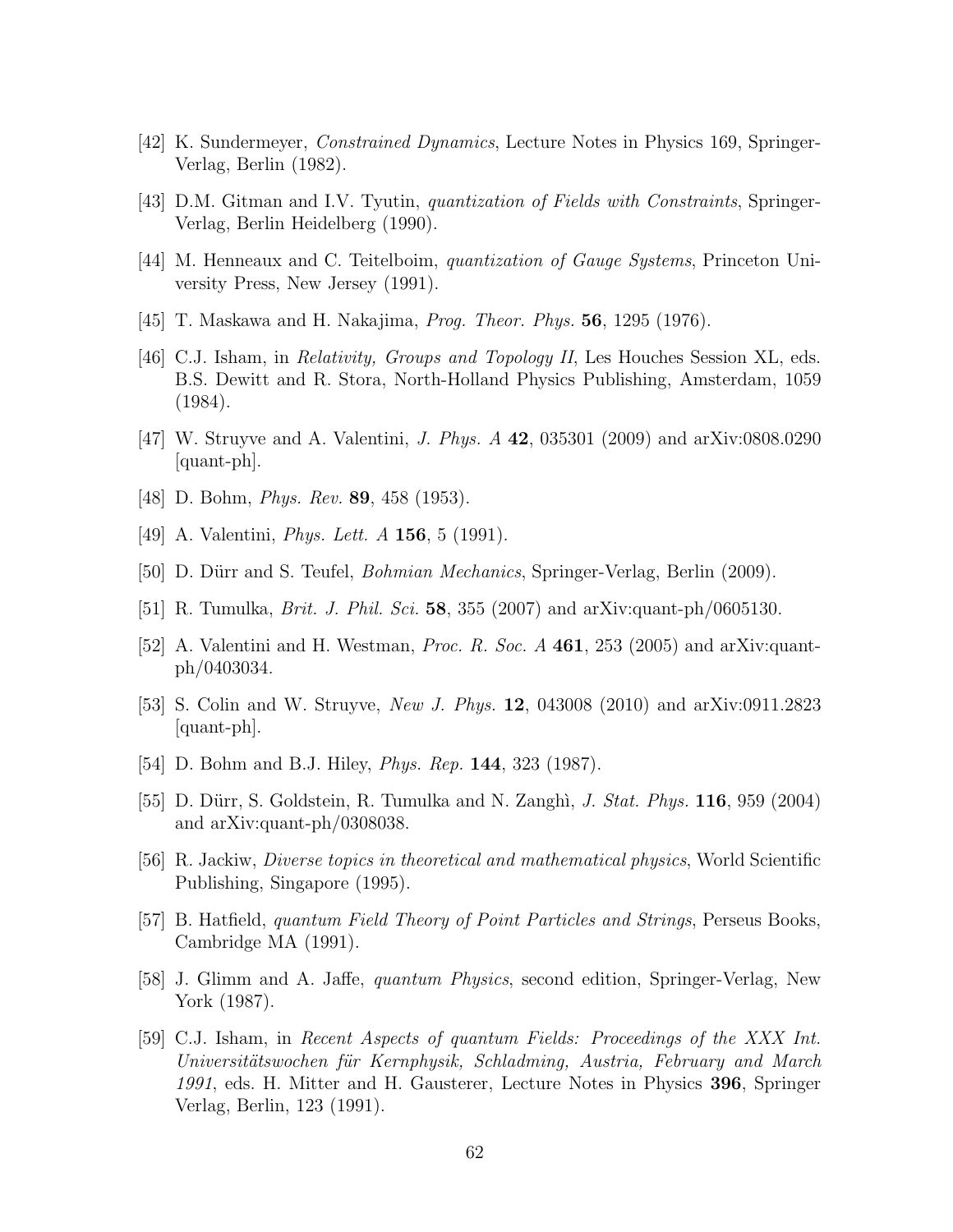[42] K. Sundermeyer, *Constrained Dynamics*, Lecture Notes in Physics 169, Springer-Verlag, Berlin (1982).

[43] D.M. Gitman and I.V. Tyutin, *quantization of Fields with Constraints*, Springer-Verlag, Berlin Heidelberg (1990).

[44] M. Henneaux and C. Teitelboim, *quantization of Gauge Systems*, Princeton University Press, New Jersey (1991).

[45] T. Maskawa and H. Nakajima, *Prog. Theor. Phys.* **56**, 1295 (1976).

[46] C.J. Isham, in *Relativity, Groups and Topology II*, Les Houches Session XL, eds. B.S. Dewitt and R. Stora, North-Holland Physics Publishing, Amsterdam, 1059 (1984).

[47] W. Struyve and A. Valentini, *J. Phys. A* **42**, 035301 (2009) and arXiv:0808.0290 [quant-ph].

[48] D. Bohm, *Phys. Rev.* **89**, 458 (1953).

[49] A. Valentini, *Phys. Lett. A* **156**, 5 (1991).

[50] D. Dürr and S. Teufel, *Bohmian Mechanics*, Springer-Verlag, Berlin (2009).

[51] R. Tumulka, *Brit. J. Phil. Sci.* **58**, 355 (2007) and arXiv:quant-ph/0605130.

[52] A. Valentini and H. Westman, *Proc. R. Soc. A* **461**, 253 (2005) and arXiv:quant-ph/0403034.

[53] S. Colin and W. Struyve, *New J. Phys.* **12**, 043008 (2010) and arXiv:0911.2823 [quant-ph].

[54] D. Bohm and B.J. Hiley, *Phys. Rep.* **144**, 323 (1987).

[55] D. Dürr, S. Goldstein, R. Tumulka and N. Zanghì, *J. Stat. Phys.* **116**, 959 (2004) and arXiv:quant-ph/0308038.

[56] R. Jackiw, *Diverse topics in theoretical and mathematical physics*, World Scientific Publishing, Singapore (1995).

[57] B. Hatfield, *quantum Field Theory of Point Particles and Strings*, Perseus Books, Cambridge MA (1991).

[58] J. Glimm and A. Jaffe, *quantum Physics*, second edition, Springer-Verlag, New York (1987).

[59] C.J. Isham, in *Recent Aspects of quantum Fields: Proceedings of the XXX Int. Universitätswochen für Kernphysik, Schladming, Austria, February and March 1991*, eds. H. Mitter and H. Gausterer, Lecture Notes in Physics **396**, Springer Verlag, Berlin, 123 (1991).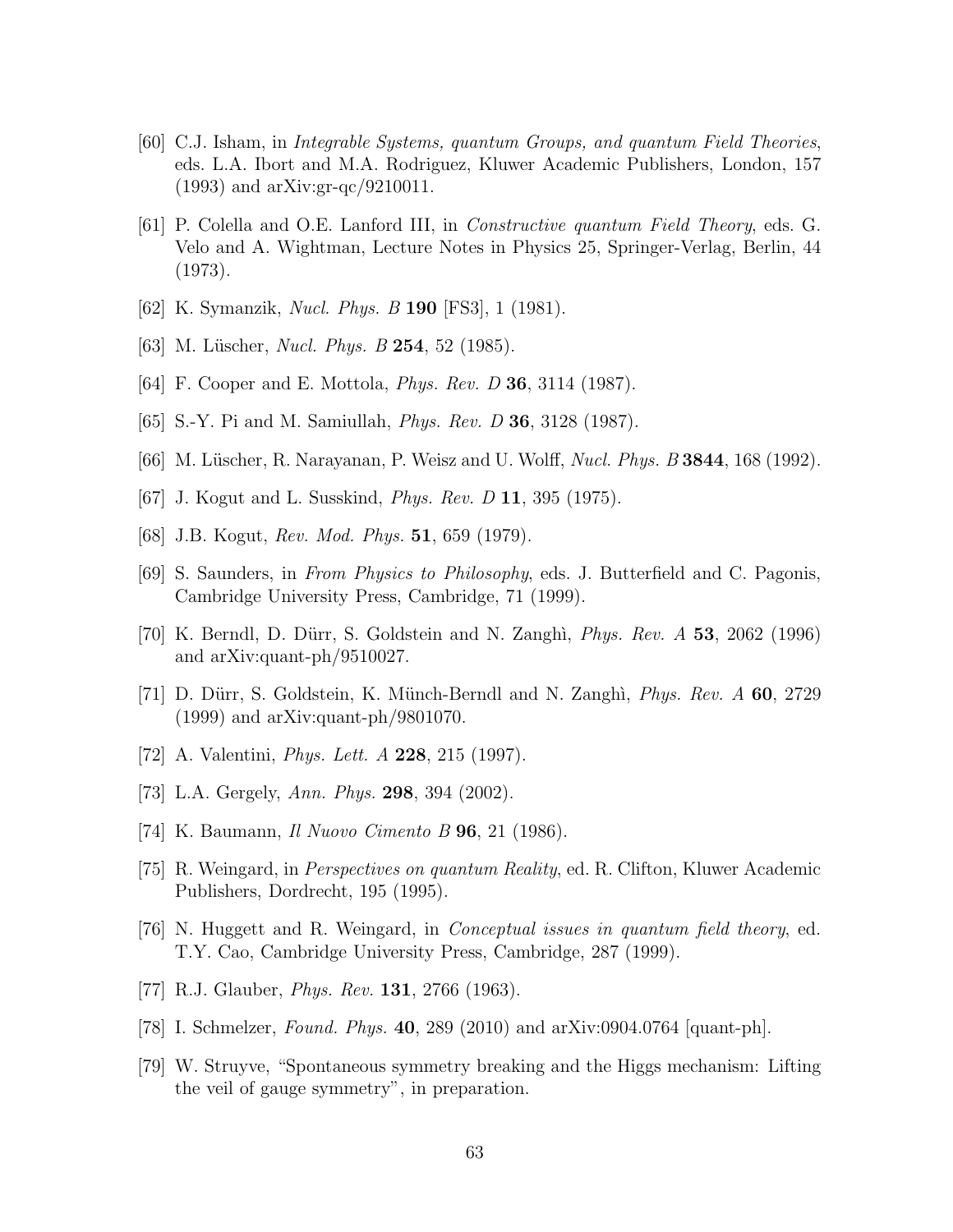[60] C.J. Isham, in *Integrable Systems, quantum Groups, and quantum Field Theories*, eds. L.A. Ibort and M.A. Rodriguez, Kluwer Academic Publishers, London, 157 (1993) and arXiv:gr-qc/9210011.

[61] P. Colella and O.E. Lanford III, in *Constructive quantum Field Theory*, eds. G. Velo and A. Wightman, Lecture Notes in Physics 25, Springer-Verlag, Berlin, 44 (1973).

[62] K. Symanzik, *Nucl. Phys. B* **190** [FS3], 1 (1981).

[63] M. Lüscher, *Nucl. Phys. B* **254**, 52 (1985).

[64] F. Cooper and E. Mottola, *Phys. Rev. D* **36**, 3114 (1987).

[65] S.-Y. Pi and M. Samiullah, *Phys. Rev. D* **36**, 3128 (1987).

[66] M. Lüscher, R. Narayanan, P. Weisz and U. Wolff, *Nucl. Phys. B* **3844**, 168 (1992).

[67] J. Kogut and L. Susskind, *Phys. Rev. D* **11**, 395 (1975).

[68] J.B. Kogut, *Rev. Mod. Phys.* **51**, 659 (1979).

[69] S. Saunders, in *From Physics to Philosophy*, eds. J. Butterfield and C. Pagonis, Cambridge University Press, Cambridge, 71 (1999).

[70] K. Berndl, D. Dürr, S. Goldstein and N. Zanghì, *Phys. Rev. A* **53**, 2062 (1996) and arXiv:quant-ph/9510027.

[71] D. Dürr, S. Goldstein, K. Münch-Berndl and N. Zanghì, *Phys. Rev. A* **60**, 2729 (1999) and arXiv:quant-ph/9801070.

[72] A. Valentini, *Phys. Lett. A* **228**, 215 (1997).

[73] L.A. Gergely, *Ann. Phys.* **298**, 394 (2002).

[74] K. Baumann, *Il Nuovo Cimento B* **96**, 21 (1986).

[75] R. Weingard, in *Perspectives on quantum Reality*, ed. R. Clifton, Kluwer Academic Publishers, Dordrecht, 195 (1995).

[76] N. Huggett and R. Weingard, in *Conceptual issues in quantum field theory*, ed. T.Y. Cao, Cambridge University Press, Cambridge, 287 (1999).

[77] R.J. Glauber, *Phys. Rev.* **131**, 2766 (1963).

[78] I. Schmelzer, *Found. Phys.* **40**, 289 (2010) and arXiv:0904.0764 [quant-ph].

[79] W. Struyve, "Spontaneous symmetry breaking and the Higgs mechanism: Lifting the veil of gauge symmetry", in preparation.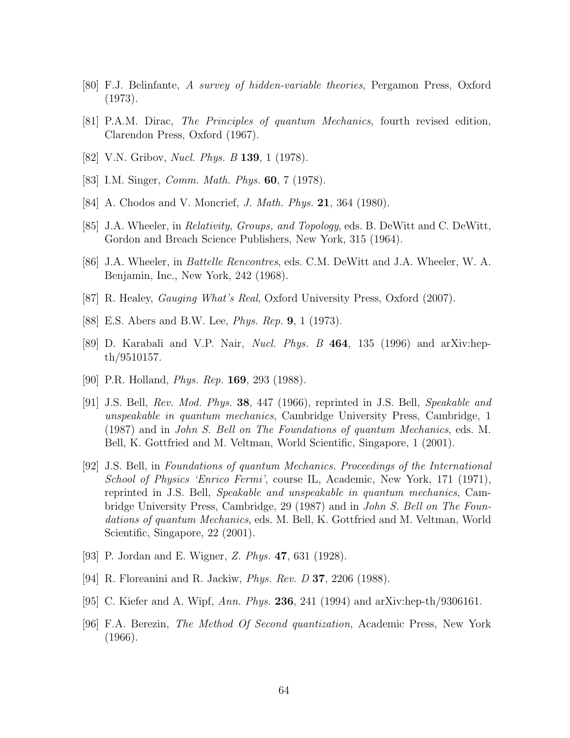[80] F.J. Belinfante, *A survey of hidden-variable theories*, Pergamon Press, Oxford (1973).

[81] P.A.M. Dirac, *The Principles of quantum Mechanics*, fourth revised edition, Clarendon Press, Oxford (1967).

[82] V.N. Gribov, *Nucl. Phys. B* **139**, 1 (1978).

[83] I.M. Singer, *Comm. Math. Phys.* **60**, 7 (1978).

[84] A. Chodos and V. Moncrief, *J. Math. Phys.* **21**, 364 (1980).

[85] J.A. Wheeler, in *Relativity, Groups, and Topology*, eds. B. DeWitt and C. DeWitt, Gordon and Breach Science Publishers, New York, 315 (1964).

[86] J.A. Wheeler, in *Battelle Rencontres*, eds. C.M. DeWitt and J.A. Wheeler, W. A. Benjamin, Inc., New York, 242 (1968).

[87] R. Healey, *Gauging What's Real*, Oxford University Press, Oxford (2007).

[88] E.S. Abers and B.W. Lee, *Phys. Rep.* **9**, 1 (1973).

[89] D. Karabali and V.P. Nair, *Nucl. Phys. B* **464**, 135 (1996) and arXiv:hep-th/9510157.

[90] P.R. Holland, *Phys. Rep.* **169**, 293 (1988).

[91] J.S. Bell, *Rev. Mod. Phys.* **38**, 447 (1966), reprinted in J.S. Bell, *Speakable and unspeakable in quantum mechanics*, Cambridge University Press, Cambridge, 1 (1987) and in *John S. Bell on The Foundations of quantum Mechanics*, eds. M. Bell, K. Gottfried and M. Veltman, World Scientific, Singapore, 1 (2001).

[92] J.S. Bell, in *Foundations of quantum Mechanics. Proceedings of the International School of Physics 'Enrico Fermi'*, course IL, Academic, New York, 171 (1971), reprinted in J.S. Bell, *Speakable and unspeakable in quantum mechanics*, Cambridge University Press, Cambridge, 29 (1987) and in *John S. Bell on The Foundations of quantum Mechanics*, eds. M. Bell, K. Gottfried and M. Veltman, World Scientific, Singapore, 22 (2001).

[93] P. Jordan and E. Wigner, *Z. Phys.* **47**, 631 (1928).

[94] R. Floreanini and R. Jackiw, *Phys. Rev. D* **37**, 2206 (1988).

[95] C. Kiefer and A. Wipf, *Ann. Phys.* **236**, 241 (1994) and arXiv:hep-th/9306161.

[96] F.A. Berezin, *The Method Of Second quantization*, Academic Press, New York (1966).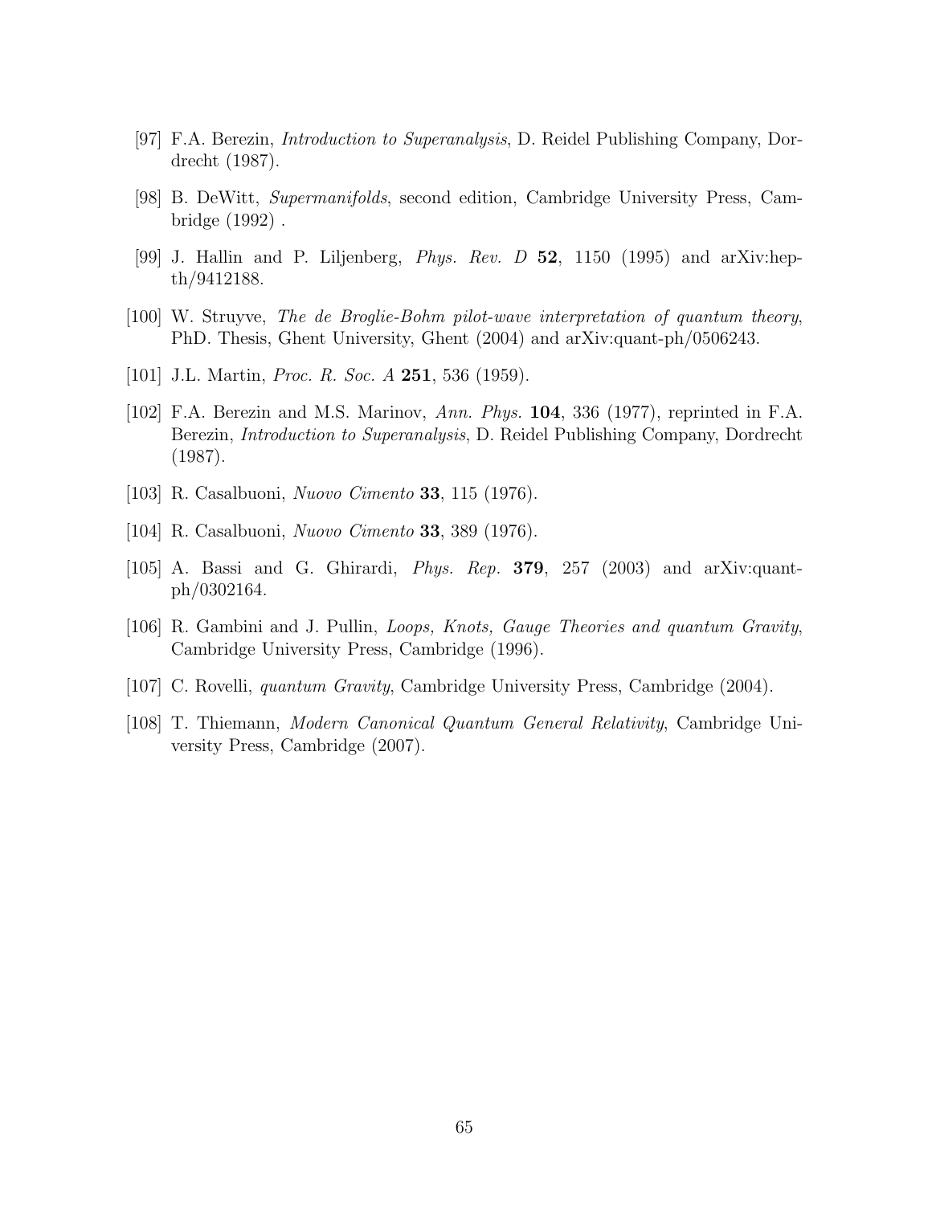[97] F.A. Berezin, *Introduction to Superanalysis*, D. Reidel Publishing Company, Dordrecht (1987).

[98] B. DeWitt, *Supermanifolds*, second edition, Cambridge University Press, Cambridge (1992) .

[99] J. Hallin and P. Liljenberg, *Phys. Rev. D* **52**, 1150 (1995) and arXiv:hep-th/9412188.

[100] W. Struyve, *The de Broglie-Bohm pilot-wave interpretation of quantum theory*, PhD. Thesis, Ghent University, Ghent (2004) and arXiv:quant-ph/0506243.

[101] J.L. Martin, *Proc. R. Soc. A* **251**, 536 (1959).

[102] F.A. Berezin and M.S. Marinov, *Ann. Phys.* **104**, 336 (1977), reprinted in F.A. Berezin, *Introduction to Superanalysis*, D. Reidel Publishing Company, Dordrecht (1987).

[103] R. Casalbuoni, *Nuovo Cimento* **33**, 115 (1976).

[104] R. Casalbuoni, *Nuovo Cimento* **33**, 389 (1976).

[105] A. Bassi and G. Ghirardi, *Phys. Rep.* **379**, 257 (2003) and arXiv:quant-ph/0302164.

[106] R. Gambini and J. Pullin, *Loops, Knots, Gauge Theories and quantum Gravity*, Cambridge University Press, Cambridge (1996).

[107] C. Rovelli, *quantum Gravity*, Cambridge University Press, Cambridge (2004).

[108] T. Thiemann, *Modern Canonical Quantum General Relativity*, Cambridge University Press, Cambridge (2007).